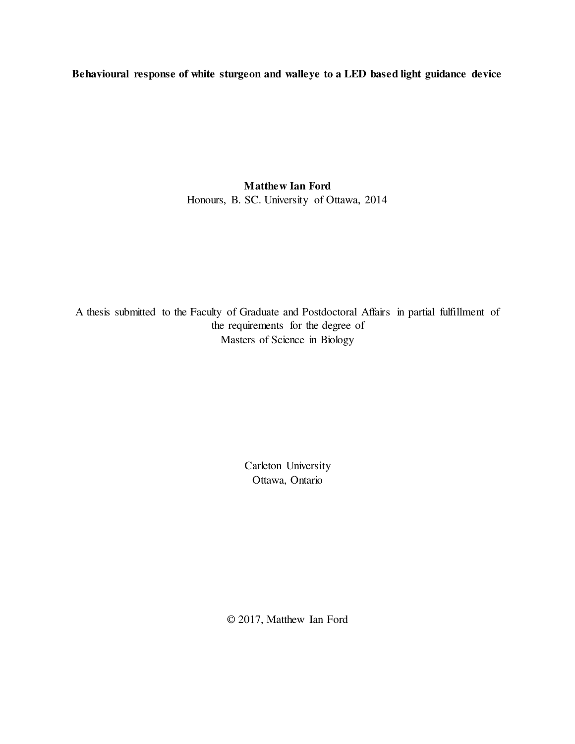**Behavioural response of white sturgeon and walleye to a LED based light guidance device**

**Matthew Ian Ford**

Honours, B. SC. University of Ottawa, 2014

A thesis submitted to the Faculty of Graduate and Postdoctoral Affairs in partial fulfillment of the requirements for the degree of
Masters of Science in Biology

Carleton University
Ottawa, Ontario

© 2017, Matthew Ian Ford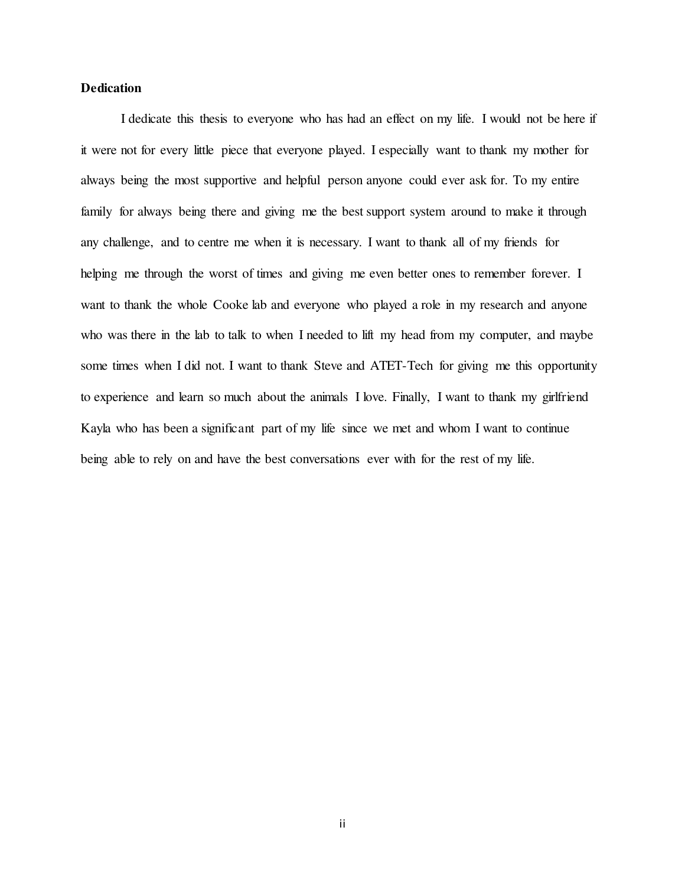**Dedication**

I dedicate this thesis to everyone who has had an effect on my life. I would not be here if it were not for every little piece that everyone played. I especially want to thank my mother for always being the most supportive and helpful person anyone could ever ask for. To my entire family for always being there and giving me the best support system around to make it through any challenge, and to centre me when it is necessary. I want to thank all of my friends for helping me through the worst of times and giving me even better ones to remember forever. I want to thank the whole Cooke lab and everyone who played a role in my research and anyone who was there in the lab to talk to when I needed to lift my head from my computer, and maybe some times when I did not. I want to thank Steve and ATET-Tech for giving me this opportunity to experience and learn so much about the animals I love. Finally, I want to thank my girlfriend Kayla who has been a significant part of my life since we met and whom I want to continue being able to rely on and have the best conversations ever with for the rest of my life.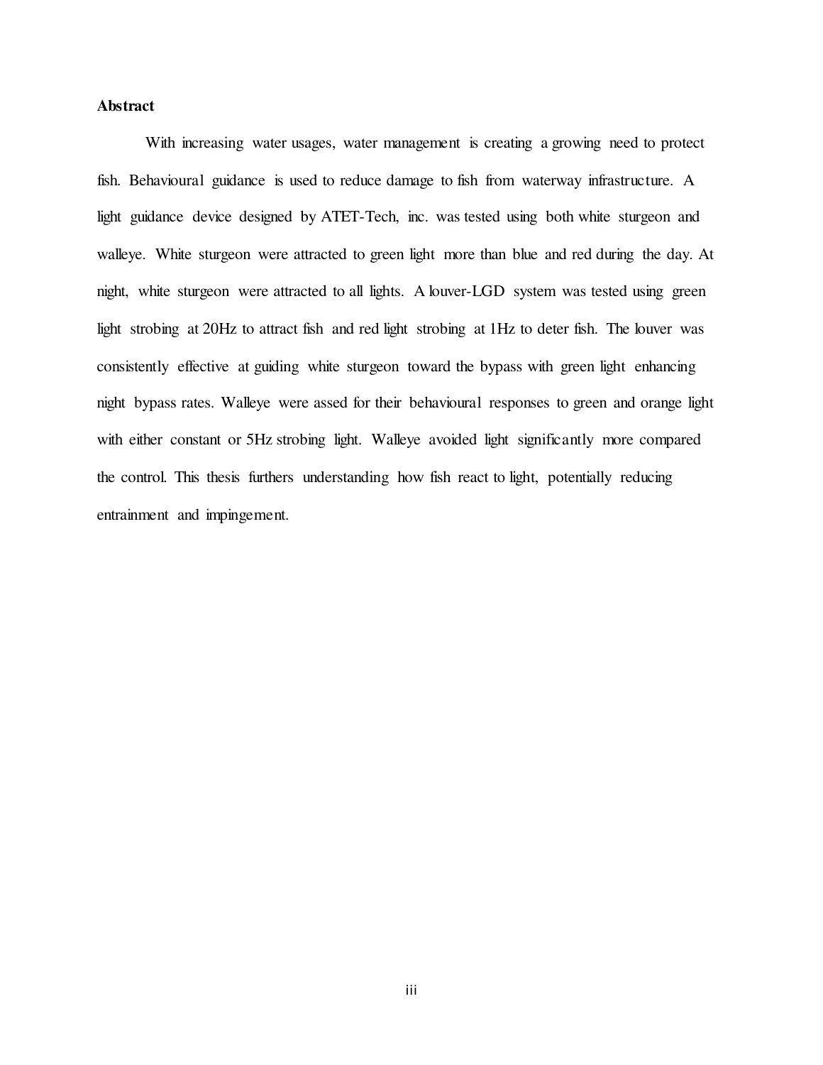# Abstract

With increasing water usages, water management is creating a growing need to protect fish. Behavioural guidance is used to reduce damage to fish from waterway infrastructure. A light guidance device designed by ATET-Tech, inc. was tested using both white sturgeon and walleye. White sturgeon were attracted to green light more than blue and red during the day. At night, white sturgeon were attracted to all lights. A louver-LGD system was tested using green light strobing at 20Hz to attract fish and red light strobing at 1Hz to deter fish. The louver was consistently effective at guiding white sturgeon toward the bypass with green light enhancing night bypass rates. Walleye were assed for their behavioural responses to green and orange light with either constant or 5Hz strobing light. Walleye avoided light significantly more compared the control. This thesis furthers understanding how fish react to light, potentially reducing entrainment and impingement.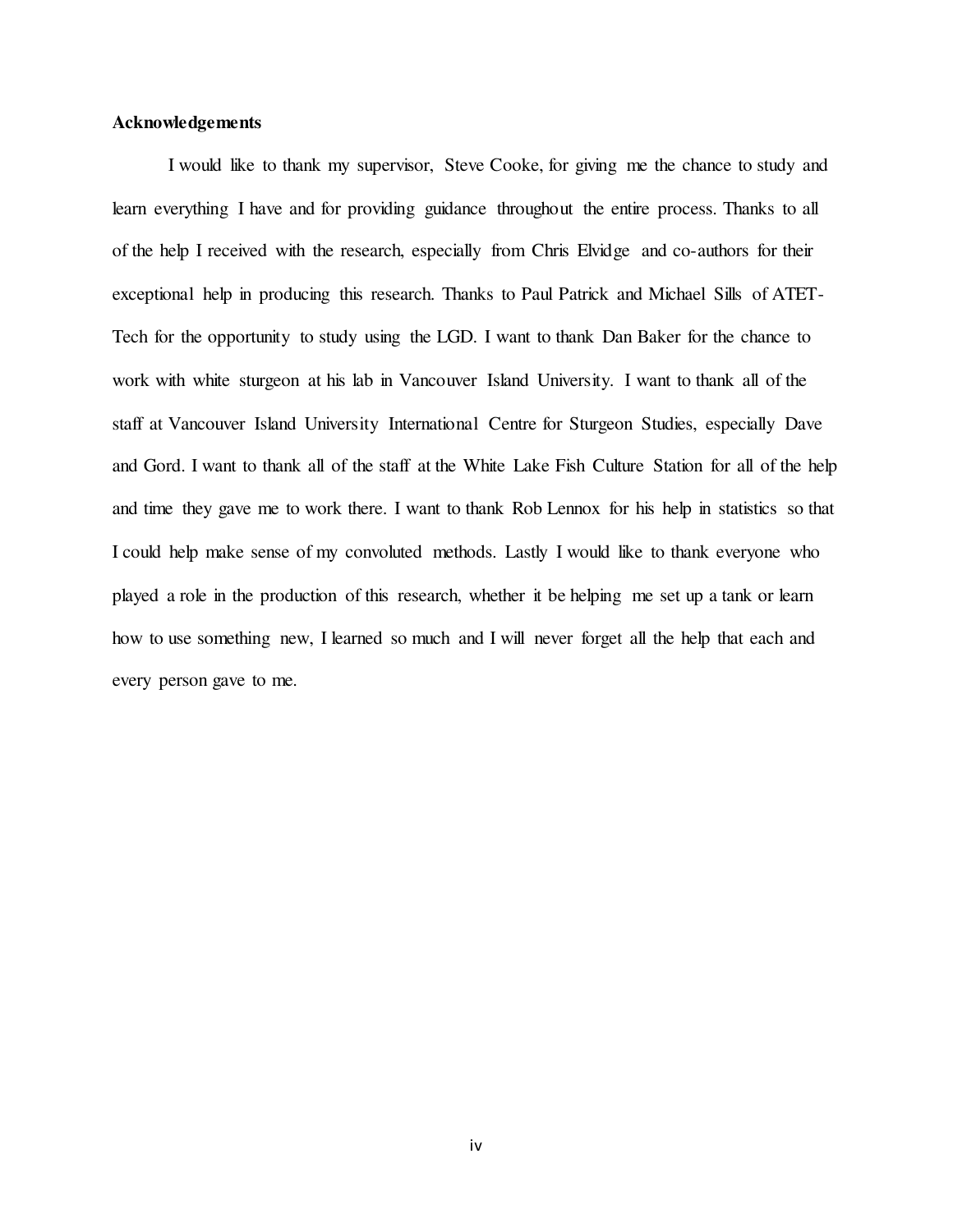**Acknowledgements**

I would like to thank my supervisor, Steve Cooke, for giving me the chance to study and learn everything I have and for providing guidance throughout the entire process. Thanks to all of the help I received with the research, especially from Chris Elvidge and co-authors for their exceptional help in producing this research. Thanks to Paul Patrick and Michael Sills of ATET-Tech for the opportunity to study using the LGD. I want to thank Dan Baker for the chance to work with white sturgeon at his lab in Vancouver Island University. I want to thank all of the staff at Vancouver Island University International Centre for Sturgeon Studies, especially Dave and Gord. I want to thank all of the staff at the White Lake Fish Culture Station for all of the help and time they gave me to work there. I want to thank Rob Lennox for his help in statistics so that I could help make sense of my convoluted methods. Lastly I would like to thank everyone who played a role in the production of this research, whether it be helping me set up a tank or learn how to use something new, I learned so much and I will never forget all the help that each and every person gave to me.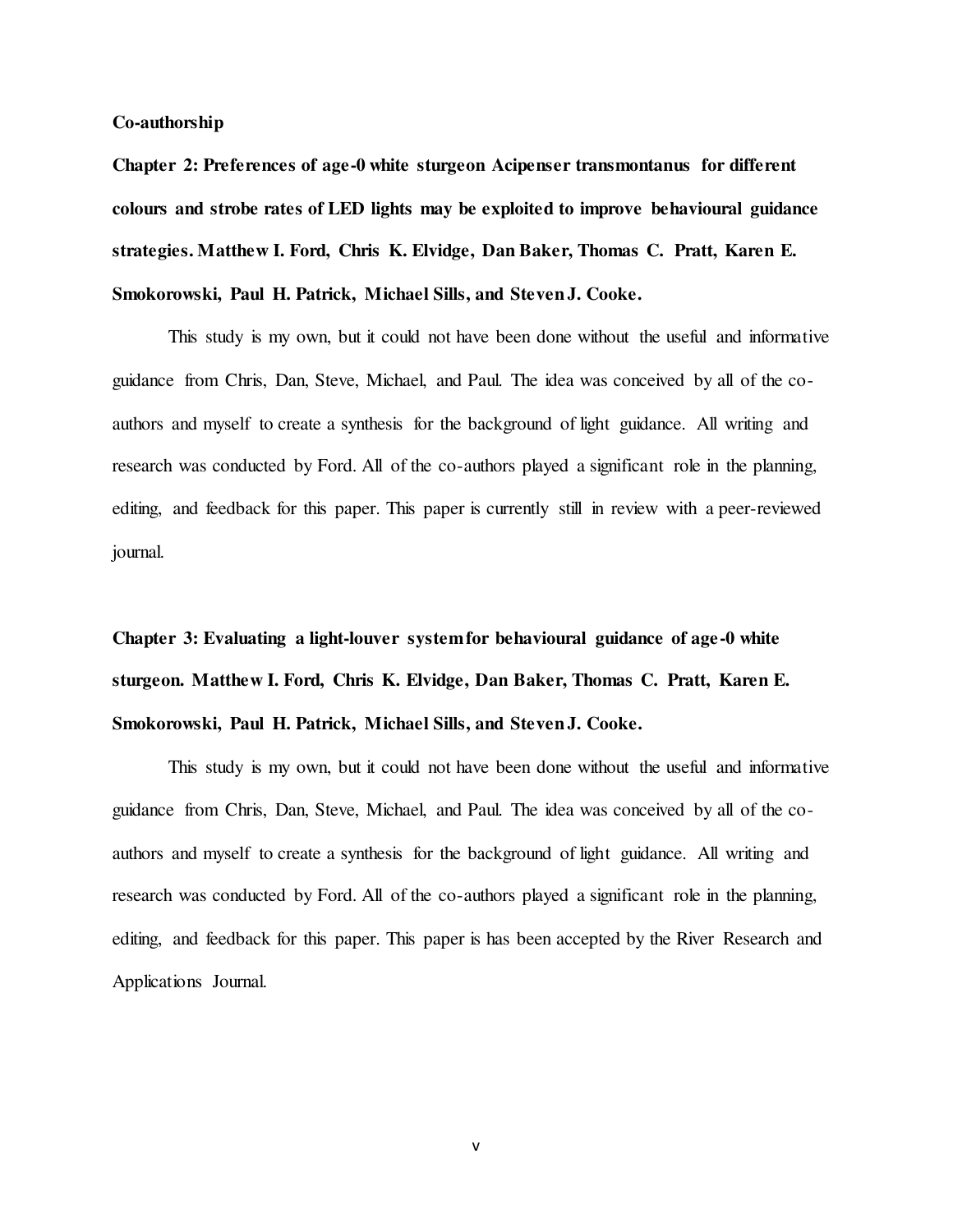**Co-authorship**

**Chapter 2: Preferences of age-0 white sturgeon Acipenser transmontanus for different colours and strobe rates of LED lights may be exploited to improve behavioural guidance strategies. Matthew I. Ford, Chris K. Elvidge, Dan Baker, Thomas C. Pratt, Karen E. Smokorowski, Paul H. Patrick, Michael Sills, and Steven J. Cooke.**

This study is my own, but it could not have been done without the useful and informative guidance from Chris, Dan, Steve, Michael, and Paul. The idea was conceived by all of the co-authors and myself to create a synthesis for the background of light guidance. All writing and research was conducted by Ford. All of the co-authors played a significant role in the planning, editing, and feedback for this paper. This paper is currently still in review with a peer-reviewed journal.

**Chapter 3: Evaluating a light-louver system for behavioural guidance of age-0 white sturgeon. Matthew I. Ford, Chris K. Elvidge, Dan Baker, Thomas C. Pratt, Karen E. Smokorowski, Paul H. Patrick, Michael Sills, and Steven J. Cooke.**

This study is my own, but it could not have been done without the useful and informative guidance from Chris, Dan, Steve, Michael, and Paul. The idea was conceived by all of the co-authors and myself to create a synthesis for the background of light guidance. All writing and research was conducted by Ford. All of the co-authors played a significant role in the planning, editing, and feedback for this paper. This paper is has been accepted by the River Research and Applications Journal.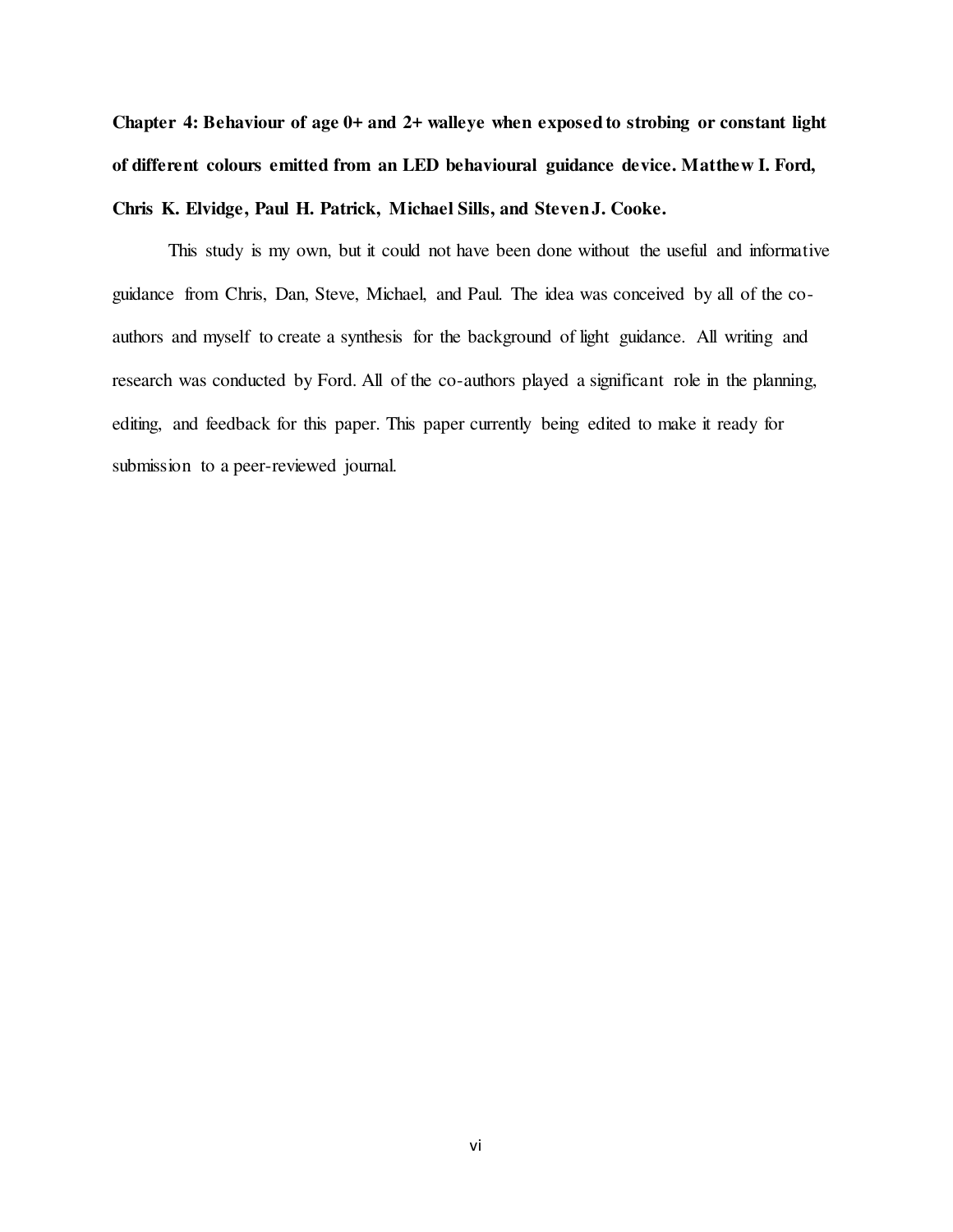**Chapter 4: Behaviour of age 0+ and 2+ walleye when exposed to strobing or constant light of different colours emitted from an LED behavioural guidance device. Matthew I. Ford, Chris K. Elvidge, Paul H. Patrick, Michael Sills, and Steven J. Cooke.**

This study is my own, but it could not have been done without the useful and informative guidance from Chris, Dan, Steve, Michael, and Paul. The idea was conceived by all of the co-authors and myself to create a synthesis for the background of light guidance. All writing and research was conducted by Ford. All of the co-authors played a significant role in the planning, editing, and feedback for this paper. This paper currently being edited to make it ready for submission to a peer-reviewed journal.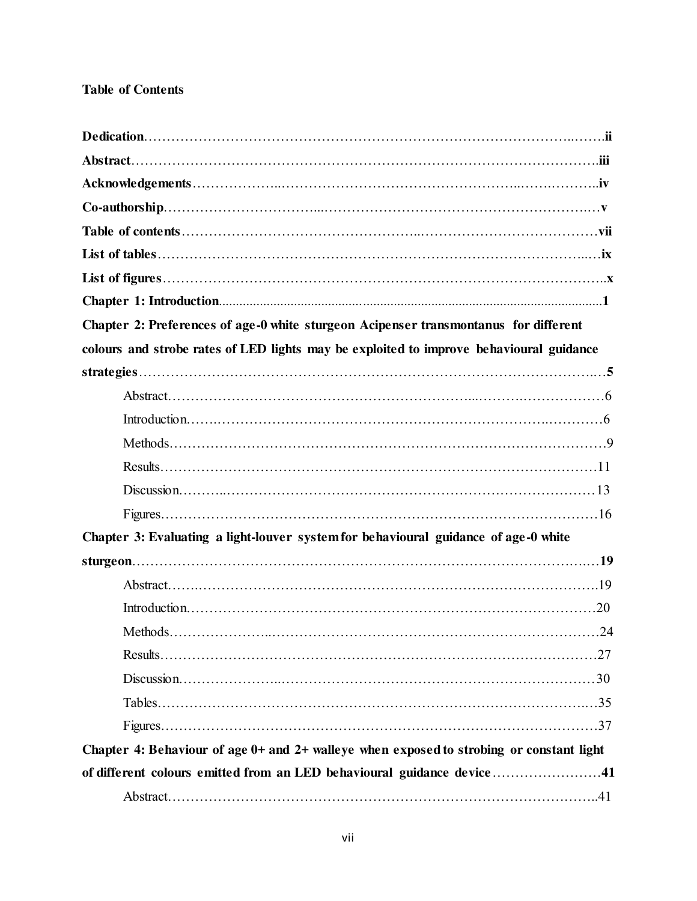**Table of Contents**

**Dedication**……………………………………………………………………………………….ii

**Abstract**……………………………………………………………………………………….iii

**Acknowledgements**……………………………………………………………………………….iv

**Co-authorship**……………………………………………………………………………………v

**Table of contents**……………………………………………………………………………vii

**List of tables**………………………………………………………………………………….ix

**List of figures**………………………………………………………………………………….x

**Chapter 1: Introduction**……………………………………………………………………….1

**Chapter 2: Preferences of age-0 white sturgeon Acipenser transmontanus for different colours and strobe rates of LED lights may be exploited to improve behavioural guidance strategies**……………………………………………………………………………………….5

- Abstract……………………………………………………………………………….6
- Introduction…………………………………………………………………………….6
- Methods………………………………………………………………………………….9
- Results………………………………………………………………………………….11
- Discussion……………………………………………………………………………….13
- Figures………………………………………………………………………………….16

**Chapter 3: Evaluating a light-louver system for behavioural guidance of age-0 white sturgeon**……………………………………………………………………………………….19

- Abstract……………………………………………………………………………….19
- Introduction…………………………………………………………………………….20
- Methods………………………………………………………………………………….24
- Results………………………………………………………………………………….27
- Discussion……………………………………………………………………………….30
- Tables………………………………………………………………………………….35
- Figures………………………………………………………………………………….37

**Chapter 4: Behaviour of age 0+ and 2+ walleye when exposed to strobing or constant light of different colours emitted from an LED behavioural guidance device**……………………41

- Abstract……………………………………………………………………………….41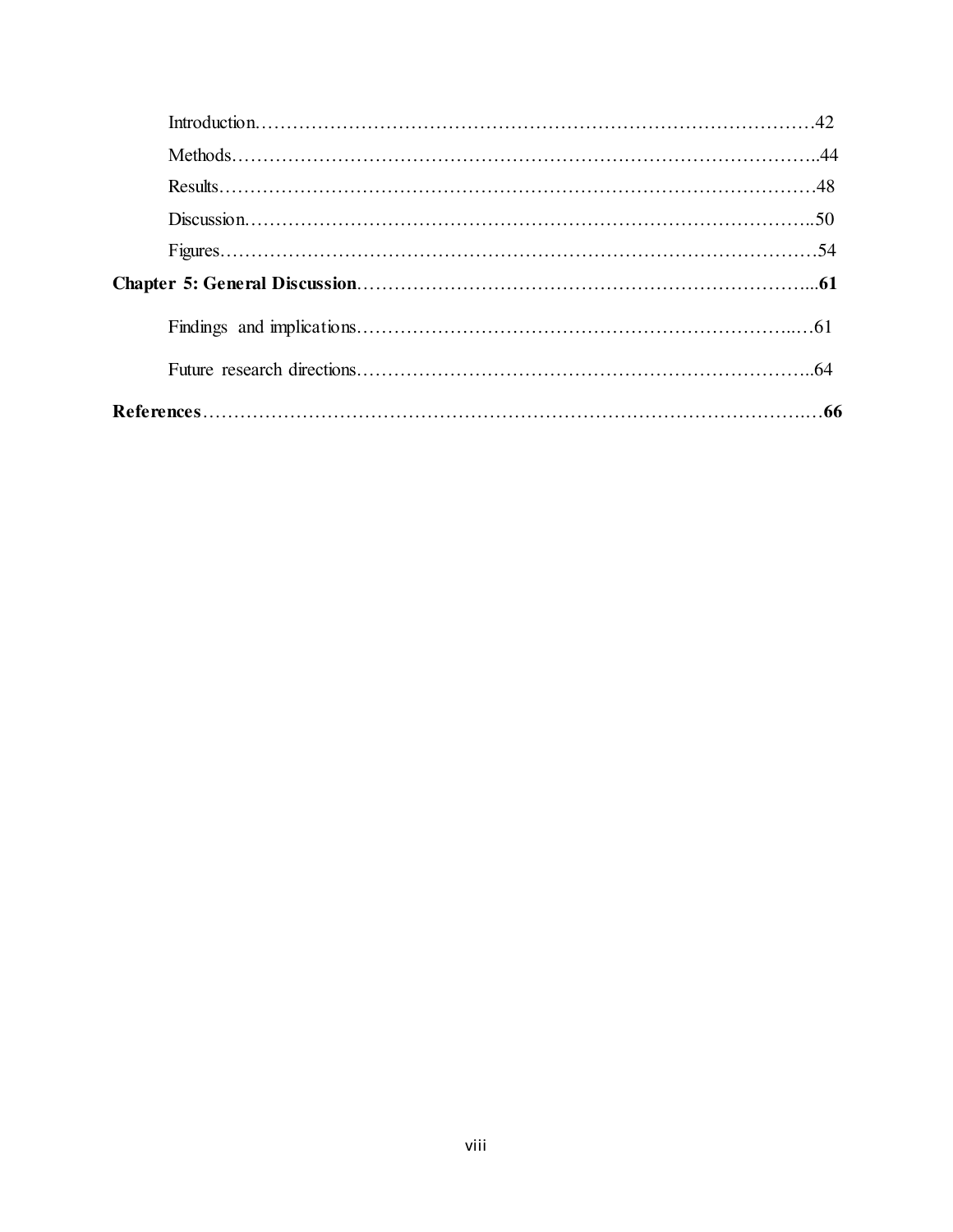Introduction……………………………………………………………………………42

Methods……………………………………………………………………………..44

Results………………………………………………………………………………48

Discussion…………………………………………………………………………..50

Figures………………………………………………………………………………54

**Chapter 5: General Discussion……………………………………………………………...61**

Findings and implications………………………………………………………...…61

Future research directions…………………………………………………………..64

**References…………………………………………………………………………………66**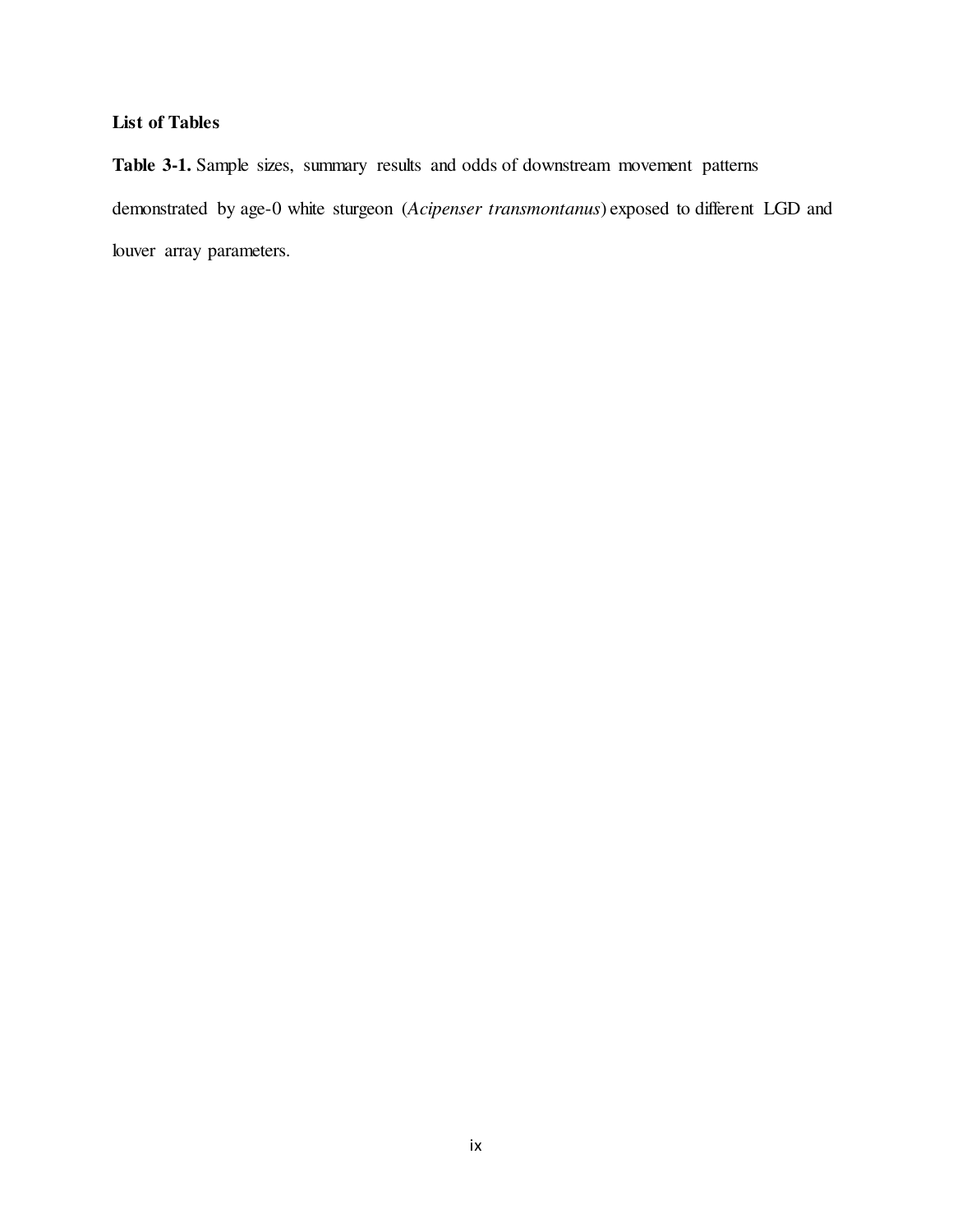**List of Tables**

**Table 3-1.** Sample sizes, summary results and odds of downstream movement patterns demonstrated by age-0 white sturgeon (*Acipenser transmontanus*) exposed to different LGD and louver array parameters.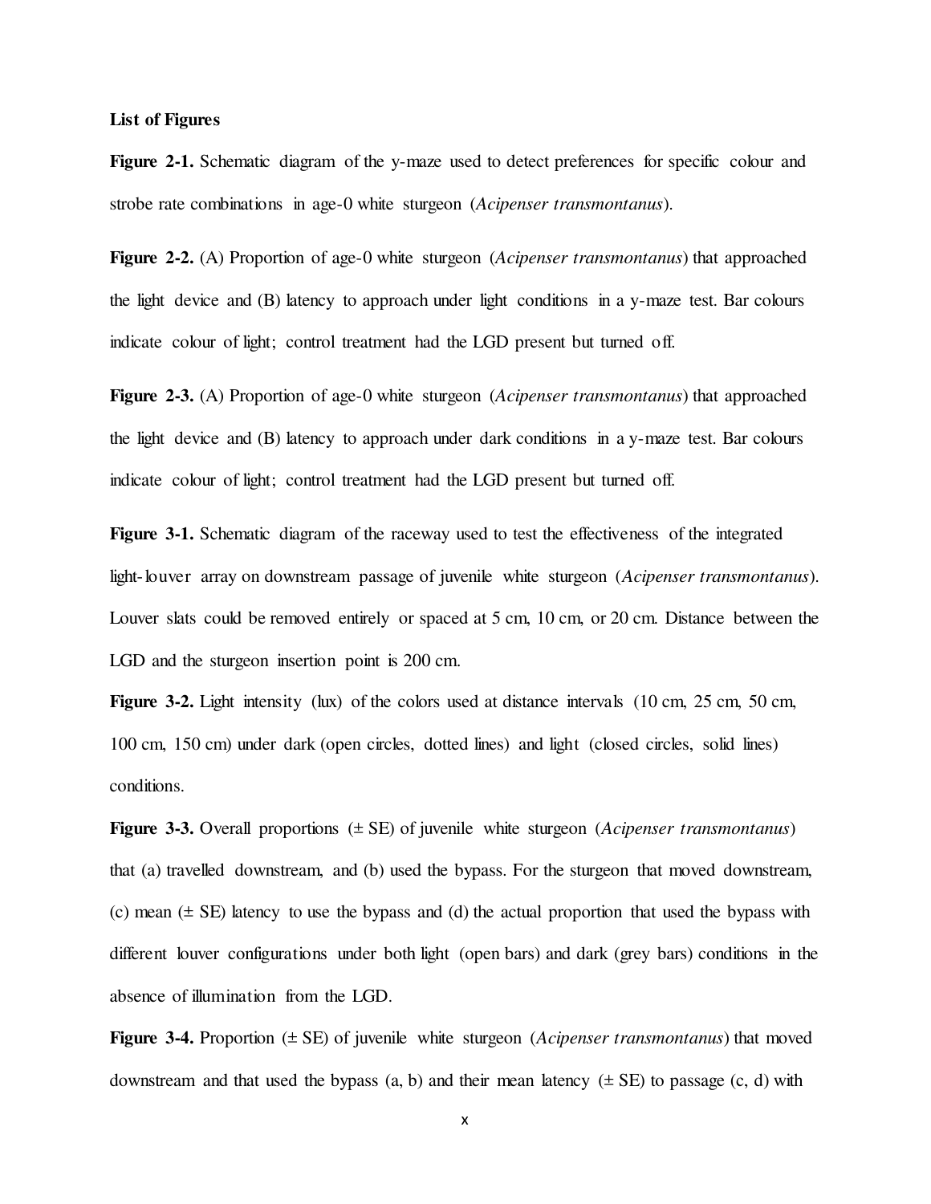**List of Figures**

**Figure 2-1.** Schematic diagram of the y-maze used to detect preferences for specific colour and strobe rate combinations in age-0 white sturgeon (*Acipenser transmontanus*).

**Figure 2-2.** (A) Proportion of age-0 white sturgeon (*Acipenser transmontanus*) that approached the light device and (B) latency to approach under light conditions in a y-maze test. Bar colours indicate colour of light; control treatment had the LGD present but turned off.

**Figure 2-3.** (A) Proportion of age-0 white sturgeon (*Acipenser transmontanus*) that approached the light device and (B) latency to approach under dark conditions in a y-maze test. Bar colours indicate colour of light; control treatment had the LGD present but turned off.

**Figure 3-1.** Schematic diagram of the raceway used to test the effectiveness of the integrated light-louver array on downstream passage of juvenile white sturgeon (*Acipenser transmontanus*). Louver slats could be removed entirely or spaced at 5 cm, 10 cm, or 20 cm. Distance between the LGD and the sturgeon insertion point is 200 cm.

**Figure 3-2.** Light intensity (lux) of the colors used at distance intervals (10 cm, 25 cm, 50 cm, 100 cm, 150 cm) under dark (open circles, dotted lines) and light (closed circles, solid lines) conditions.

**Figure 3-3.** Overall proportions (± SE) of juvenile white sturgeon (*Acipenser transmontanus*) that (a) travelled downstream, and (b) used the bypass. For the sturgeon that moved downstream, (c) mean (± SE) latency to use the bypass and (d) the actual proportion that used the bypass with different louver configurations under both light (open bars) and dark (grey bars) conditions in the absence of illumination from the LGD.

**Figure 3-4.** Proportion (± SE) of juvenile white sturgeon (*Acipenser transmontanus*) that moved downstream and that used the bypass (a, b) and their mean latency (± SE) to passage (c, d) with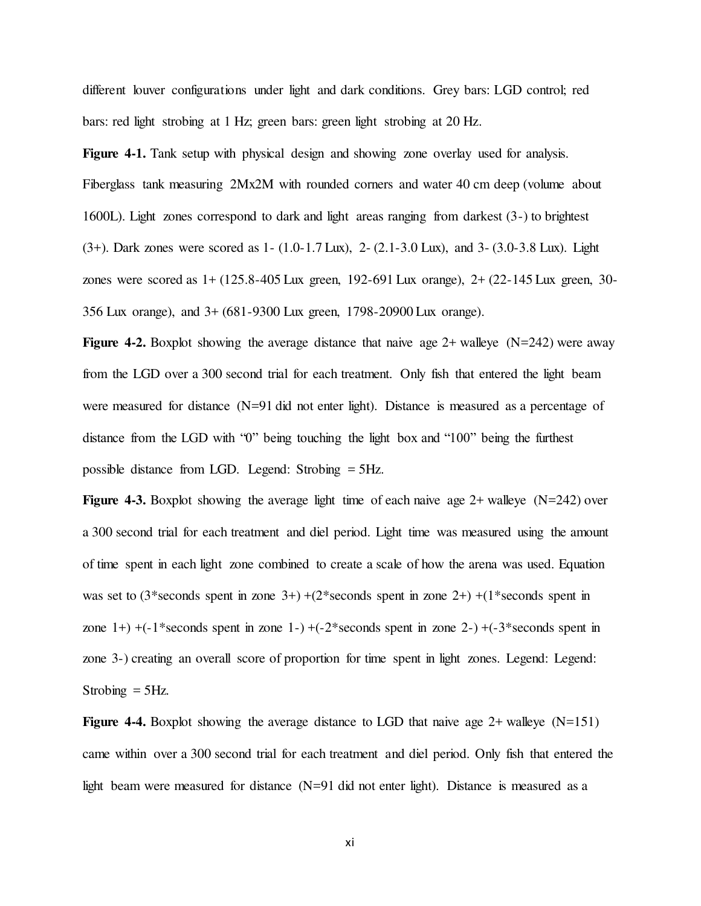different louver configurations under light and dark conditions. Grey bars: LGD control; red bars: red light strobing at 1 Hz; green bars: green light strobing at 20 Hz.

**Figure 4-1.** Tank setup with physical design and showing zone overlay used for analysis. Fiberglass tank measuring 2Mx2M with rounded corners and water 40 cm deep (volume about 1600L). Light zones correspond to dark and light areas ranging from darkest (3-) to brightest (3+). Dark zones were scored as 1- (1.0-1.7 Lux), 2- (2.1-3.0 Lux), and 3- (3.0-3.8 Lux). Light zones were scored as 1+ (125.8-405 Lux green, 192-691 Lux orange), 2+ (22-145 Lux green, 30-356 Lux orange), and 3+ (681-9300 Lux green, 1798-20900 Lux orange).

**Figure 4-2.** Boxplot showing the average distance that naive age 2+ walleye (N=242) were away from the LGD over a 300 second trial for each treatment. Only fish that entered the light beam were measured for distance (N=91 did not enter light). Distance is measured as a percentage of distance from the LGD with "0" being touching the light box and "100" being the furthest possible distance from LGD. Legend: Strobing = 5Hz.

**Figure 4-3.** Boxplot showing the average light time of each naive age 2+ walleye (N=242) over a 300 second trial for each treatment and diel period. Light time was measured using the amount of time spent in each light zone combined to create a scale of how the arena was used. Equation was set to (3*seconds spent in zone 3+) +(2*seconds spent in zone 2+) +(1*seconds spent in zone 1+) +(-1*seconds spent in zone 1-) +(-2*seconds spent in zone 2-) +(-3*seconds spent in zone 3-) creating an overall score of proportion for time spent in light zones. Legend: Legend: Strobing = 5Hz.

**Figure 4-4.** Boxplot showing the average distance to LGD that naive age 2+ walleye (N=151) came within over a 300 second trial for each treatment and diel period. Only fish that entered the light beam were measured for distance (N=91 did not enter light). Distance is measured as a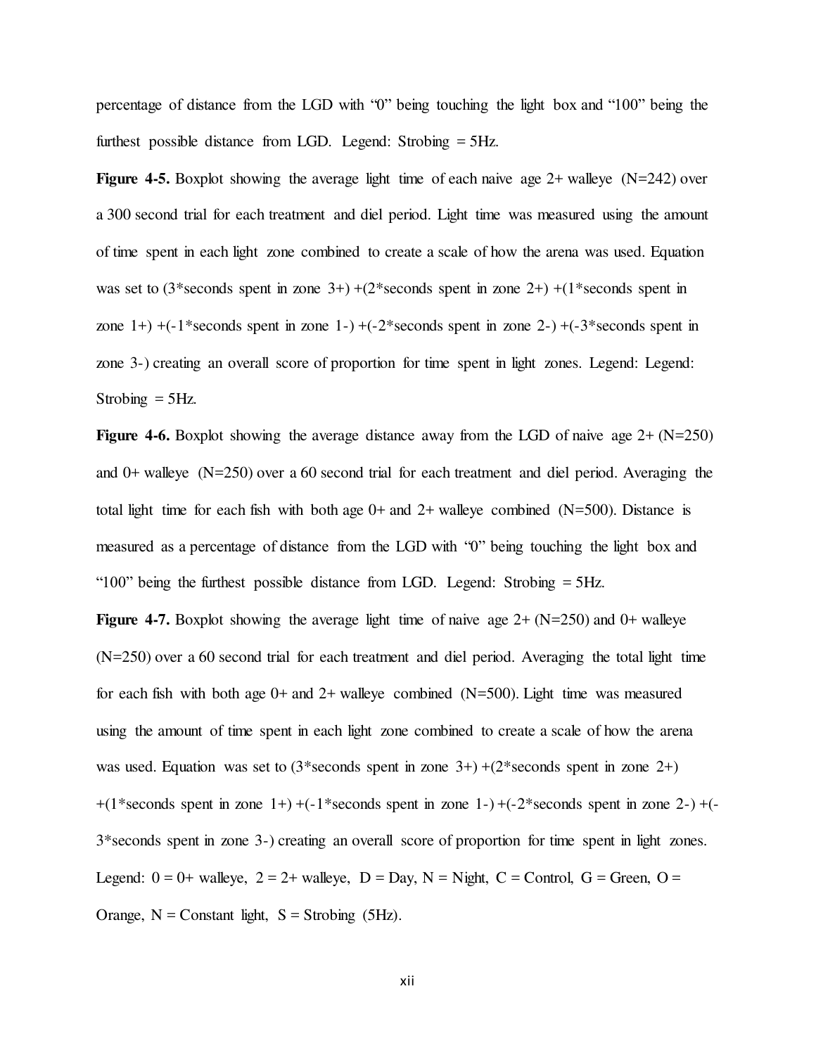percentage of distance from the LGD with "0" being touching the light box and "100" being the furthest possible distance from LGD. Legend: Strobing = 5Hz.

**Figure 4-5.** Boxplot showing the average light time of each naive age 2+ walleye (N=242) over a 300 second trial for each treatment and diel period. Light time was measured using the amount of time spent in each light zone combined to create a scale of how the arena was used. Equation was set to (3*seconds spent in zone 3+) +(2*seconds spent in zone 2+) +(1*seconds spent in zone 1+) +(-1*seconds spent in zone 1-) +(-2*seconds spent in zone 2-) +(-3*seconds spent in zone 3-) creating an overall score of proportion for time spent in light zones. Legend: Legend: Strobing = 5Hz.

**Figure 4-6.** Boxplot showing the average distance away from the LGD of naive age 2+ (N=250) and 0+ walleye (N=250) over a 60 second trial for each treatment and diel period. Averaging the total light time for each fish with both age 0+ and 2+ walleye combined (N=500). Distance is measured as a percentage of distance from the LGD with "0" being touching the light box and "100" being the furthest possible distance from LGD. Legend: Strobing = 5Hz.

**Figure 4-7.** Boxplot showing the average light time of naive age 2+ (N=250) and 0+ walleye (N=250) over a 60 second trial for each treatment and diel period. Averaging the total light time for each fish with both age 0+ and 2+ walleye combined (N=500). Light time was measured using the amount of time spent in each light zone combined to create a scale of how the arena was used. Equation was set to (3*seconds spent in zone 3+) +(2*seconds spent in zone 2+) +(1*seconds spent in zone 1+) +(-1*seconds spent in zone 1-) +(-2*seconds spent in zone 2-) +(-3*seconds spent in zone 3-) creating an overall score of proportion for time spent in light zones. Legend: 0 = 0+ walleye, 2 = 2+ walleye, D = Day, N = Night, C = Control, G = Green, O = Orange, N = Constant light, S = Strobing (5Hz).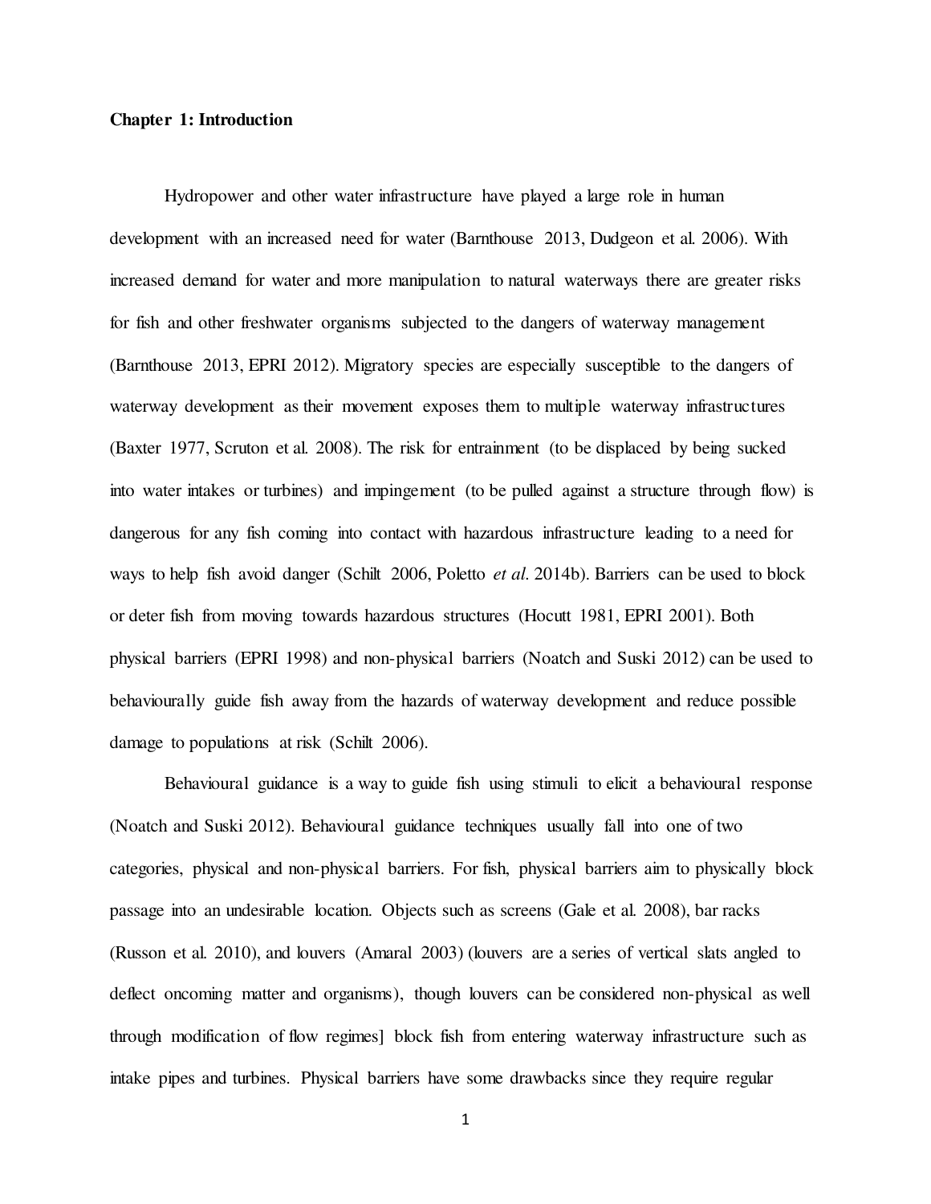**Chapter 1: Introduction**

Hydropower and other water infrastructure have played a large role in human development with an increased need for water (Barnthouse 2013, Dudgeon et al. 2006). With increased demand for water and more manipulation to natural waterways there are greater risks for fish and other freshwater organisms subjected to the dangers of waterway management (Barnthouse 2013, EPRI 2012). Migratory species are especially susceptible to the dangers of waterway development as their movement exposes them to multiple waterway infrastructures (Baxter 1977, Scruton et al. 2008). The risk for entrainment (to be displaced by being sucked into water intakes or turbines) and impingement (to be pulled against a structure through flow) is dangerous for any fish coming into contact with hazardous infrastructure leading to a need for ways to help fish avoid danger (Schilt 2006, Poletto *et al*. 2014b). Barriers can be used to block or deter fish from moving towards hazardous structures (Hocutt 1981, EPRI 2001). Both physical barriers (EPRI 1998) and non-physical barriers (Noatch and Suski 2012) can be used to behaviourally guide fish away from the hazards of waterway development and reduce possible damage to populations at risk (Schilt 2006).

Behavioural guidance is a way to guide fish using stimuli to elicit a behavioural response (Noatch and Suski 2012). Behavioural guidance techniques usually fall into one of two categories, physical and non-physical barriers. For fish, physical barriers aim to physically block passage into an undesirable location. Objects such as screens (Gale et al. 2008), bar racks (Russon et al. 2010), and louvers (Amaral 2003) (louvers are a series of vertical slats angled to deflect oncoming matter and organisms), though louvers can be considered non-physical as well through modification of flow regimes] block fish from entering waterway infrastructure such as intake pipes and turbines. Physical barriers have some drawbacks since they require regular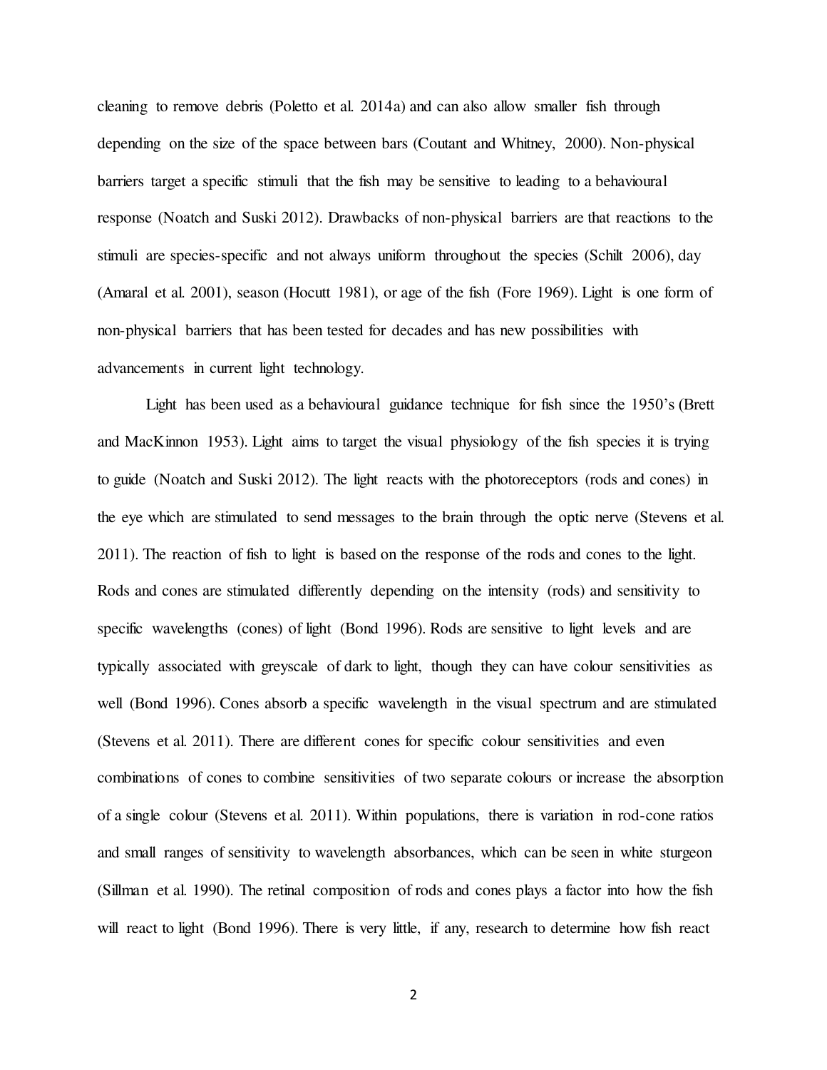cleaning to remove debris (Poletto et al. 2014a) and can also allow smaller fish through depending on the size of the space between bars (Coutant and Whitney, 2000). Non-physical barriers target a specific stimuli that the fish may be sensitive to leading to a behavioural response (Noatch and Suski 2012). Drawbacks of non-physical barriers are that reactions to the stimuli are species-specific and not always uniform throughout the species (Schilt 2006), day (Amaral et al. 2001), season (Hocutt 1981), or age of the fish (Fore 1969). Light is one form of non-physical barriers that has been tested for decades and has new possibilities with advancements in current light technology.

Light has been used as a behavioural guidance technique for fish since the 1950's (Brett and MacKinnon 1953). Light aims to target the visual physiology of the fish species it is trying to guide (Noatch and Suski 2012). The light reacts with the photoreceptors (rods and cones) in the eye which are stimulated to send messages to the brain through the optic nerve (Stevens et al. 2011). The reaction of fish to light is based on the response of the rods and cones to the light. Rods and cones are stimulated differently depending on the intensity (rods) and sensitivity to specific wavelengths (cones) of light (Bond 1996). Rods are sensitive to light levels and are typically associated with greyscale of dark to light, though they can have colour sensitivities as well (Bond 1996). Cones absorb a specific wavelength in the visual spectrum and are stimulated (Stevens et al. 2011). There are different cones for specific colour sensitivities and even combinations of cones to combine sensitivities of two separate colours or increase the absorption of a single colour (Stevens et al. 2011). Within populations, there is variation in rod-cone ratios and small ranges of sensitivity to wavelength absorbances, which can be seen in white sturgeon (Sillman et al. 1990). The retinal composition of rods and cones plays a factor into how the fish will react to light (Bond 1996). There is very little, if any, research to determine how fish react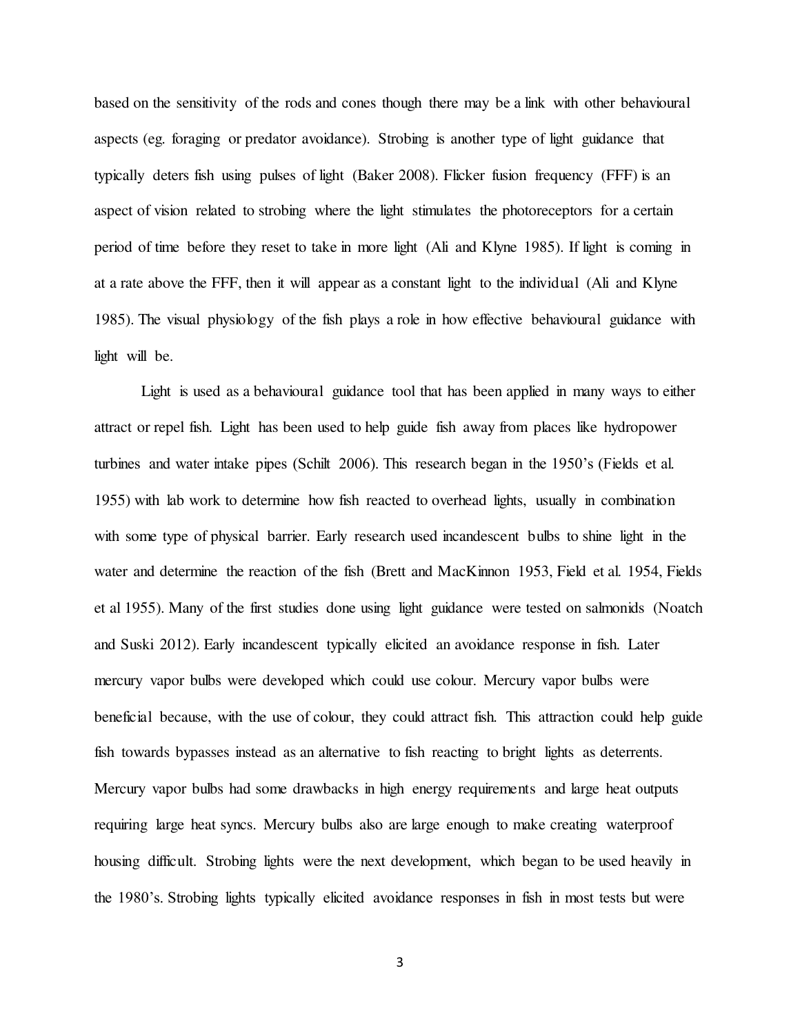based on the sensitivity of the rods and cones though there may be a link with other behavioural aspects (eg. foraging or predator avoidance). Strobing is another type of light guidance that typically deters fish using pulses of light (Baker 2008). Flicker fusion frequency (FFF) is an aspect of vision related to strobing where the light stimulates the photoreceptors for a certain period of time before they reset to take in more light (Ali and Klyne 1985). If light is coming in at a rate above the FFF, then it will appear as a constant light to the individual (Ali and Klyne 1985). The visual physiology of the fish plays a role in how effective behavioural guidance with light will be.

Light is used as a behavioural guidance tool that has been applied in many ways to either attract or repel fish. Light has been used to help guide fish away from places like hydropower turbines and water intake pipes (Schilt 2006). This research began in the 1950's (Fields et al. 1955) with lab work to determine how fish reacted to overhead lights, usually in combination with some type of physical barrier. Early research used incandescent bulbs to shine light in the water and determine the reaction of the fish (Brett and MacKinnon 1953, Field et al. 1954, Fields et al 1955). Many of the first studies done using light guidance were tested on salmonids (Noatch and Suski 2012). Early incandescent typically elicited an avoidance response in fish. Later mercury vapor bulbs were developed which could use colour. Mercury vapor bulbs were beneficial because, with the use of colour, they could attract fish. This attraction could help guide fish towards bypasses instead as an alternative to fish reacting to bright lights as deterrents. Mercury vapor bulbs had some drawbacks in high energy requirements and large heat outputs requiring large heat syncs. Mercury bulbs also are large enough to make creating waterproof housing difficult. Strobing lights were the next development, which began to be used heavily in the 1980's. Strobing lights typically elicited avoidance responses in fish in most tests but were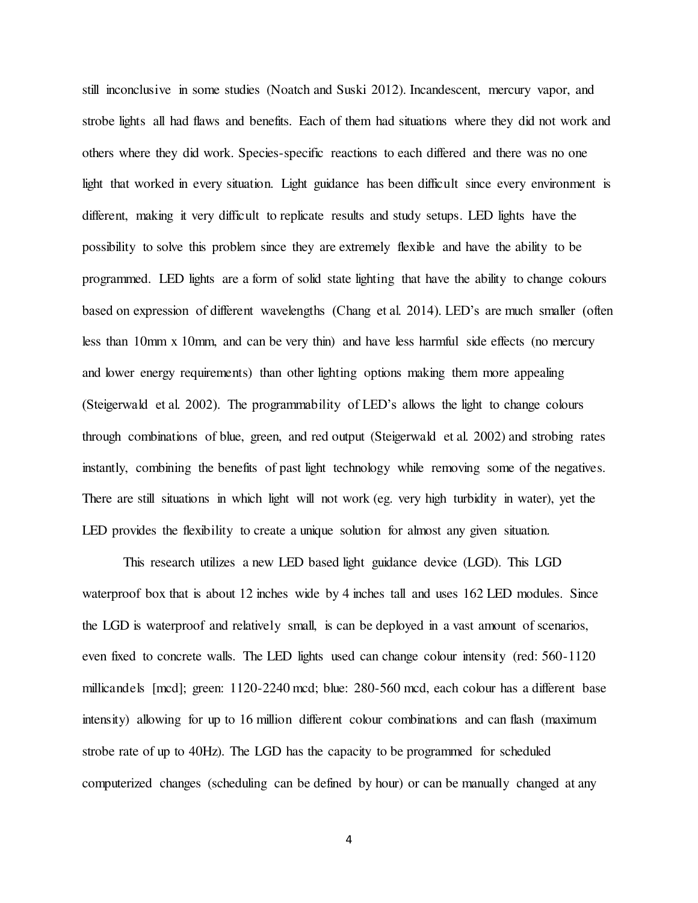still inconclusive in some studies (Noatch and Suski 2012). Incandescent, mercury vapor, and strobe lights all had flaws and benefits. Each of them had situations where they did not work and others where they did work. Species-specific reactions to each differed and there was no one light that worked in every situation. Light guidance has been difficult since every environment is different, making it very difficult to replicate results and study setups. LED lights have the possibility to solve this problem since they are extremely flexible and have the ability to be programmed. LED lights are a form of solid state lighting that have the ability to change colours based on expression of different wavelengths (Chang et al. 2014). LED's are much smaller (often less than 10mm x 10mm, and can be very thin) and have less harmful side effects (no mercury and lower energy requirements) than other lighting options making them more appealing (Steigerwald et al. 2002). The programmability of LED's allows the light to change colours through combinations of blue, green, and red output (Steigerwald et al. 2002) and strobing rates instantly, combining the benefits of past light technology while removing some of the negatives. There are still situations in which light will not work (eg. very high turbidity in water), yet the LED provides the flexibility to create a unique solution for almost any given situation.

This research utilizes a new LED based light guidance device (LGD). This LGD waterproof box that is about 12 inches wide by 4 inches tall and uses 162 LED modules. Since the LGD is waterproof and relatively small, is can be deployed in a vast amount of scenarios, even fixed to concrete walls. The LED lights used can change colour intensity (red: 560-1120 millicandels [mcd]; green: 1120-2240 mcd; blue: 280-560 mcd, each colour has a different base intensity) allowing for up to 16 million different colour combinations and can flash (maximum strobe rate of up to 40Hz). The LGD has the capacity to be programmed for scheduled computerized changes (scheduling can be defined by hour) or can be manually changed at any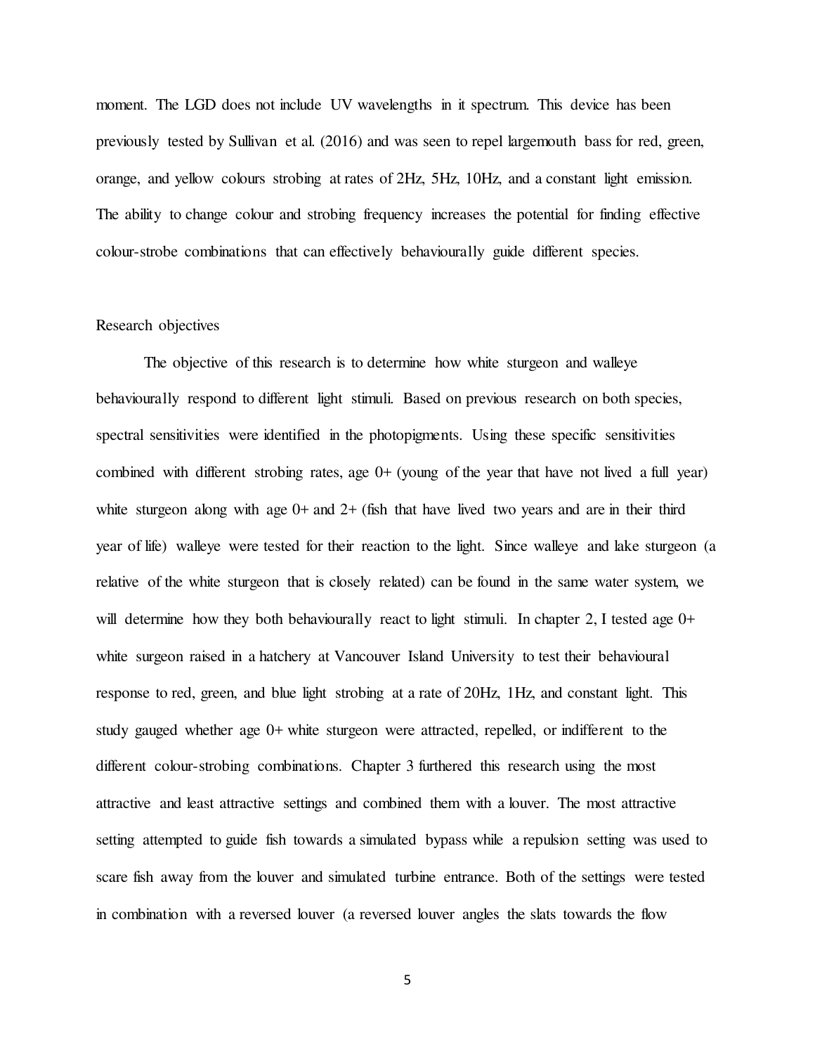moment. The LGD does not include UV wavelengths in it spectrum. This device has been previously tested by Sullivan et al. (2016) and was seen to repel largemouth bass for red, green, orange, and yellow colours strobing at rates of 2Hz, 5Hz, 10Hz, and a constant light emission. The ability to change colour and strobing frequency increases the potential for finding effective colour-strobe combinations that can effectively behaviourally guide different species.

## Research objectives

The objective of this research is to determine how white sturgeon and walleye behaviourally respond to different light stimuli. Based on previous research on both species, spectral sensitivities were identified in the photopigments. Using these specific sensitivities combined with different strobing rates, age 0+ (young of the year that have not lived a full year) white sturgeon along with age 0+ and 2+ (fish that have lived two years and are in their third year of life) walleye were tested for their reaction to the light. Since walleye and lake sturgeon (a relative of the white sturgeon that is closely related) can be found in the same water system, we will determine how they both behaviourally react to light stimuli. In chapter 2, I tested age 0+ white surgeon raised in a hatchery at Vancouver Island University to test their behavioural response to red, green, and blue light strobing at a rate of 20Hz, 1Hz, and constant light. This study gauged whether age 0+ white sturgeon were attracted, repelled, or indifferent to the different colour-strobing combinations. Chapter 3 furthered this research using the most attractive and least attractive settings and combined them with a louver. The most attractive setting attempted to guide fish towards a simulated bypass while a repulsion setting was used to scare fish away from the louver and simulated turbine entrance. Both of the settings were tested in combination with a reversed louver (a reversed louver angles the slats towards the flow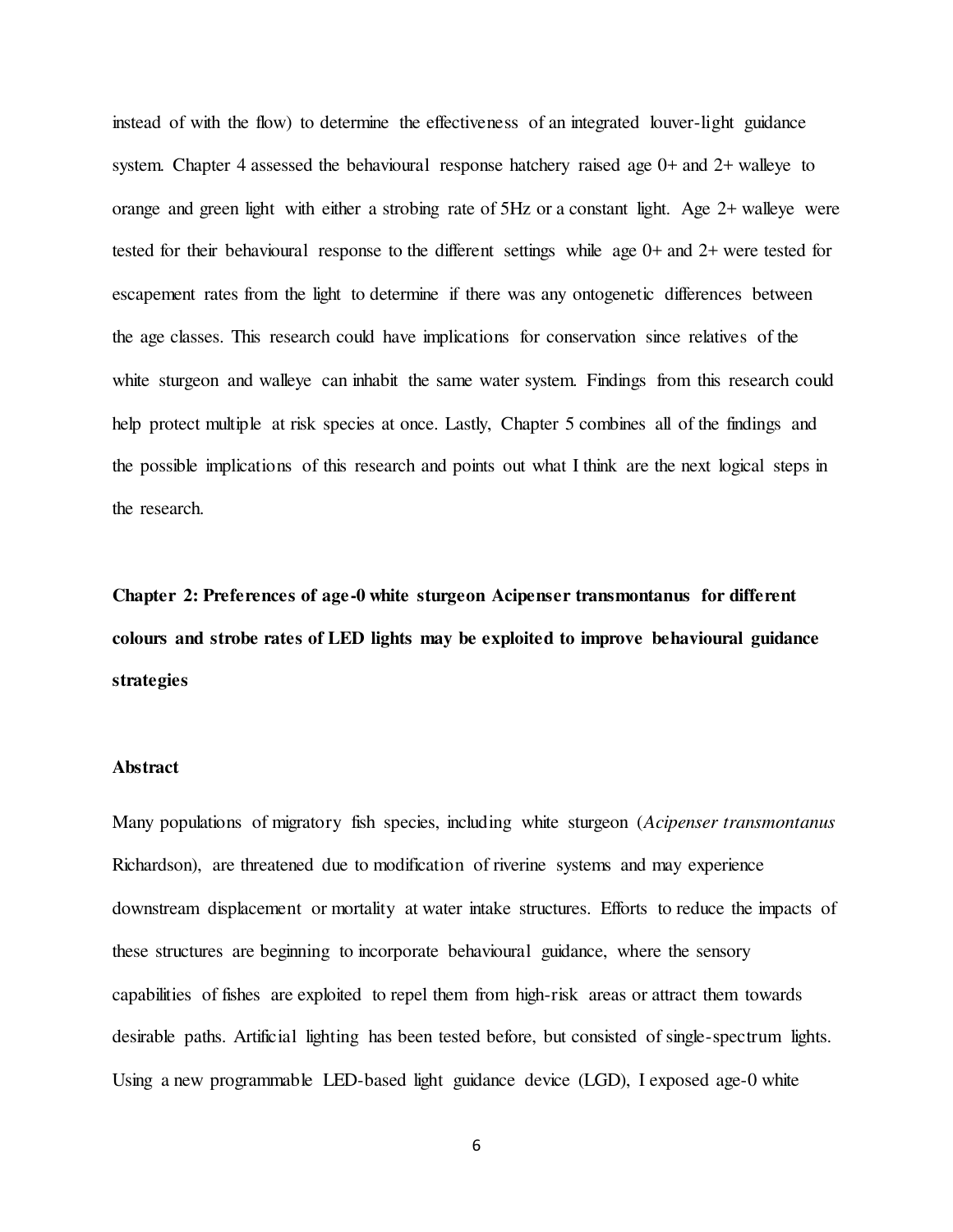instead of with the flow) to determine the effectiveness of an integrated louver-light guidance system. Chapter 4 assessed the behavioural response hatchery raised age 0+ and 2+ walleye to orange and green light with either a strobing rate of 5Hz or a constant light. Age 2+ walleye were tested for their behavioural response to the different settings while age 0+ and 2+ were tested for escapement rates from the light to determine if there was any ontogenetic differences between the age classes. This research could have implications for conservation since relatives of the white sturgeon and walleye can inhabit the same water system. Findings from this research could help protect multiple at risk species at once. Lastly, Chapter 5 combines all of the findings and the possible implications of this research and points out what I think are the next logical steps in the research.

## Chapter 2: Preferences of age-0 white sturgeon Acipenser transmontanus for different colours and strobe rates of LED lights may be exploited to improve behavioural guidance strategies

### Abstract

Many populations of migratory fish species, including white sturgeon (*Acipenser transmontanus* Richardson), are threatened due to modification of riverine systems and may experience downstream displacement or mortality at water intake structures. Efforts to reduce the impacts of these structures are beginning to incorporate behavioural guidance, where the sensory capabilities of fishes are exploited to repel them from high-risk areas or attract them towards desirable paths. Artificial lighting has been tested before, but consisted of single-spectrum lights. Using a new programmable LED-based light guidance device (LGD), I exposed age-0 white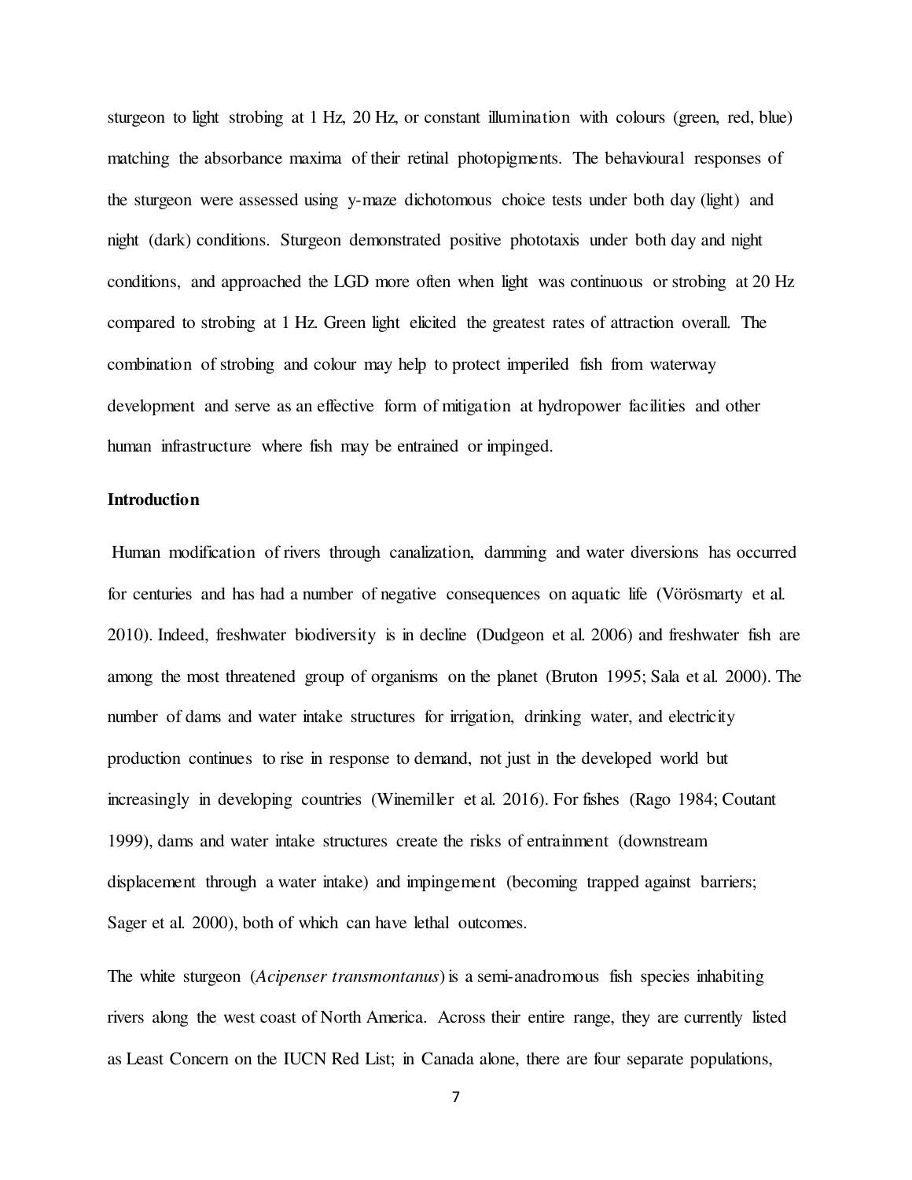sturgeon to light strobing at 1 Hz, 20 Hz, or constant illumination with colours (green, red, blue) matching the absorbance maxima of their retinal photopigments. The behavioural responses of the sturgeon were assessed using y-maze dichotomous choice tests under both day (light) and night (dark) conditions. Sturgeon demonstrated positive phototaxis under both day and night conditions, and approached the LGD more often when light was continuous or strobing at 20 Hz compared to strobing at 1 Hz. Green light elicited the greatest rates of attraction overall. The combination of strobing and colour may help to protect imperiled fish from waterway development and serve as an effective form of mitigation at hydropower facilities and other human infrastructure where fish may be entrained or impinged.

**Introduction**

Human modification of rivers through canalization, damming and water diversions has occurred for centuries and has had a number of negative consequences on aquatic life (Vörösmarty et al. 2010). Indeed, freshwater biodiversity is in decline (Dudgeon et al. 2006) and freshwater fish are among the most threatened group of organisms on the planet (Bruton 1995; Sala et al. 2000). The number of dams and water intake structures for irrigation, drinking water, and electricity production continues to rise in response to demand, not just in the developed world but increasingly in developing countries (Winemiller et al. 2016). For fishes (Rago 1984; Coutant 1999), dams and water intake structures create the risks of entrainment (downstream displacement through a water intake) and impingement (becoming trapped against barriers; Sager et al. 2000), both of which can have lethal outcomes.

The white sturgeon (*Acipenser transmontanus*) is a semi-anadromous fish species inhabiting rivers along the west coast of North America. Across their entire range, they are currently listed as Least Concern on the IUCN Red List; in Canada alone, there are four separate populations,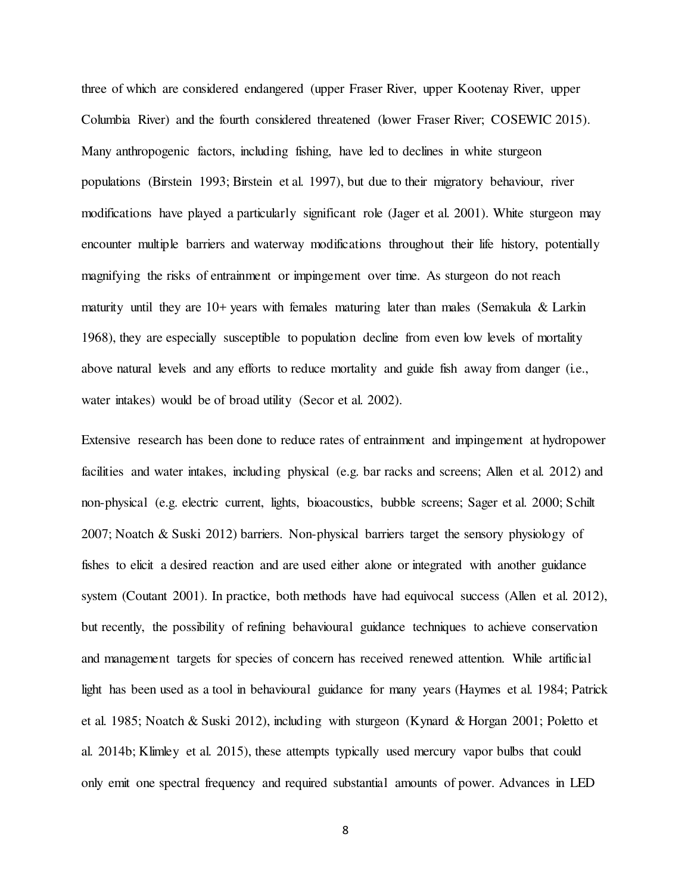three of which are considered endangered (upper Fraser River, upper Kootenay River, upper Columbia River) and the fourth considered threatened (lower Fraser River; COSEWIC 2015). Many anthropogenic factors, including fishing, have led to declines in white sturgeon populations (Birstein 1993; Birstein et al. 1997), but due to their migratory behaviour, river modifications have played a particularly significant role (Jager et al. 2001). White sturgeon may encounter multiple barriers and waterway modifications throughout their life history, potentially magnifying the risks of entrainment or impingement over time. As sturgeon do not reach maturity until they are 10+ years with females maturing later than males (Semakula & Larkin 1968), they are especially susceptible to population decline from even low levels of mortality above natural levels and any efforts to reduce mortality and guide fish away from danger (i.e., water intakes) would be of broad utility (Secor et al. 2002).

Extensive research has been done to reduce rates of entrainment and impingement at hydropower facilities and water intakes, including physical (e.g. bar racks and screens; Allen et al. 2012) and non-physical (e.g. electric current, lights, bioacoustics, bubble screens; Sager et al. 2000; Schilt 2007; Noatch & Suski 2012) barriers. Non-physical barriers target the sensory physiology of fishes to elicit a desired reaction and are used either alone or integrated with another guidance system (Coutant 2001). In practice, both methods have had equivocal success (Allen et al. 2012), but recently, the possibility of refining behavioural guidance techniques to achieve conservation and management targets for species of concern has received renewed attention. While artificial light has been used as a tool in behavioural guidance for many years (Haymes et al. 1984; Patrick et al. 1985; Noatch & Suski 2012), including with sturgeon (Kynard & Horgan 2001; Poletto et al. 2014b; Klimley et al. 2015), these attempts typically used mercury vapor bulbs that could only emit one spectral frequency and required substantial amounts of power. Advances in LED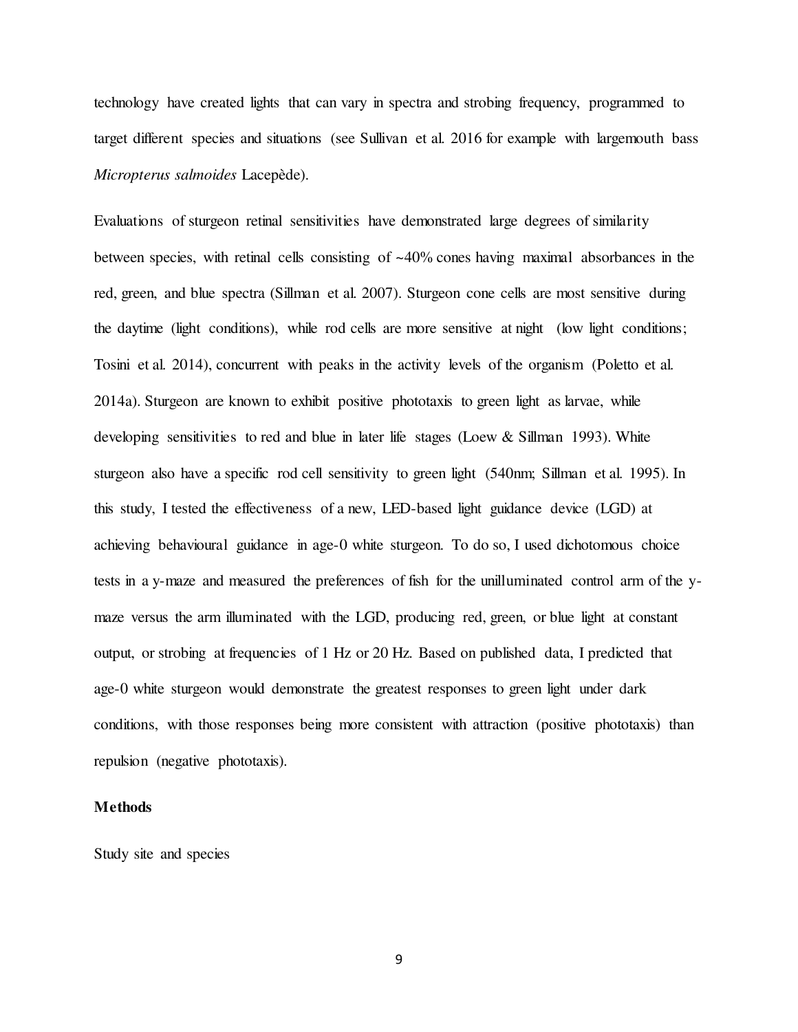technology have created lights that can vary in spectra and strobing frequency, programmed to target different species and situations (see Sullivan et al. 2016 for example with largemouth bass *Micropterus salmoides* Lacepède).

Evaluations of sturgeon retinal sensitivities have demonstrated large degrees of similarity between species, with retinal cells consisting of ~40% cones having maximal absorbances in the red, green, and blue spectra (Sillman et al. 2007). Sturgeon cone cells are most sensitive during the daytime (light conditions), while rod cells are more sensitive at night (low light conditions; Tosini et al. 2014), concurrent with peaks in the activity levels of the organism (Poletto et al. 2014a). Sturgeon are known to exhibit positive phototaxis to green light as larvae, while developing sensitivities to red and blue in later life stages (Loew & Sillman 1993). White sturgeon also have a specific rod cell sensitivity to green light (540nm; Sillman et al. 1995). In this study, I tested the effectiveness of a new, LED-based light guidance device (LGD) at achieving behavioural guidance in age-0 white sturgeon. To do so, I used dichotomous choice tests in a y-maze and measured the preferences of fish for the unilluminated control arm of the y-maze versus the arm illuminated with the LGD, producing red, green, or blue light at constant output, or strobing at frequencies of 1 Hz or 20 Hz. Based on published data, I predicted that age-0 white sturgeon would demonstrate the greatest responses to green light under dark conditions, with those responses being more consistent with attraction (positive phototaxis) than repulsion (negative phototaxis).

## Methods

Study site and species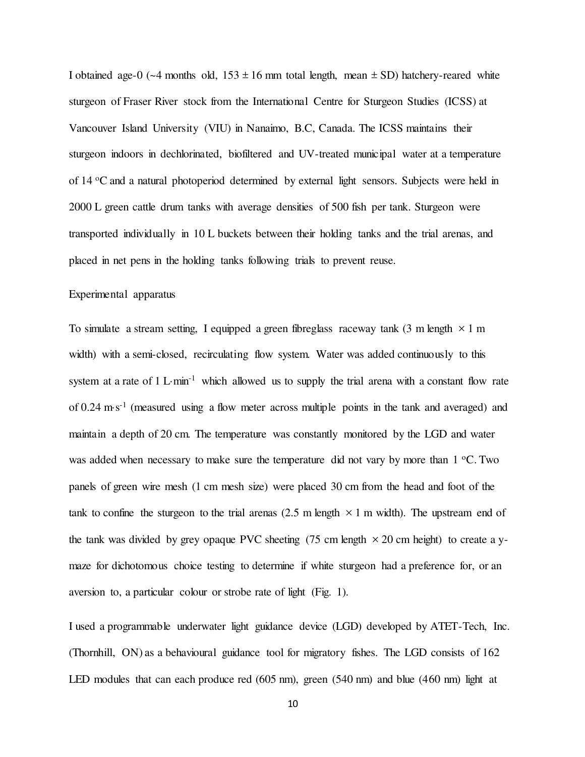I obtained age-0 (~4 months old, 153 ± 16 mm total length, mean ± SD) hatchery-reared white sturgeon of Fraser River stock from the International Centre for Sturgeon Studies (ICSS) at Vancouver Island University (VIU) in Nanaimo, B.C, Canada. The ICSS maintains their sturgeon indoors in dechlorinated, biofiltered and UV-treated municipal water at a temperature of 14 °C and a natural photoperiod determined by external light sensors. Subjects were held in 2000 L green cattle drum tanks with average densities of 500 fish per tank. Sturgeon were transported individually in 10 L buckets between their holding tanks and the trial arenas, and placed in net pens in the holding tanks following trials to prevent reuse.

Experimental apparatus

To simulate a stream setting, I equipped a green fibreglass raceway tank (3 m length × 1 m width) with a semi-closed, recirculating flow system. Water was added continuously to this system at a rate of 1 L·min$^{-1}$ which allowed us to supply the trial arena with a constant flow rate of 0.24 m·s$^{-1}$ (measured using a flow meter across multiple points in the tank and averaged) and maintain a depth of 20 cm. The temperature was constantly monitored by the LGD and water was added when necessary to make sure the temperature did not vary by more than 1 °C. Two panels of green wire mesh (1 cm mesh size) were placed 30 cm from the head and foot of the tank to confine the sturgeon to the trial arenas (2.5 m length × 1 m width). The upstream end of the tank was divided by grey opaque PVC sheeting (75 cm length × 20 cm height) to create a y-maze for dichotomous choice testing to determine if white sturgeon had a preference for, or an aversion to, a particular colour or strobe rate of light (Fig. 1).

I used a programmable underwater light guidance device (LGD) developed by ATET-Tech, Inc. (Thornhill, ON) as a behavioural guidance tool for migratory fishes. The LGD consists of 162 LED modules that can each produce red (605 nm), green (540 nm) and blue (460 nm) light at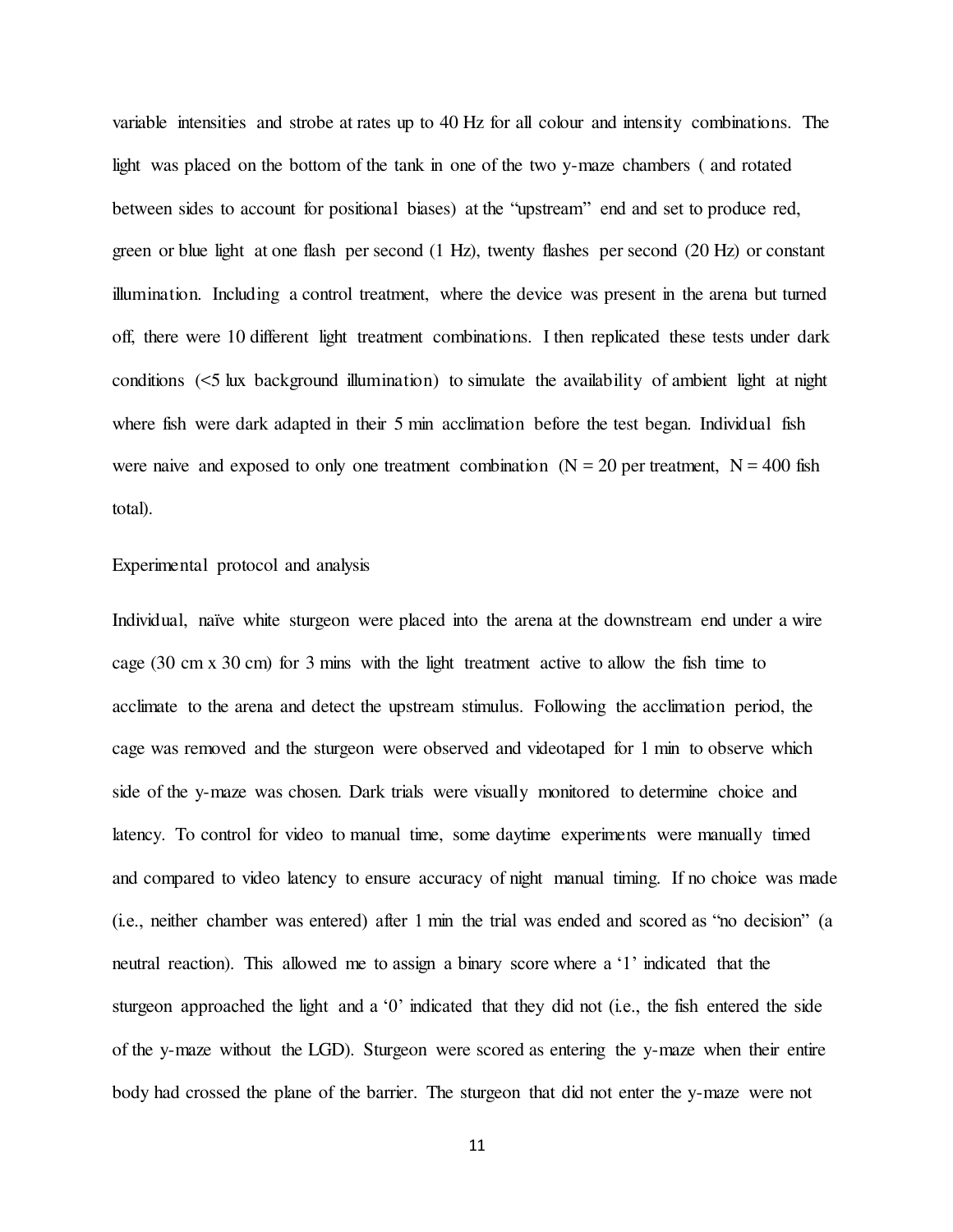variable intensities and strobe at rates up to 40 Hz for all colour and intensity combinations. The light was placed on the bottom of the tank in one of the two y-maze chambers ( and rotated between sides to account for positional biases) at the "upstream" end and set to produce red, green or blue light at one flash per second (1 Hz), twenty flashes per second (20 Hz) or constant illumination. Including a control treatment, where the device was present in the arena but turned off, there were 10 different light treatment combinations. I then replicated these tests under dark conditions (<5 lux background illumination) to simulate the availability of ambient light at night where fish were dark adapted in their 5 min acclimation before the test began. Individual fish were naive and exposed to only one treatment combination (N = 20 per treatment, N = 400 fish total).

Experimental protocol and analysis

Individual, naïve white sturgeon were placed into the arena at the downstream end under a wire cage (30 cm x 30 cm) for 3 mins with the light treatment active to allow the fish time to acclimate to the arena and detect the upstream stimulus. Following the acclimation period, the cage was removed and the sturgeon were observed and videotaped for 1 min to observe which side of the y-maze was chosen. Dark trials were visually monitored to determine choice and latency. To control for video to manual time, some daytime experiments were manually timed and compared to video latency to ensure accuracy of night manual timing. If no choice was made (i.e., neither chamber was entered) after 1 min the trial was ended and scored as "no decision" (a neutral reaction). This allowed me to assign a binary score where a '1' indicated that the sturgeon approached the light and a '0' indicated that they did not (i.e., the fish entered the side of the y-maze without the LGD). Sturgeon were scored as entering the y-maze when their entire body had crossed the plane of the barrier. The sturgeon that did not enter the y-maze were not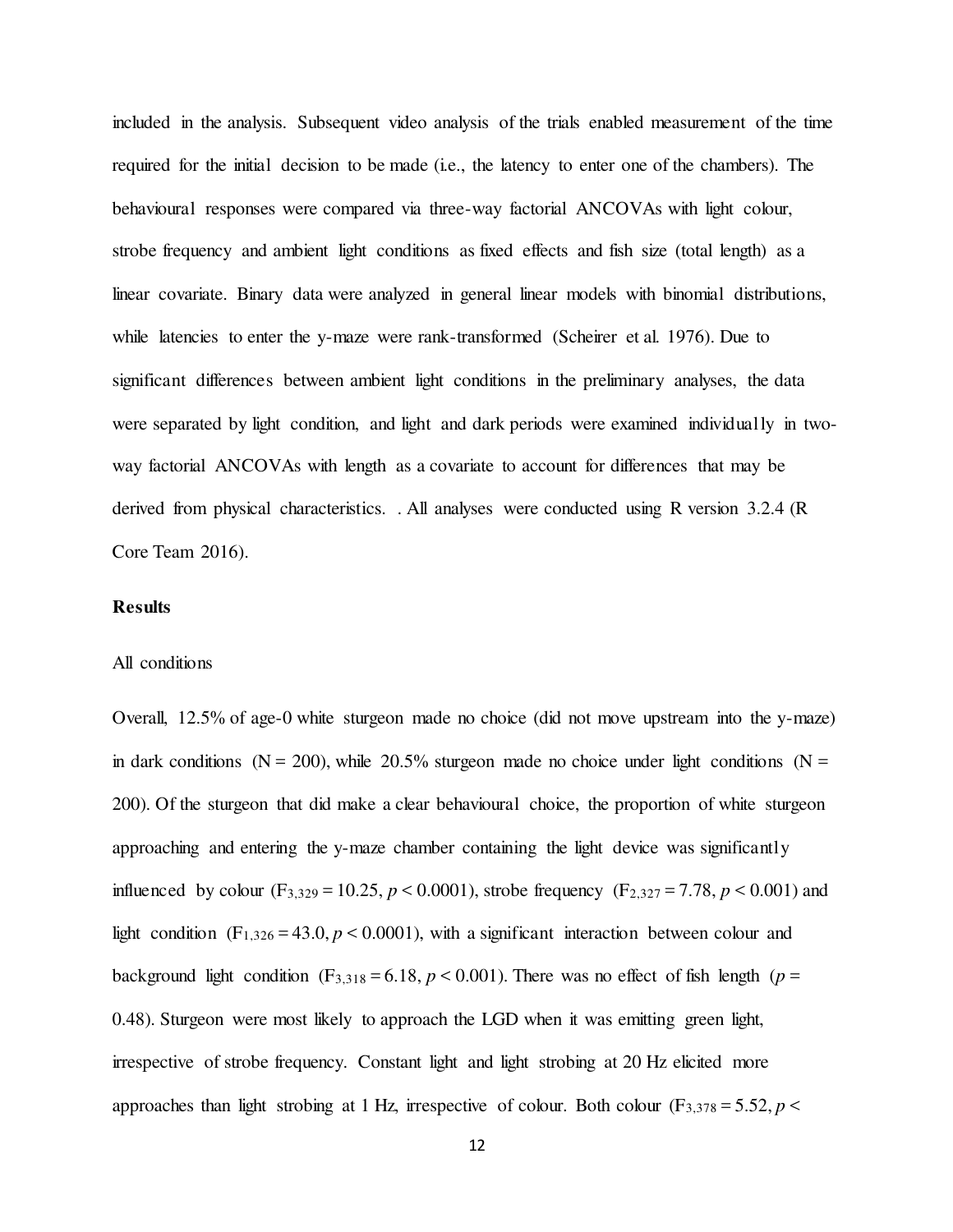included in the analysis. Subsequent video analysis of the trials enabled measurement of the time required for the initial decision to be made (i.e., the latency to enter one of the chambers). The behavioural responses were compared via three-way factorial ANCOVAs with light colour, strobe frequency and ambient light conditions as fixed effects and fish size (total length) as a linear covariate. Binary data were analyzed in general linear models with binomial distributions, while latencies to enter the y-maze were rank-transformed (Scheirer et al. 1976). Due to significant differences between ambient light conditions in the preliminary analyses, the data were separated by light condition, and light and dark periods were examined individually in two-way factorial ANCOVAs with length as a covariate to account for differences that may be derived from physical characteristics. . All analyses were conducted using R version 3.2.4 (R Core Team 2016).

## Results

### All conditions

Overall, 12.5% of age-0 white sturgeon made no choice (did not move upstream into the y-maze) in dark conditions (N = 200), while 20.5% sturgeon made no choice under light conditions (N = 200). Of the sturgeon that did make a clear behavioural choice, the proportion of white sturgeon approaching and entering the y-maze chamber containing the light device was significantly influenced by colour ($F_{3,329} = 10.25$, $p < 0.0001$), strobe frequency ($F_{2,327} = 7.78$, $p < 0.001$) and light condition ($F_{1,326} = 43.0$, $p < 0.0001$), with a significant interaction between colour and background light condition ($F_{3,318} = 6.18$, $p < 0.001$). There was no effect of fish length ($p = 0.48$). Sturgeon were most likely to approach the LGD when it was emitting green light, irrespective of strobe frequency. Constant light and light strobing at 20 Hz elicited more approaches than light strobing at 1 Hz, irrespective of colour. Both colour ($F_{3,378} = 5.52$, $p <$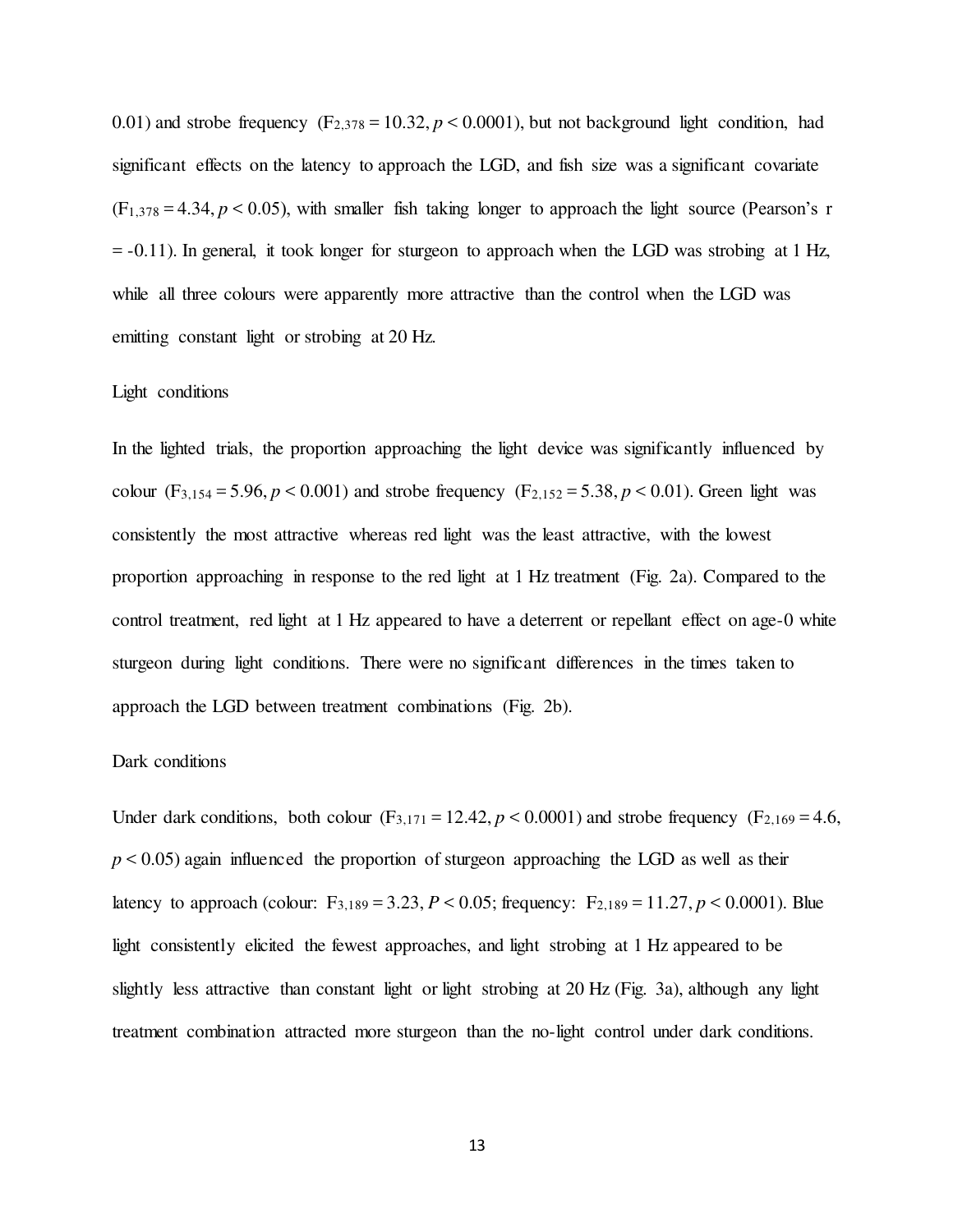0.01) and strobe frequency ($F_{2,378} = 10.32$, $p < 0.0001$), but not background light condition, had significant effects on the latency to approach the LGD, and fish size was a significant covariate ($F_{1,378} = 4.34$, $p < 0.05$), with smaller fish taking longer to approach the light source (Pearson's r = -0.11). In general, it took longer for sturgeon to approach when the LGD was strobing at 1 Hz, while all three colours were apparently more attractive than the control when the LGD was emitting constant light or strobing at 20 Hz.

Light conditions

In the lighted trials, the proportion approaching the light device was significantly influenced by colour ($F_{3,154} = 5.96$, $p < 0.001$) and strobe frequency ($F_{2,152} = 5.38$, $p < 0.01$). Green light was consistently the most attractive whereas red light was the least attractive, with the lowest proportion approaching in response to the red light at 1 Hz treatment (Fig. 2a). Compared to the control treatment, red light at 1 Hz appeared to have a deterrent or repellant effect on age-0 white sturgeon during light conditions. There were no significant differences in the times taken to approach the LGD between treatment combinations (Fig. 2b).

Dark conditions

Under dark conditions, both colour ($F_{3,171} = 12.42$, $p < 0.0001$) and strobe frequency ($F_{2,169} = 4.6$, $p < 0.05$) again influenced the proportion of sturgeon approaching the LGD as well as their latency to approach (colour: $F_{3,189} = 3.23$, $P < 0.05$; frequency: $F_{2,189} = 11.27$, $p < 0.0001$). Blue light consistently elicited the fewest approaches, and light strobing at 1 Hz appeared to be slightly less attractive than constant light or light strobing at 20 Hz (Fig. 3a), although any light treatment combination attracted more sturgeon than the no-light control under dark conditions.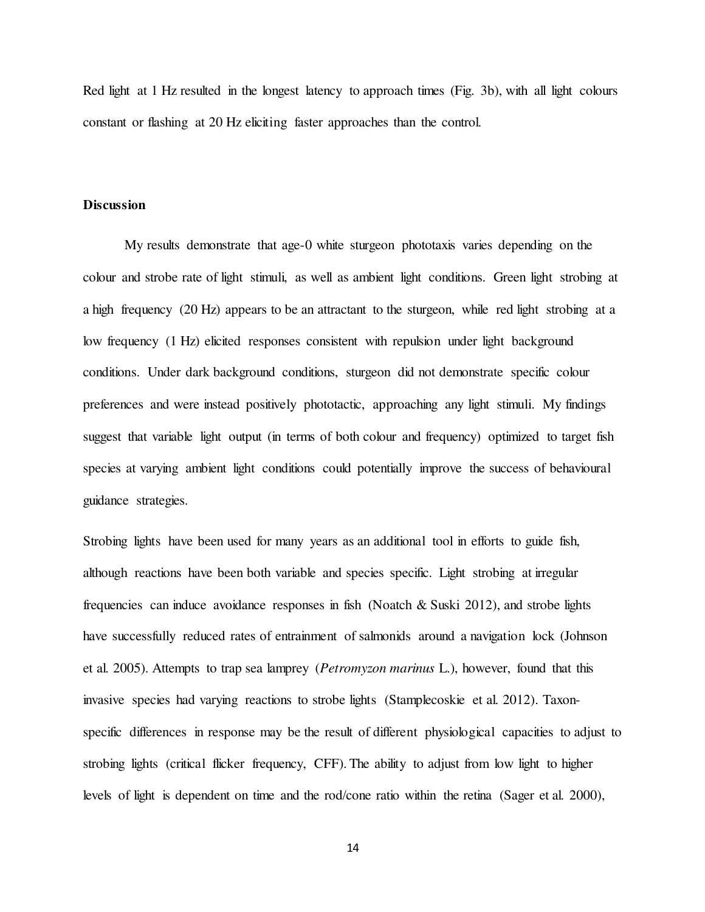Red light at 1 Hz resulted in the longest latency to approach times (Fig. 3b), with all light colours constant or flashing at 20 Hz eliciting faster approaches than the control.

## Discussion

My results demonstrate that age-0 white sturgeon phototaxis varies depending on the colour and strobe rate of light stimuli, as well as ambient light conditions. Green light strobing at a high frequency (20 Hz) appears to be an attractant to the sturgeon, while red light strobing at a low frequency (1 Hz) elicited responses consistent with repulsion under light background conditions. Under dark background conditions, sturgeon did not demonstrate specific colour preferences and were instead positively phototactic, approaching any light stimuli. My findings suggest that variable light output (in terms of both colour and frequency) optimized to target fish species at varying ambient light conditions could potentially improve the success of behavioural guidance strategies.

Strobing lights have been used for many years as an additional tool in efforts to guide fish, although reactions have been both variable and species specific. Light strobing at irregular frequencies can induce avoidance responses in fish (Noatch & Suski 2012), and strobe lights have successfully reduced rates of entrainment of salmonids around a navigation lock (Johnson et al. 2005). Attempts to trap sea lamprey (*Petromyzon marinus* L.), however, found that this invasive species had varying reactions to strobe lights (Stamplecoskie et al. 2012). Taxon-specific differences in response may be the result of different physiological capacities to adjust to strobing lights (critical flicker frequency, CFF). The ability to adjust from low light to higher levels of light is dependent on time and the rod/cone ratio within the retina (Sager et al. 2000),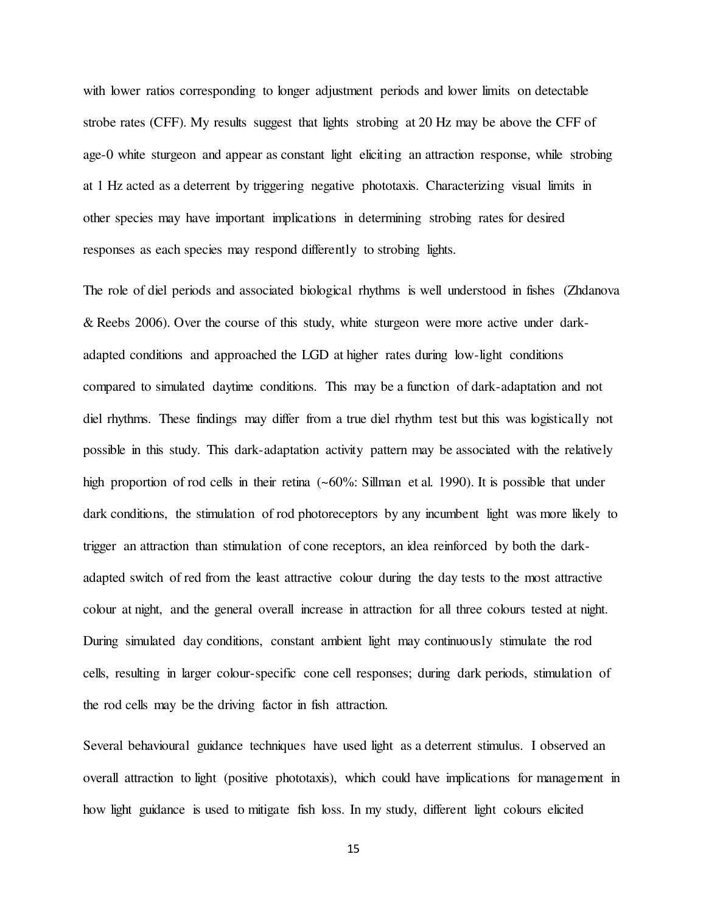with lower ratios corresponding to longer adjustment periods and lower limits on detectable strobe rates (CFF). My results suggest that lights strobing at 20 Hz may be above the CFF of age-0 white sturgeon and appear as constant light eliciting an attraction response, while strobing at 1 Hz acted as a deterrent by triggering negative phototaxis. Characterizing visual limits in other species may have important implications in determining strobing rates for desired responses as each species may respond differently to strobing lights.

The role of diel periods and associated biological rhythms is well understood in fishes (Zhdanova & Reebs 2006). Over the course of this study, white sturgeon were more active under dark-adapted conditions and approached the LGD at higher rates during low-light conditions compared to simulated daytime conditions. This may be a function of dark-adaptation and not diel rhythms. These findings may differ from a true diel rhythm test but this was logistically not possible in this study. This dark-adaptation activity pattern may be associated with the relatively high proportion of rod cells in their retina (~60%: Sillman et al. 1990). It is possible that under dark conditions, the stimulation of rod photoreceptors by any incumbent light was more likely to trigger an attraction than stimulation of cone receptors, an idea reinforced by both the dark-adapted switch of red from the least attractive colour during the day tests to the most attractive colour at night, and the general overall increase in attraction for all three colours tested at night. During simulated day conditions, constant ambient light may continuously stimulate the rod cells, resulting in larger colour-specific cone cell responses; during dark periods, stimulation of the rod cells may be the driving factor in fish attraction.

Several behavioural guidance techniques have used light as a deterrent stimulus. I observed an overall attraction to light (positive phototaxis), which could have implications for management in how light guidance is used to mitigate fish loss. In my study, different light colours elicited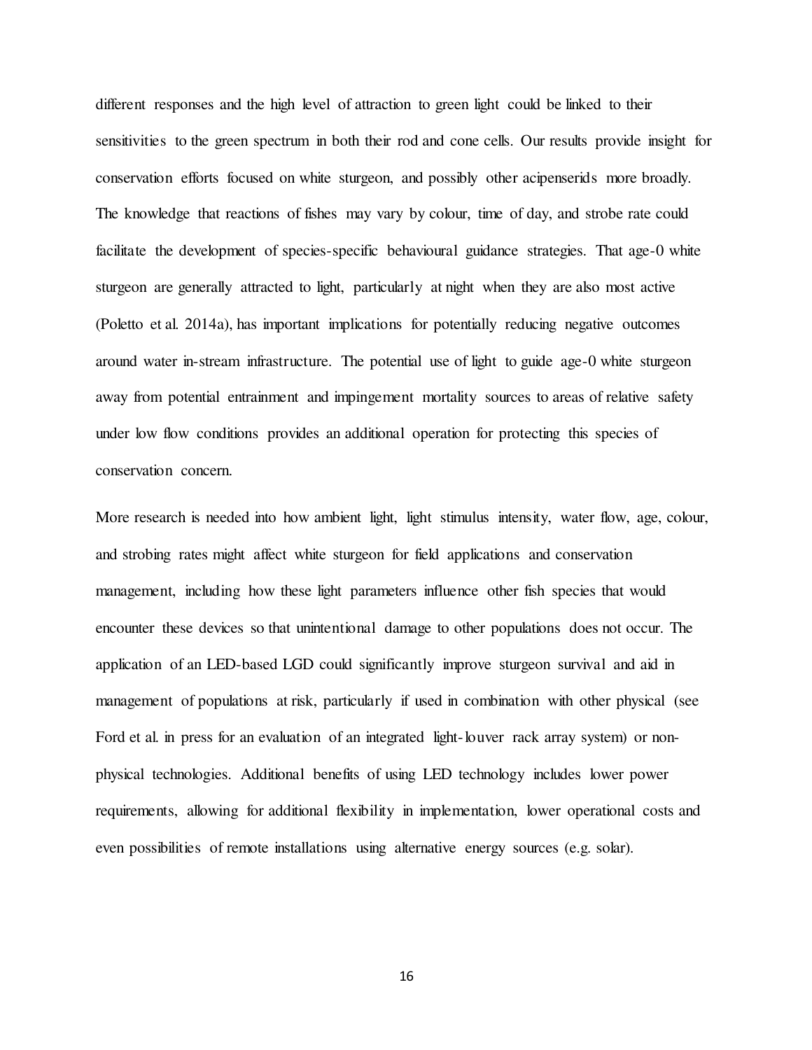different responses and the high level of attraction to green light could be linked to their sensitivities to the green spectrum in both their rod and cone cells. Our results provide insight for conservation efforts focused on white sturgeon, and possibly other acipenserids more broadly. The knowledge that reactions of fishes may vary by colour, time of day, and strobe rate could facilitate the development of species-specific behavioural guidance strategies. That age-0 white sturgeon are generally attracted to light, particularly at night when they are also most active (Poletto et al. 2014a), has important implications for potentially reducing negative outcomes around water in-stream infrastructure. The potential use of light to guide age-0 white sturgeon away from potential entrainment and impingement mortality sources to areas of relative safety under low flow conditions provides an additional operation for protecting this species of conservation concern.

More research is needed into how ambient light, light stimulus intensity, water flow, age, colour, and strobing rates might affect white sturgeon for field applications and conservation management, including how these light parameters influence other fish species that would encounter these devices so that unintentional damage to other populations does not occur. The application of an LED-based LGD could significantly improve sturgeon survival and aid in management of populations at risk, particularly if used in combination with other physical (see Ford et al. in press for an evaluation of an integrated light-louver rack array system) or non-physical technologies. Additional benefits of using LED technology includes lower power requirements, allowing for additional flexibility in implementation, lower operational costs and even possibilities of remote installations using alternative energy sources (e.g. solar).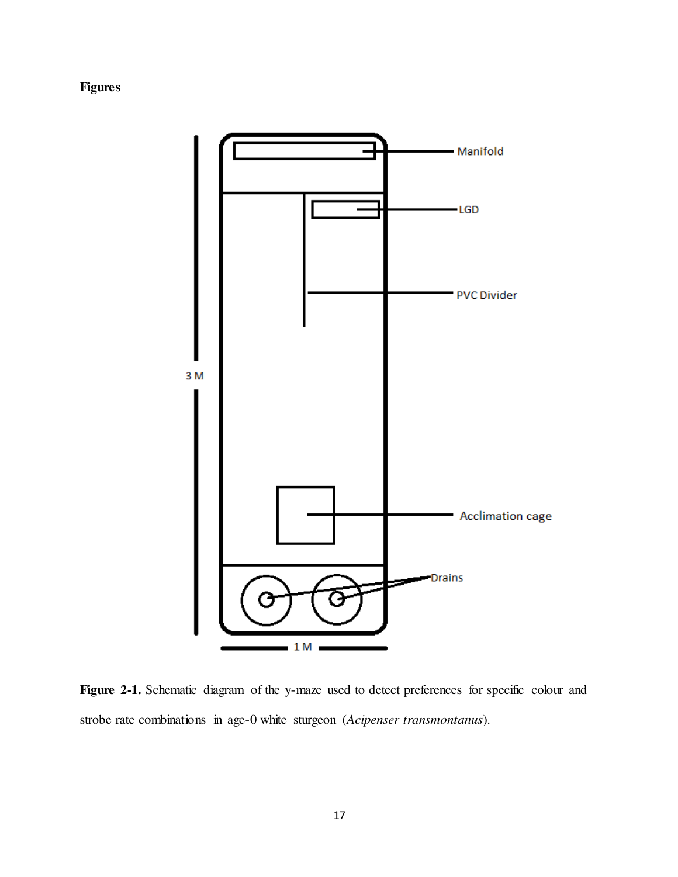**Figures**

**Figure 2-1.** Schematic diagram of the y-maze used to detect preferences for specific colour and strobe rate combinations in age-0 white sturgeon (*Acipenser transmontanus*).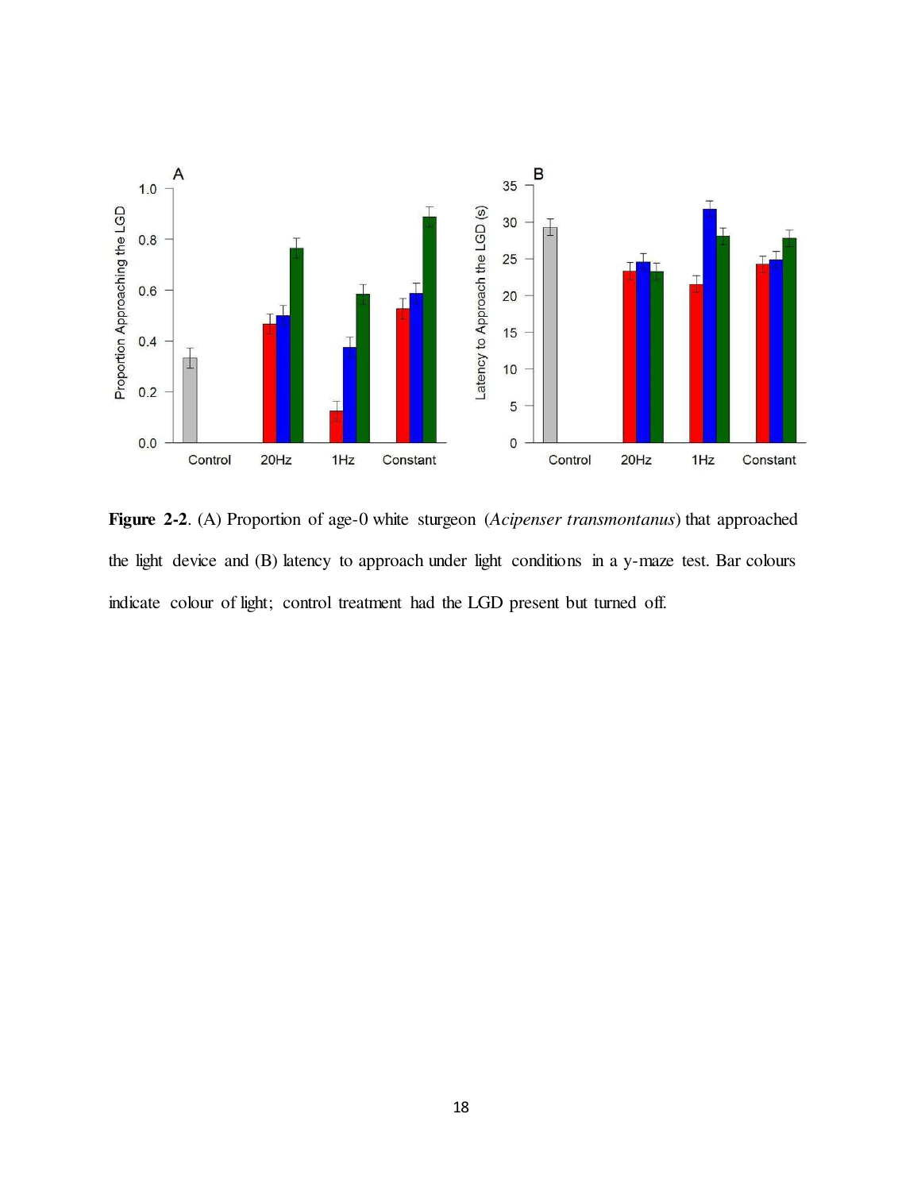**Figure 2-2**. (A) Proportion of age-0 white sturgeon (*Acipenser transmontanus*) that approached the light device and (B) latency to approach under light conditions in a y-maze test. Bar colours indicate colour of light; control treatment had the LGD present but turned off.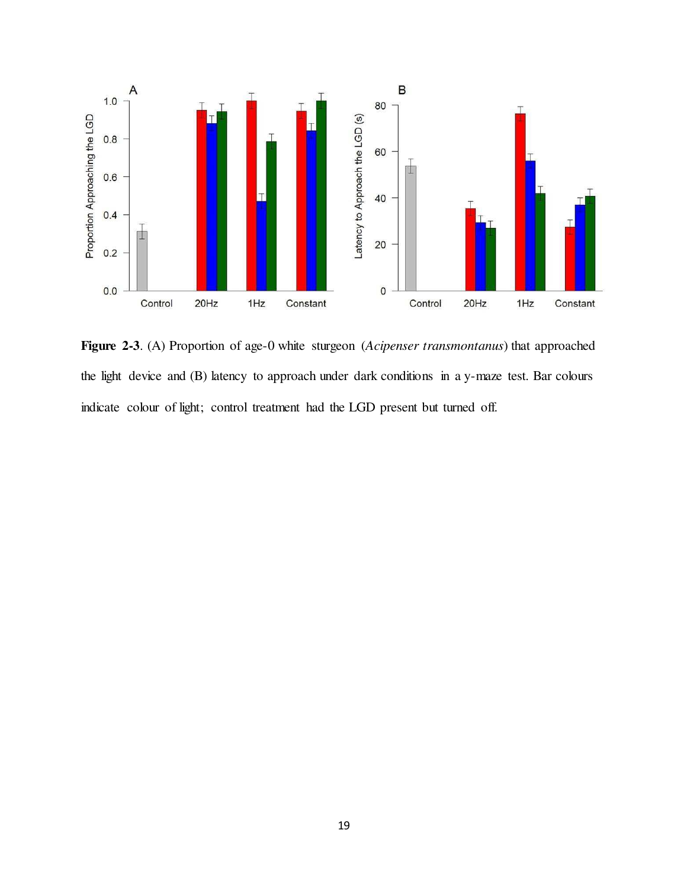**Figure 2-3**. (A) Proportion of age-0 white sturgeon (*Acipenser transmontanus*) that approached the light device and (B) latency to approach under dark conditions in a y-maze test. Bar colours indicate colour of light; control treatment had the LGD present but turned off.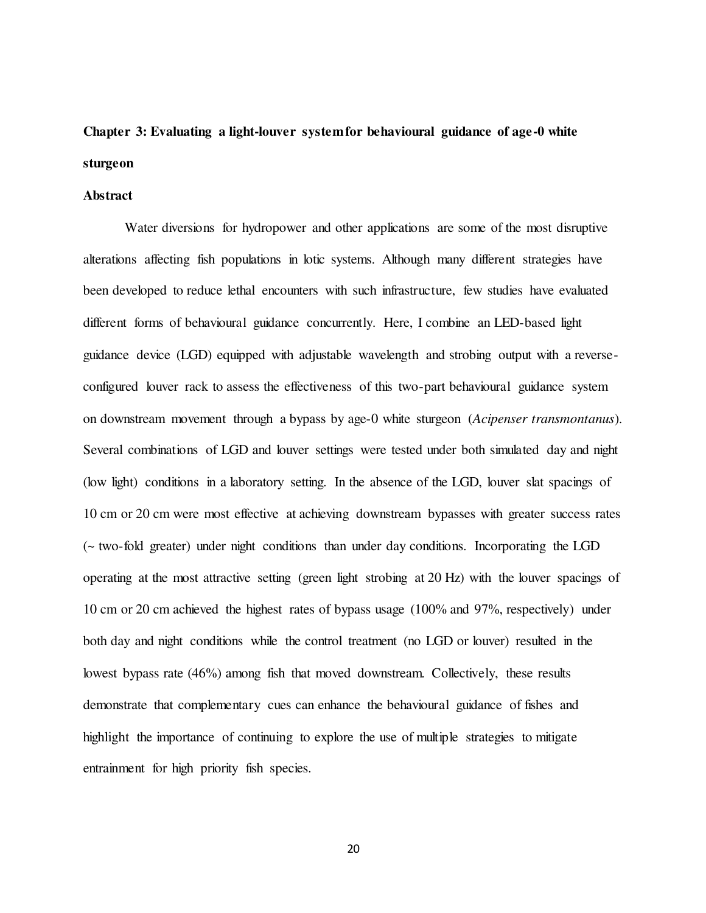## Chapter 3: Evaluating a light-louver system for behavioural guidance of age-0 white sturgeon

### Abstract

Water diversions for hydropower and other applications are some of the most disruptive alterations affecting fish populations in lotic systems. Although many different strategies have been developed to reduce lethal encounters with such infrastructure, few studies have evaluated different forms of behavioural guidance concurrently. Here, I combine an LED-based light guidance device (LGD) equipped with adjustable wavelength and strobing output with a reverse-configured louver rack to assess the effectiveness of this two-part behavioural guidance system on downstream movement through a bypass by age-0 white sturgeon (*Acipenser transmontanus*). Several combinations of LGD and louver settings were tested under both simulated day and night (low light) conditions in a laboratory setting. In the absence of the LGD, louver slat spacings of 10 cm or 20 cm were most effective at achieving downstream bypasses with greater success rates (~ two-fold greater) under night conditions than under day conditions. Incorporating the LGD operating at the most attractive setting (green light strobing at 20 Hz) with the louver spacings of 10 cm or 20 cm achieved the highest rates of bypass usage (100% and 97%, respectively) under both day and night conditions while the control treatment (no LGD or louver) resulted in the lowest bypass rate (46%) among fish that moved downstream. Collectively, these results demonstrate that complementary cues can enhance the behavioural guidance of fishes and highlight the importance of continuing to explore the use of multiple strategies to mitigate entrainment for high priority fish species.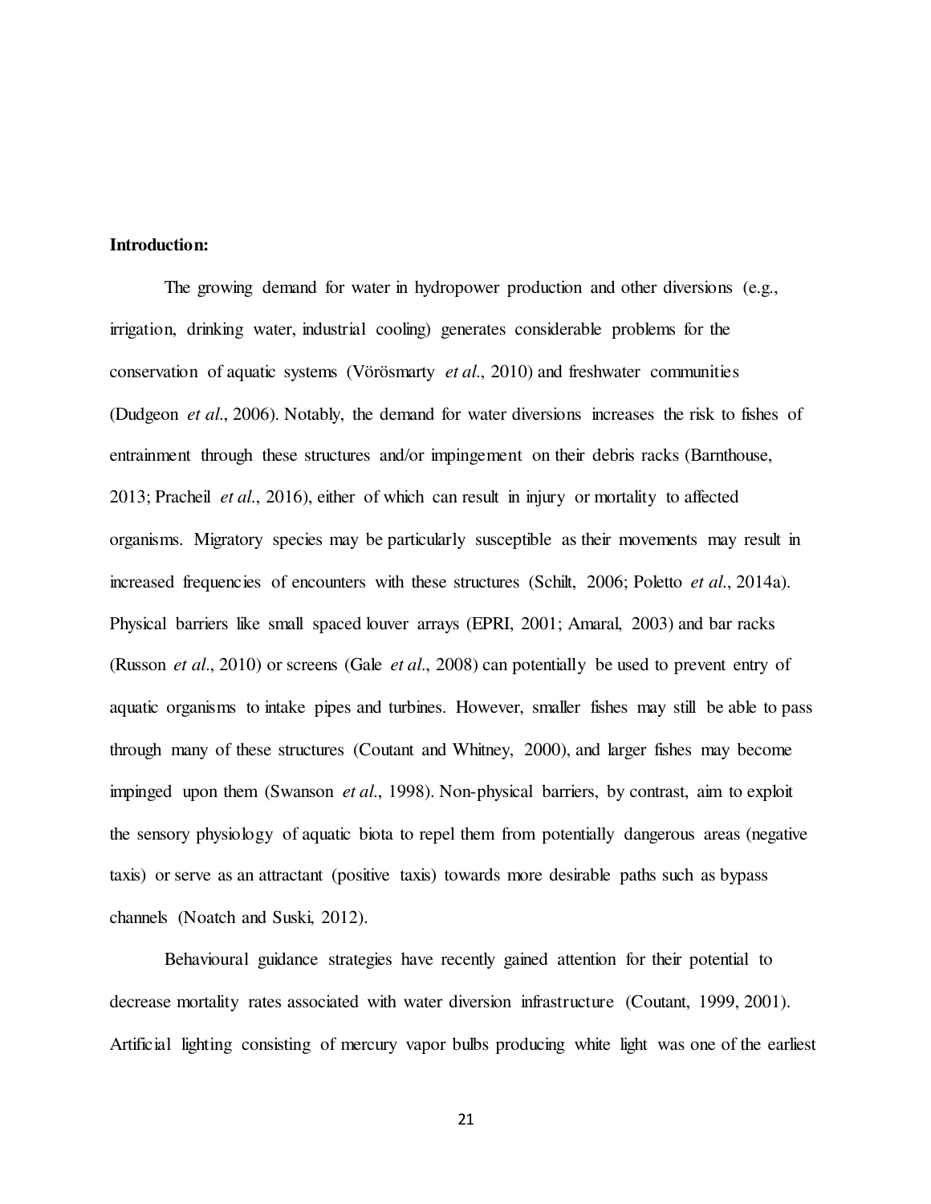**Introduction:**

The growing demand for water in hydropower production and other diversions (e.g., irrigation, drinking water, industrial cooling) generates considerable problems for the conservation of aquatic systems (Vörösmarty *et al*., 2010) and freshwater communities (Dudgeon *et al*., 2006). Notably, the demand for water diversions increases the risk to fishes of entrainment through these structures and/or impingement on their debris racks (Barnthouse, 2013; Pracheil *et al*., 2016), either of which can result in injury or mortality to affected organisms. Migratory species may be particularly susceptible as their movements may result in increased frequencies of encounters with these structures (Schilt, 2006; Poletto *et al*., 2014a). Physical barriers like small spaced louver arrays (EPRI, 2001; Amaral, 2003) and bar racks (Russon *et al*., 2010) or screens (Gale *et al*., 2008) can potentially be used to prevent entry of aquatic organisms to intake pipes and turbines. However, smaller fishes may still be able to pass through many of these structures (Coutant and Whitney, 2000), and larger fishes may become impinged upon them (Swanson *et al*., 1998). Non-physical barriers, by contrast, aim to exploit the sensory physiology of aquatic biota to repel them from potentially dangerous areas (negative taxis) or serve as an attractant (positive taxis) towards more desirable paths such as bypass channels (Noatch and Suski, 2012).

Behavioural guidance strategies have recently gained attention for their potential to decrease mortality rates associated with water diversion infrastructure (Coutant, 1999, 2001). Artificial lighting consisting of mercury vapor bulbs producing white light was one of the earliest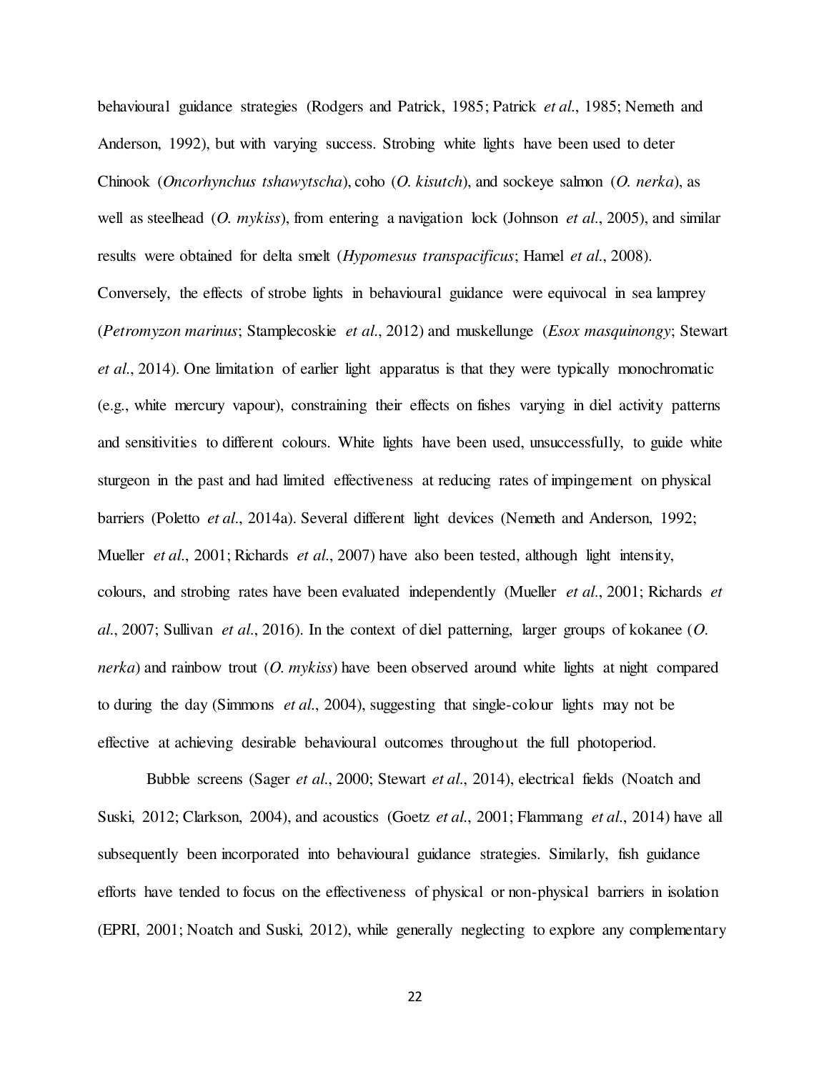behavioural guidance strategies (Rodgers and Patrick, 1985; Patrick *et al*., 1985; Nemeth and Anderson, 1992), but with varying success. Strobing white lights have been used to deter Chinook (*Oncorhynchus tshawytscha*), coho (*O. kisutch*), and sockeye salmon (*O. nerka*), as well as steelhead (*O. mykiss*), from entering a navigation lock (Johnson *et al*., 2005), and similar results were obtained for delta smelt (*Hypomesus transpacificus*; Hamel *et al*., 2008). Conversely, the effects of strobe lights in behavioural guidance were equivocal in sea lamprey (*Petromyzon marinus*; Stamplecoskie *et al*., 2012) and muskellunge (*Esox masquinongy*; Stewart *et al*., 2014). One limitation of earlier light apparatus is that they were typically monochromatic (e.g., white mercury vapour), constraining their effects on fishes varying in diel activity patterns and sensitivities to different colours. White lights have been used, unsuccessfully, to guide white sturgeon in the past and had limited effectiveness at reducing rates of impingement on physical barriers (Poletto *et al*., 2014a). Several different light devices (Nemeth and Anderson, 1992; Mueller *et al*., 2001; Richards *et al*., 2007) have also been tested, although light intensity, colours, and strobing rates have been evaluated independently (Mueller *et al*., 2001; Richards *et al*., 2007; Sullivan *et al*., 2016). In the context of diel patterning, larger groups of kokanee (*O. nerka*) and rainbow trout (*O. mykiss*) have been observed around white lights at night compared to during the day (Simmons *et al*., 2004), suggesting that single-colour lights may not be effective at achieving desirable behavioural outcomes throughout the full photoperiod.

Bubble screens (Sager *et al*., 2000; Stewart *et al*., 2014), electrical fields (Noatch and Suski, 2012; Clarkson, 2004), and acoustics (Goetz *et al*., 2001; Flammang *et al*., 2014) have all subsequently been incorporated into behavioural guidance strategies. Similarly, fish guidance efforts have tended to focus on the effectiveness of physical or non-physical barriers in isolation (EPRI, 2001; Noatch and Suski, 2012), while generally neglecting to explore any complementary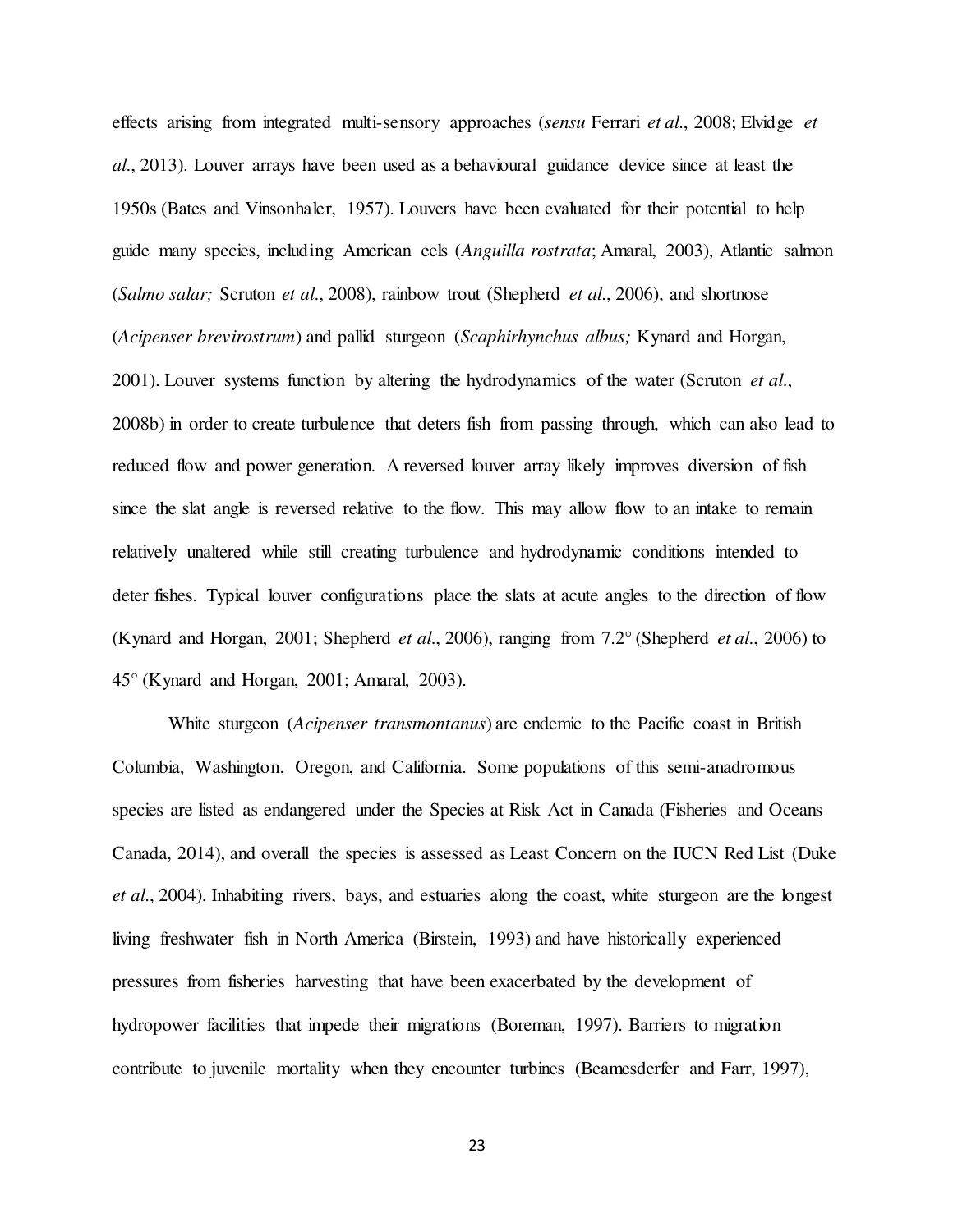effects arising from integrated multi-sensory approaches (*sensu* Ferrari *et al*., 2008; Elvidge *et al*., 2013). Louver arrays have been used as a behavioural guidance device since at least the 1950s (Bates and Vinsonhaler, 1957). Louvers have been evaluated for their potential to help guide many species, including American eels (*Anguilla rostrata*; Amaral, 2003), Atlantic salmon (*Salmo salar;* Scruton *et al*., 2008), rainbow trout (Shepherd *et al*., 2006), and shortnose (*Acipenser brevirostrum*) and pallid sturgeon (*Scaphirhynchus albus;* Kynard and Horgan, 2001). Louver systems function by altering the hydrodynamics of the water (Scruton *et al*., 2008b) in order to create turbulence that deters fish from passing through, which can also lead to reduced flow and power generation. A reversed louver array likely improves diversion of fish since the slat angle is reversed relative to the flow. This may allow flow to an intake to remain relatively unaltered while still creating turbulence and hydrodynamic conditions intended to deter fishes. Typical louver configurations place the slats at acute angles to the direction of flow (Kynard and Horgan, 2001; Shepherd *et al*., 2006), ranging from 7.2° (Shepherd *et al*., 2006) to 45° (Kynard and Horgan, 2001; Amaral, 2003).

White sturgeon (*Acipenser transmontanus*) are endemic to the Pacific coast in British Columbia, Washington, Oregon, and California. Some populations of this semi-anadromous species are listed as endangered under the Species at Risk Act in Canada (Fisheries and Oceans Canada, 2014), and overall the species is assessed as Least Concern on the IUCN Red List (Duke *et al*., 2004). Inhabiting rivers, bays, and estuaries along the coast, white sturgeon are the longest living freshwater fish in North America (Birstein, 1993) and have historically experienced pressures from fisheries harvesting that have been exacerbated by the development of hydropower facilities that impede their migrations (Boreman, 1997). Barriers to migration contribute to juvenile mortality when they encounter turbines (Beamesderfer and Farr, 1997),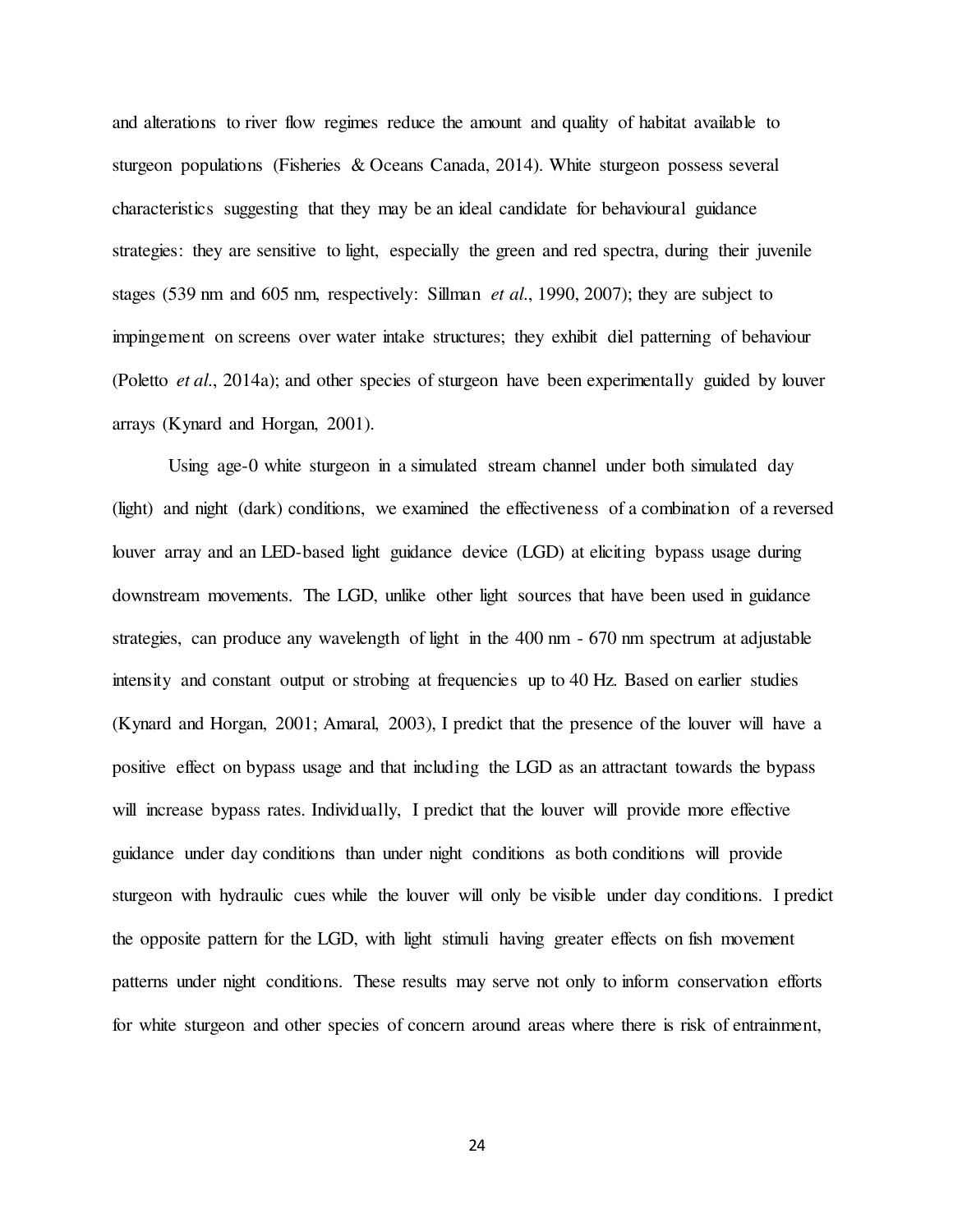and alterations to river flow regimes reduce the amount and quality of habitat available to sturgeon populations (Fisheries & Oceans Canada, 2014). White sturgeon possess several characteristics suggesting that they may be an ideal candidate for behavioural guidance strategies: they are sensitive to light, especially the green and red spectra, during their juvenile stages (539 nm and 605 nm, respectively: Sillman *et al*., 1990, 2007); they are subject to impingement on screens over water intake structures; they exhibit diel patterning of behaviour (Poletto *et al*., 2014a); and other species of sturgeon have been experimentally guided by louver arrays (Kynard and Horgan, 2001).

Using age-0 white sturgeon in a simulated stream channel under both simulated day (light) and night (dark) conditions, we examined the effectiveness of a combination of a reversed louver array and an LED-based light guidance device (LGD) at eliciting bypass usage during downstream movements. The LGD, unlike other light sources that have been used in guidance strategies, can produce any wavelength of light in the 400 nm - 670 nm spectrum at adjustable intensity and constant output or strobing at frequencies up to 40 Hz. Based on earlier studies (Kynard and Horgan, 2001; Amaral, 2003), I predict that the presence of the louver will have a positive effect on bypass usage and that including the LGD as an attractant towards the bypass will increase bypass rates. Individually, I predict that the louver will provide more effective guidance under day conditions than under night conditions as both conditions will provide sturgeon with hydraulic cues while the louver will only be visible under day conditions. I predict the opposite pattern for the LGD, with light stimuli having greater effects on fish movement patterns under night conditions. These results may serve not only to inform conservation efforts for white sturgeon and other species of concern around areas where there is risk of entrainment,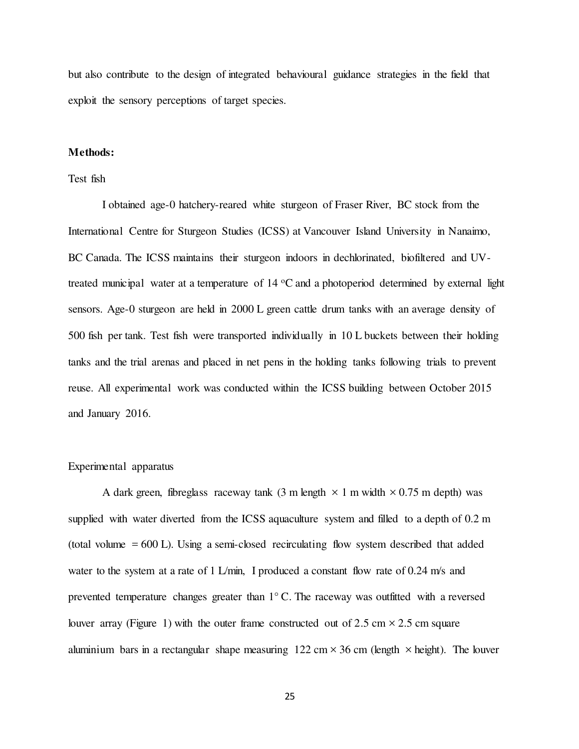but also contribute to the design of integrated behavioural guidance strategies in the field that exploit the sensory perceptions of target species.

## Methods:

### Test fish

I obtained age-0 hatchery-reared white sturgeon of Fraser River, BC stock from the International Centre for Sturgeon Studies (ICSS) at Vancouver Island University in Nanaimo, BC Canada. The ICSS maintains their sturgeon indoors in dechlorinated, biofiltered and UV-treated municipal water at a temperature of 14 $^{o}$C and a photoperiod determined by external light sensors. Age-0 sturgeon are held in 2000 L green cattle drum tanks with an average density of 500 fish per tank. Test fish were transported individually in 10 L buckets between their holding tanks and the trial arenas and placed in net pens in the holding tanks following trials to prevent reuse. All experimental work was conducted within the ICSS building between October 2015 and January 2016.

### Experimental apparatus

A dark green, fibreglass raceway tank (3 m length × 1 m width × 0.75 m depth) was supplied with water diverted from the ICSS aquaculture system and filled to a depth of 0.2 m (total volume = 600 L). Using a semi-closed recirculating flow system described that added water to the system at a rate of 1 L/min, I produced a constant flow rate of 0.24 m/s and prevented temperature changes greater than 1° C. The raceway was outfitted with a reversed louver array (Figure 1) with the outer frame constructed out of 2.5 cm × 2.5 cm square aluminium bars in a rectangular shape measuring 122 cm × 36 cm (length × height). The louver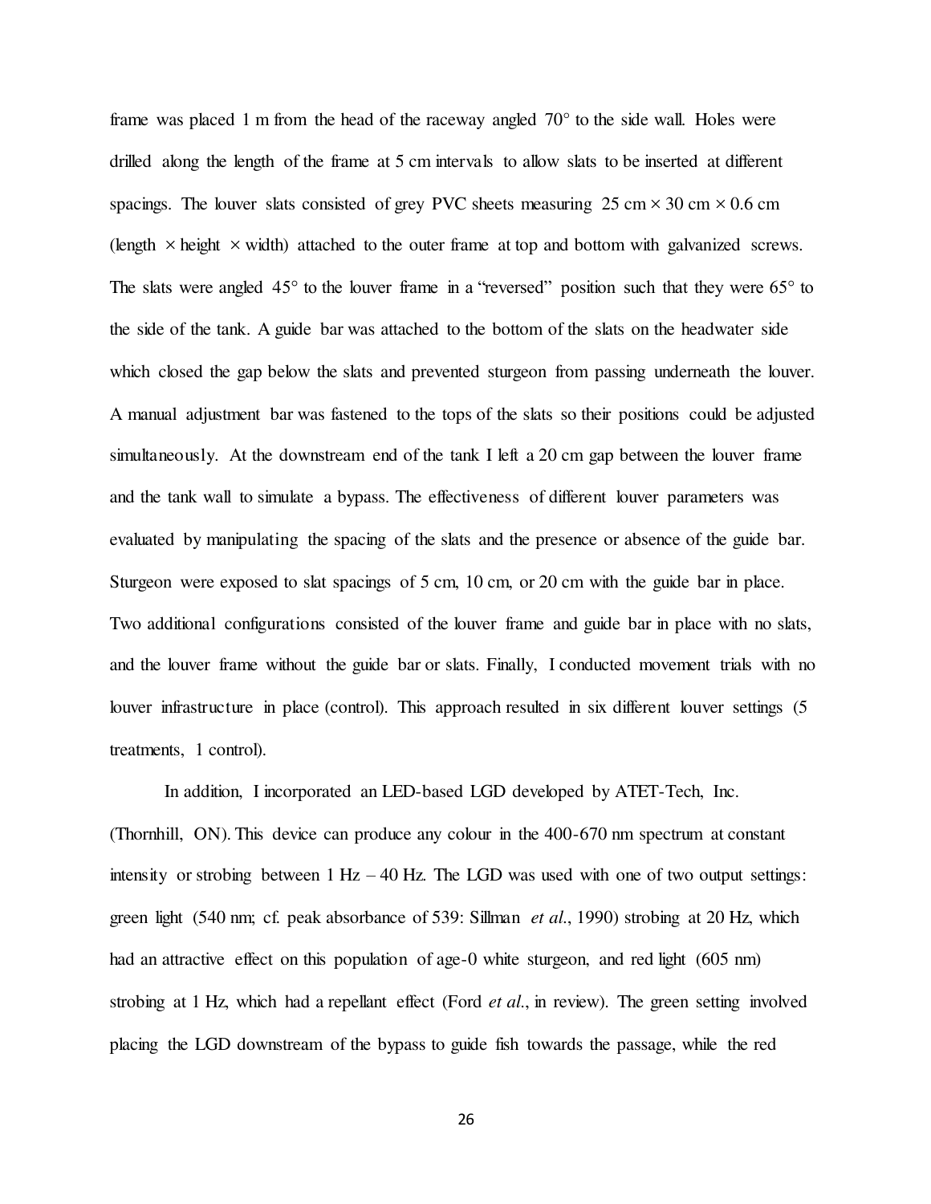frame was placed 1 m from the head of the raceway angled 70° to the side wall. Holes were drilled along the length of the frame at 5 cm intervals to allow slats to be inserted at different spacings. The louver slats consisted of grey PVC sheets measuring 25 cm × 30 cm × 0.6 cm (length × height × width) attached to the outer frame at top and bottom with galvanized screws. The slats were angled 45° to the louver frame in a "reversed" position such that they were 65° to the side of the tank. A guide bar was attached to the bottom of the slats on the headwater side which closed the gap below the slats and prevented sturgeon from passing underneath the louver. A manual adjustment bar was fastened to the tops of the slats so their positions could be adjusted simultaneously. At the downstream end of the tank I left a 20 cm gap between the louver frame and the tank wall to simulate a bypass. The effectiveness of different louver parameters was evaluated by manipulating the spacing of the slats and the presence or absence of the guide bar. Sturgeon were exposed to slat spacings of 5 cm, 10 cm, or 20 cm with the guide bar in place. Two additional configurations consisted of the louver frame and guide bar in place with no slats, and the louver frame without the guide bar or slats. Finally, I conducted movement trials with no louver infrastructure in place (control). This approach resulted in six different louver settings (5 treatments, 1 control).

In addition, I incorporated an LED-based LGD developed by ATET-Tech, Inc. (Thornhill, ON). This device can produce any colour in the 400-670 nm spectrum at constant intensity or strobing between 1 Hz – 40 Hz. The LGD was used with one of two output settings: green light (540 nm; cf. peak absorbance of 539: Sillman *et al.*, 1990) strobing at 20 Hz, which had an attractive effect on this population of age-0 white sturgeon, and red light (605 nm) strobing at 1 Hz, which had a repellant effect (Ford *et al.*, in review). The green setting involved placing the LGD downstream of the bypass to guide fish towards the passage, while the red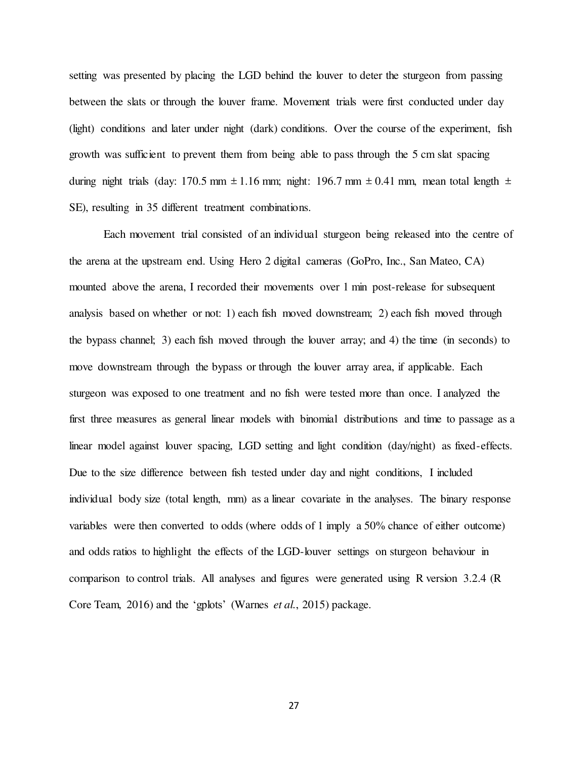setting was presented by placing the LGD behind the louver to deter the sturgeon from passing between the slats or through the louver frame. Movement trials were first conducted under day (light) conditions and later under night (dark) conditions. Over the course of the experiment, fish growth was sufficient to prevent them from being able to pass through the 5 cm slat spacing during night trials (day: 170.5 mm ± 1.16 mm; night: 196.7 mm ± 0.41 mm, mean total length ± SE), resulting in 35 different treatment combinations.

Each movement trial consisted of an individual sturgeon being released into the centre of the arena at the upstream end. Using Hero 2 digital cameras (GoPro, Inc., San Mateo, CA) mounted above the arena, I recorded their movements over 1 min post-release for subsequent analysis based on whether or not: 1) each fish moved downstream; 2) each fish moved through the bypass channel; 3) each fish moved through the louver array; and 4) the time (in seconds) to move downstream through the bypass or through the louver array area, if applicable. Each sturgeon was exposed to one treatment and no fish were tested more than once. I analyzed the first three measures as general linear models with binomial distributions and time to passage as a linear model against louver spacing, LGD setting and light condition (day/night) as fixed-effects. Due to the size difference between fish tested under day and night conditions, I included individual body size (total length, mm) as a linear covariate in the analyses. The binary response variables were then converted to odds (where odds of 1 imply a 50% chance of either outcome) and odds ratios to highlight the effects of the LGD-louver settings on sturgeon behaviour in comparison to control trials. All analyses and figures were generated using R version 3.2.4 (R Core Team, 2016) and the 'gplots' (Warnes *et al.*, 2015) package.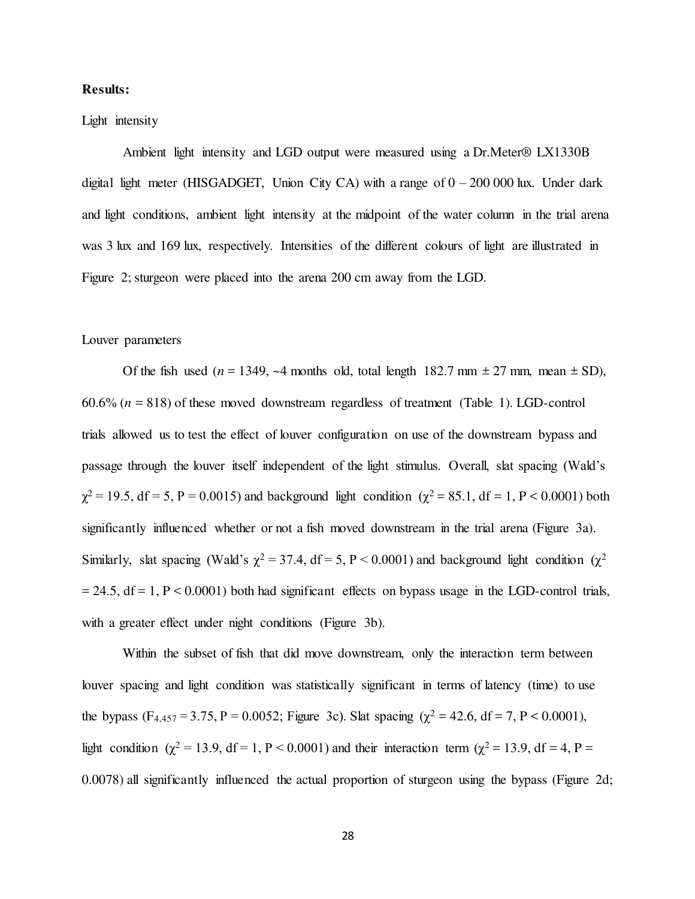**Results:**

Light intensity

Ambient light intensity and LGD output were measured using a Dr.Meter® LX1330B digital light meter (HISGADGET, Union City CA) with a range of 0 – 200 000 lux. Under dark and light conditions, ambient light intensity at the midpoint of the water column in the trial arena was 3 lux and 169 lux, respectively. Intensities of the different colours of light are illustrated in Figure 2; sturgeon were placed into the arena 200 cm away from the LGD.

Louver parameters

Of the fish used (*n* = 1349, ~4 months old, total length 182.7 mm ± 27 mm, mean ± SD), 60.6% (*n* = 818) of these moved downstream regardless of treatment (Table 1). LGD-control trials allowed us to test the effect of louver configuration on use of the downstream bypass and passage through the louver itself independent of the light stimulus. Overall, slat spacing (Wald's $\chi^2 = 19.5$, df = 5, P = 0.0015) and background light condition ($\chi^2 = 85.1$, df = 1, P < 0.0001) both significantly influenced whether or not a fish moved downstream in the trial arena (Figure 3a). Similarly, slat spacing (Wald's $\chi^2 = 37.4$, df = 5, P < 0.0001) and background light condition ($\chi^2 = 24.5$, df = 1, P < 0.0001) both had significant effects on bypass usage in the LGD-control trials, with a greater effect under night conditions (Figure 3b).

Within the subset of fish that did move downstream, only the interaction term between louver spacing and light condition was statistically significant in terms of latency (time) to use the bypass ($F_{4,457} = 3.75$, P = 0.0052; Figure 3c). Slat spacing ($\chi^2 = 42.6$, df = 7, P < 0.0001), light condition ($\chi^2 = 13.9$, df = 1, P < 0.0001) and their interaction term ($\chi^2 = 13.9$, df = 4, P = 0.0078) all significantly influenced the actual proportion of sturgeon using the bypass (Figure 2d;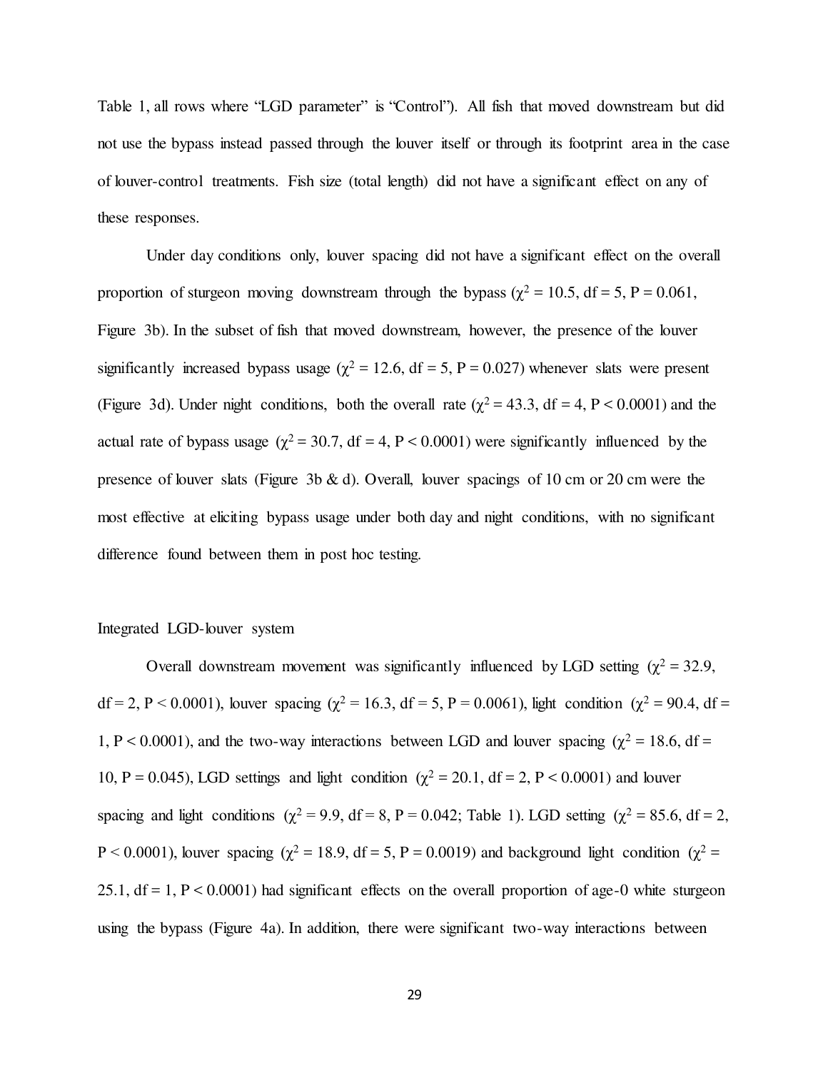Table 1, all rows where "LGD parameter" is "Control"). All fish that moved downstream but did not use the bypass instead passed through the louver itself or through its footprint area in the case of louver-control treatments. Fish size (total length) did not have a significant effect on any of these responses.

Under day conditions only, louver spacing did not have a significant effect on the overall proportion of sturgeon moving downstream through the bypass ($\chi^2 = 10.5$, df = 5, P = 0.061, Figure 3b). In the subset of fish that moved downstream, however, the presence of the louver significantly increased bypass usage ($\chi^2 = 12.6$, df = 5, P = 0.027) whenever slats were present (Figure 3d). Under night conditions, both the overall rate ($\chi^2 = 43.3$, df = 4, P < 0.0001) and the actual rate of bypass usage ($\chi^2 = 30.7$, df = 4, P < 0.0001) were significantly influenced by the presence of louver slats (Figure 3b & d). Overall, louver spacings of 10 cm or 20 cm were the most effective at eliciting bypass usage under both day and night conditions, with no significant difference found between them in post hoc testing.

## Integrated LGD-louver system

Overall downstream movement was significantly influenced by LGD setting ($\chi^2 = 32.9$, df = 2, P < 0.0001), louver spacing ($\chi^2 = 16.3$, df = 5, P = 0.0061), light condition ($\chi^2 = 90.4$, df = 1, P < 0.0001), and the two-way interactions between LGD and louver spacing ($\chi^2 = 18.6$, df = 10, P = 0.045), LGD settings and light condition ($\chi^2 = 20.1$, df = 2, P < 0.0001) and louver spacing and light conditions ($\chi^2 = 9.9$, df = 8, P = 0.042; Table 1). LGD setting ($\chi^2 = 85.6$, df = 2, P < 0.0001), louver spacing ($\chi^2 = 18.9$, df = 5, P = 0.0019) and background light condition ($\chi^2 = 25.1$, df = 1, P < 0.0001) had significant effects on the overall proportion of age-0 white sturgeon using the bypass (Figure 4a). In addition, there were significant two-way interactions between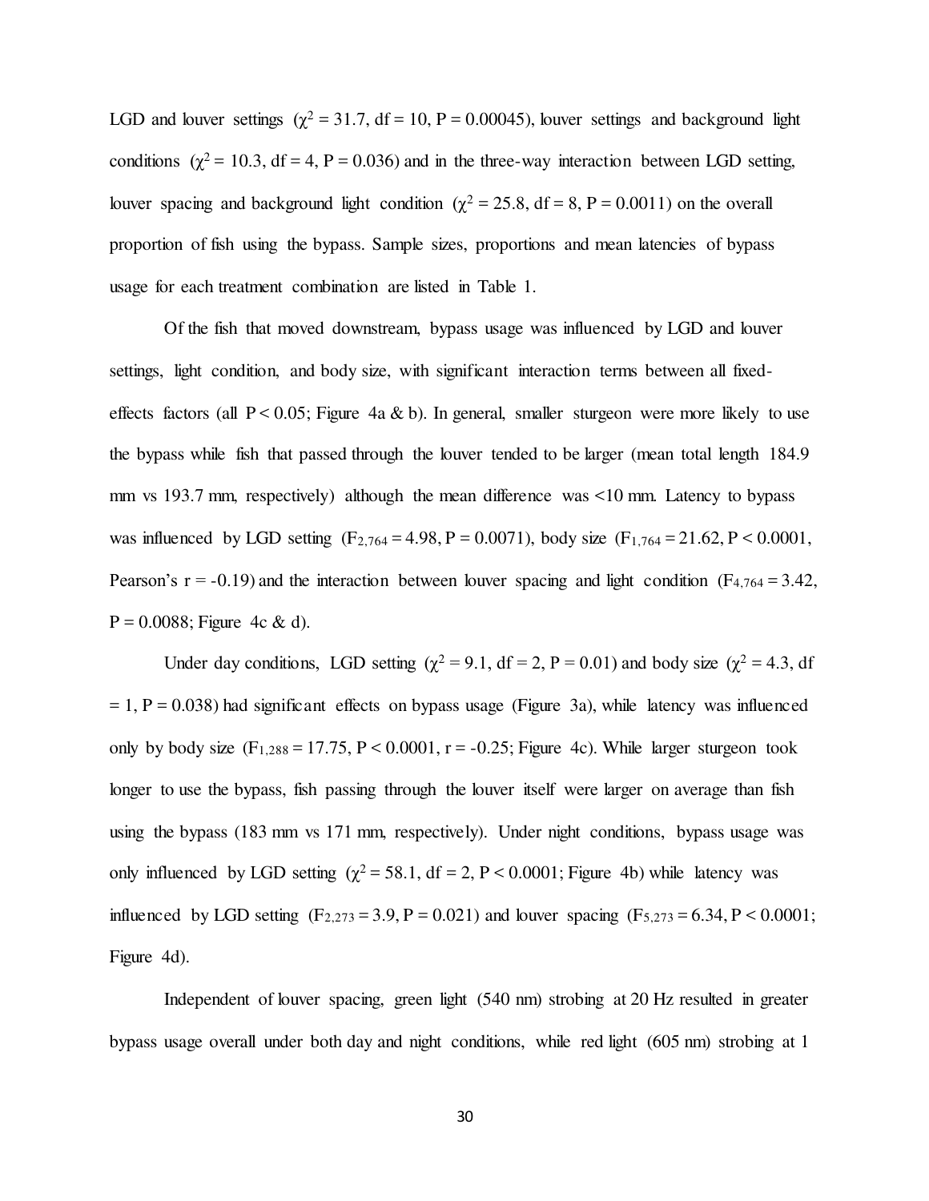LGD and louver settings ($\chi^2 = 31.7$, df = 10, P = 0.00045), louver settings and background light conditions ($\chi^2 = 10.3$, df = 4, P = 0.036) and in the three-way interaction between LGD setting, louver spacing and background light condition ($\chi^2 = 25.8$, df = 8, P = 0.0011) on the overall proportion of fish using the bypass. Sample sizes, proportions and mean latencies of bypass usage for each treatment combination are listed in Table 1.

Of the fish that moved downstream, bypass usage was influenced by LGD and louver settings, light condition, and body size, with significant interaction terms between all fixed-effects factors (all $P < 0.05$; Figure 4a & b). In general, smaller sturgeon were more likely to use the bypass while fish that passed through the louver tended to be larger (mean total length 184.9 mm vs 193.7 mm, respectively) although the mean difference was <10 mm. Latency to bypass was influenced by LGD setting ($F_{2,764} = 4.98$, P = 0.0071), body size ($F_{1,764} = 21.62$, $P < 0.0001$, Pearson's r = -0.19) and the interaction between louver spacing and light condition ($F_{4,764} = 3.42$, P = 0.0088; Figure 4c & d).

Under day conditions, LGD setting ($\chi^2 = 9.1$, df = 2, P = 0.01) and body size ($\chi^2 = 4.3$, df = 1, P = 0.038) had significant effects on bypass usage (Figure 3a), while latency was influenced only by body size ($F_{1,288} = 17.75$, $P < 0.0001$, r = -0.25; Figure 4c). While larger sturgeon took longer to use the bypass, fish passing through the louver itself were larger on average than fish using the bypass (183 mm vs 171 mm, respectively). Under night conditions, bypass usage was only influenced by LGD setting ($\chi^2 = 58.1$, df = 2, $P < 0.0001$; Figure 4b) while latency was influenced by LGD setting ($F_{2,273} = 3.9$, P = 0.021) and louver spacing ($F_{5,273} = 6.34$, $P < 0.0001$; Figure 4d).

Independent of louver spacing, green light (540 nm) strobing at 20 Hz resulted in greater bypass usage overall under both day and night conditions, while red light (605 nm) strobing at 1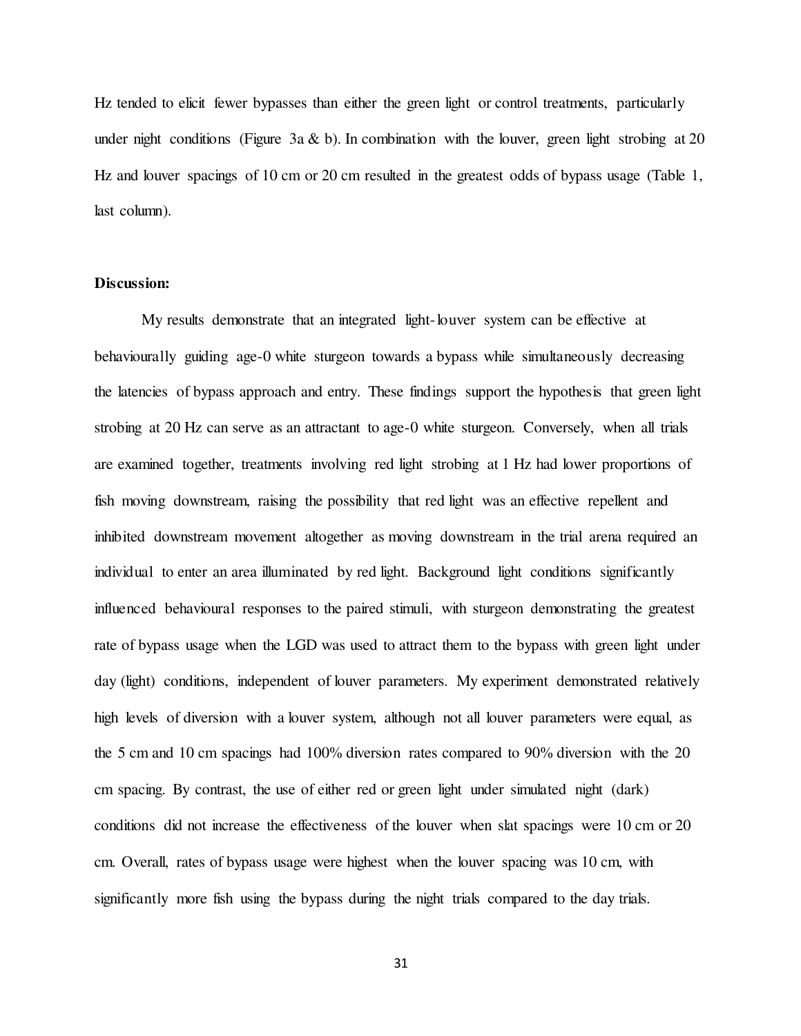Hz tended to elicit fewer bypasses than either the green light or control treatments, particularly under night conditions (Figure 3a & b). In combination with the louver, green light strobing at 20 Hz and louver spacings of 10 cm or 20 cm resulted in the greatest odds of bypass usage (Table 1, last column).

**Discussion:**

My results demonstrate that an integrated light-louver system can be effective at behaviourally guiding age-0 white sturgeon towards a bypass while simultaneously decreasing the latencies of bypass approach and entry. These findings support the hypothesis that green light strobing at 20 Hz can serve as an attractant to age-0 white sturgeon. Conversely, when all trials are examined together, treatments involving red light strobing at 1 Hz had lower proportions of fish moving downstream, raising the possibility that red light was an effective repellent and inhibited downstream movement altogether as moving downstream in the trial arena required an individual to enter an area illuminated by red light. Background light conditions significantly influenced behavioural responses to the paired stimuli, with sturgeon demonstrating the greatest rate of bypass usage when the LGD was used to attract them to the bypass with green light under day (light) conditions, independent of louver parameters. My experiment demonstrated relatively high levels of diversion with a louver system, although not all louver parameters were equal, as the 5 cm and 10 cm spacings had 100% diversion rates compared to 90% diversion with the 20 cm spacing. By contrast, the use of either red or green light under simulated night (dark) conditions did not increase the effectiveness of the louver when slat spacings were 10 cm or 20 cm. Overall, rates of bypass usage were highest when the louver spacing was 10 cm, with significantly more fish using the bypass during the night trials compared to the day trials.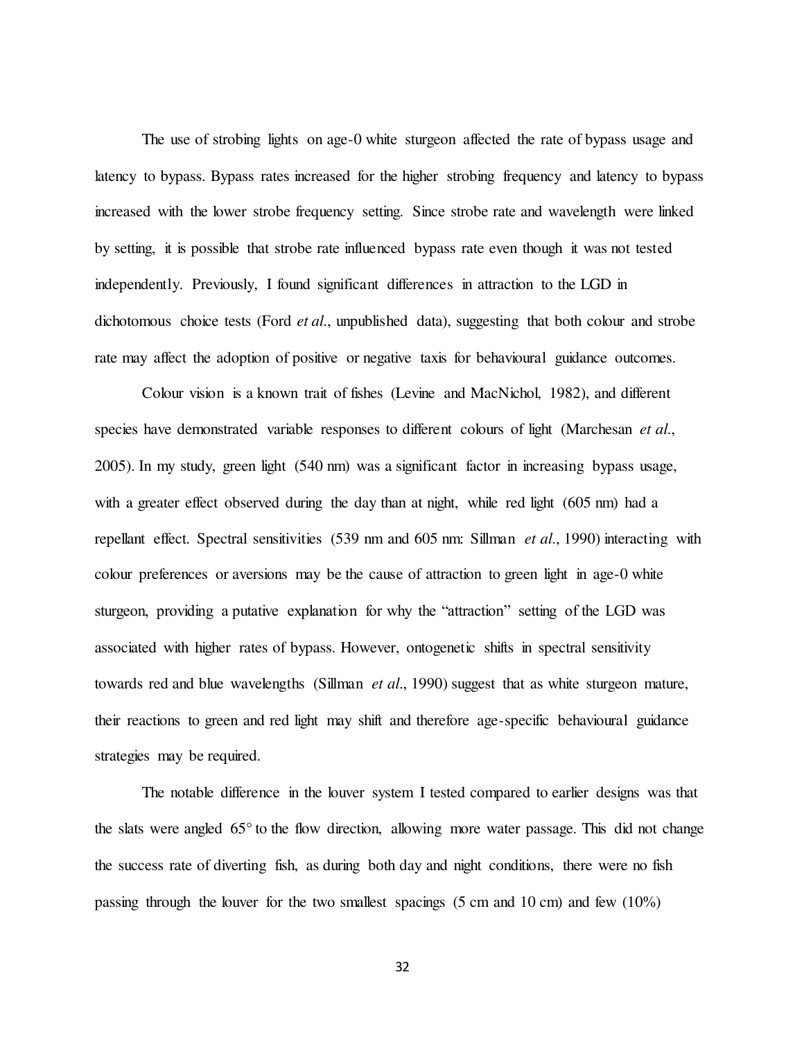The use of strobing lights on age-0 white sturgeon affected the rate of bypass usage and latency to bypass. Bypass rates increased for the higher strobing frequency and latency to bypass increased with the lower strobe frequency setting. Since strobe rate and wavelength were linked by setting, it is possible that strobe rate influenced bypass rate even though it was not tested independently. Previously, I found significant differences in attraction to the LGD in dichotomous choice tests (Ford *et al.*, unpublished data), suggesting that both colour and strobe rate may affect the adoption of positive or negative taxis for behavioural guidance outcomes.

Colour vision is a known trait of fishes (Levine and MacNichol, 1982), and different species have demonstrated variable responses to different colours of light (Marchesan *et al.*, 2005). In my study, green light (540 nm) was a significant factor in increasing bypass usage, with a greater effect observed during the day than at night, while red light (605 nm) had a repellant effect. Spectral sensitivities (539 nm and 605 nm: Sillman *et al.*, 1990) interacting with colour preferences or aversions may be the cause of attraction to green light in age-0 white sturgeon, providing a putative explanation for why the "attraction" setting of the LGD was associated with higher rates of bypass. However, ontogenetic shifts in spectral sensitivity towards red and blue wavelengths (Sillman *et al.*, 1990) suggest that as white sturgeon mature, their reactions to green and red light may shift and therefore age-specific behavioural guidance strategies may be required.

The notable difference in the louver system I tested compared to earlier designs was that the slats were angled 65° to the flow direction, allowing more water passage. This did not change the success rate of diverting fish, as during both day and night conditions, there were no fish passing through the louver for the two smallest spacings (5 cm and 10 cm) and few (10%)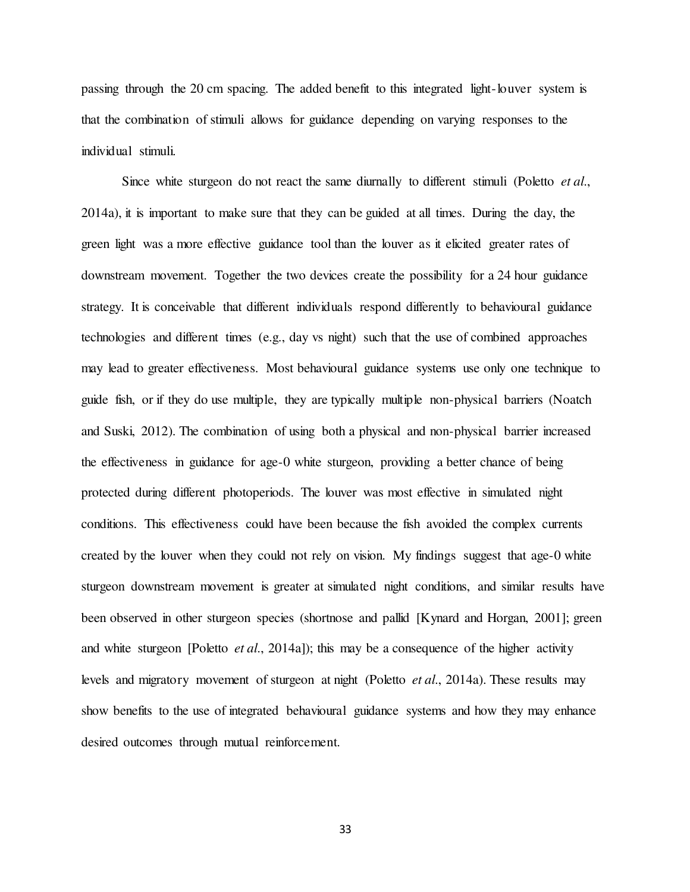passing through the 20 cm spacing. The added benefit to this integrated light-louver system is that the combination of stimuli allows for guidance depending on varying responses to the individual stimuli.

Since white sturgeon do not react the same diurnally to different stimuli (Poletto *et al*., 2014a), it is important to make sure that they can be guided at all times. During the day, the green light was a more effective guidance tool than the louver as it elicited greater rates of downstream movement. Together the two devices create the possibility for a 24 hour guidance strategy. It is conceivable that different individuals respond differently to behavioural guidance technologies and different times (e.g., day vs night) such that the use of combined approaches may lead to greater effectiveness. Most behavioural guidance systems use only one technique to guide fish, or if they do use multiple, they are typically multiple non-physical barriers (Noatch and Suski, 2012). The combination of using both a physical and non-physical barrier increased the effectiveness in guidance for age-0 white sturgeon, providing a better chance of being protected during different photoperiods. The louver was most effective in simulated night conditions. This effectiveness could have been because the fish avoided the complex currents created by the louver when they could not rely on vision. My findings suggest that age-0 white sturgeon downstream movement is greater at simulated night conditions, and similar results have been observed in other sturgeon species (shortnose and pallid [Kynard and Horgan, 2001]; green and white sturgeon [Poletto *et al*., 2014a]); this may be a consequence of the higher activity levels and migratory movement of sturgeon at night (Poletto *et al*., 2014a). These results may show benefits to the use of integrated behavioural guidance systems and how they may enhance desired outcomes through mutual reinforcement.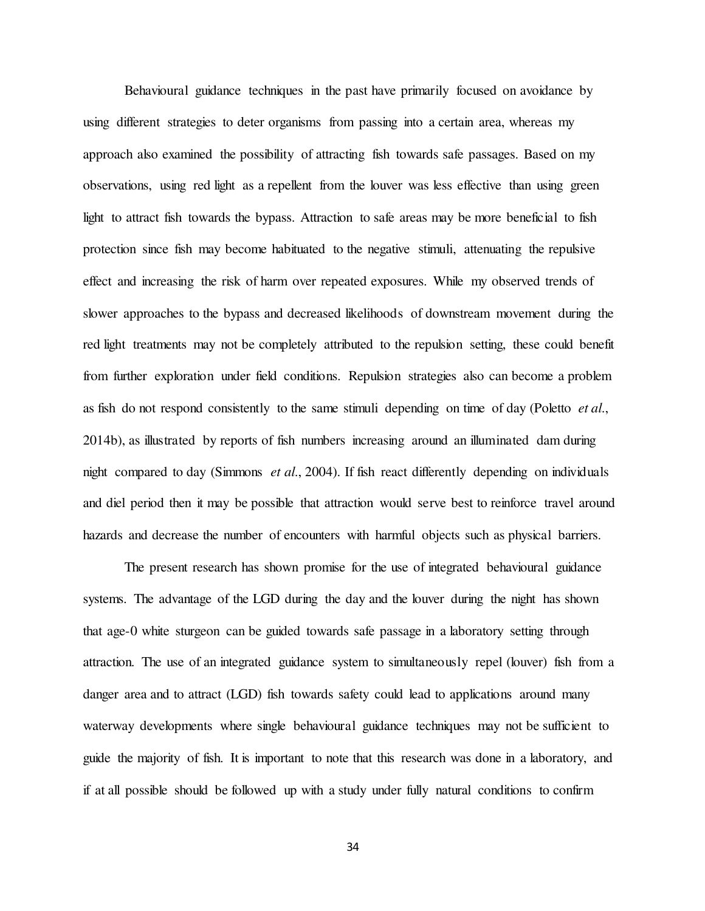Behavioural guidance techniques in the past have primarily focused on avoidance by using different strategies to deter organisms from passing into a certain area, whereas my approach also examined the possibility of attracting fish towards safe passages. Based on my observations, using red light as a repellent from the louver was less effective than using green light to attract fish towards the bypass. Attraction to safe areas may be more beneficial to fish protection since fish may become habituated to the negative stimuli, attenuating the repulsive effect and increasing the risk of harm over repeated exposures. While my observed trends of slower approaches to the bypass and decreased likelihoods of downstream movement during the red light treatments may not be completely attributed to the repulsion setting, these could benefit from further exploration under field conditions. Repulsion strategies also can become a problem as fish do not respond consistently to the same stimuli depending on time of day (Poletto *et al*., 2014b), as illustrated by reports of fish numbers increasing around an illuminated dam during night compared to day (Simmons *et al*., 2004). If fish react differently depending on individuals and diel period then it may be possible that attraction would serve best to reinforce travel around hazards and decrease the number of encounters with harmful objects such as physical barriers.

The present research has shown promise for the use of integrated behavioural guidance systems. The advantage of the LGD during the day and the louver during the night has shown that age-0 white sturgeon can be guided towards safe passage in a laboratory setting through attraction. The use of an integrated guidance system to simultaneously repel (louver) fish from a danger area and to attract (LGD) fish towards safety could lead to applications around many waterway developments where single behavioural guidance techniques may not be sufficient to guide the majority of fish. It is important to note that this research was done in a laboratory, and if at all possible should be followed up with a study under fully natural conditions to confirm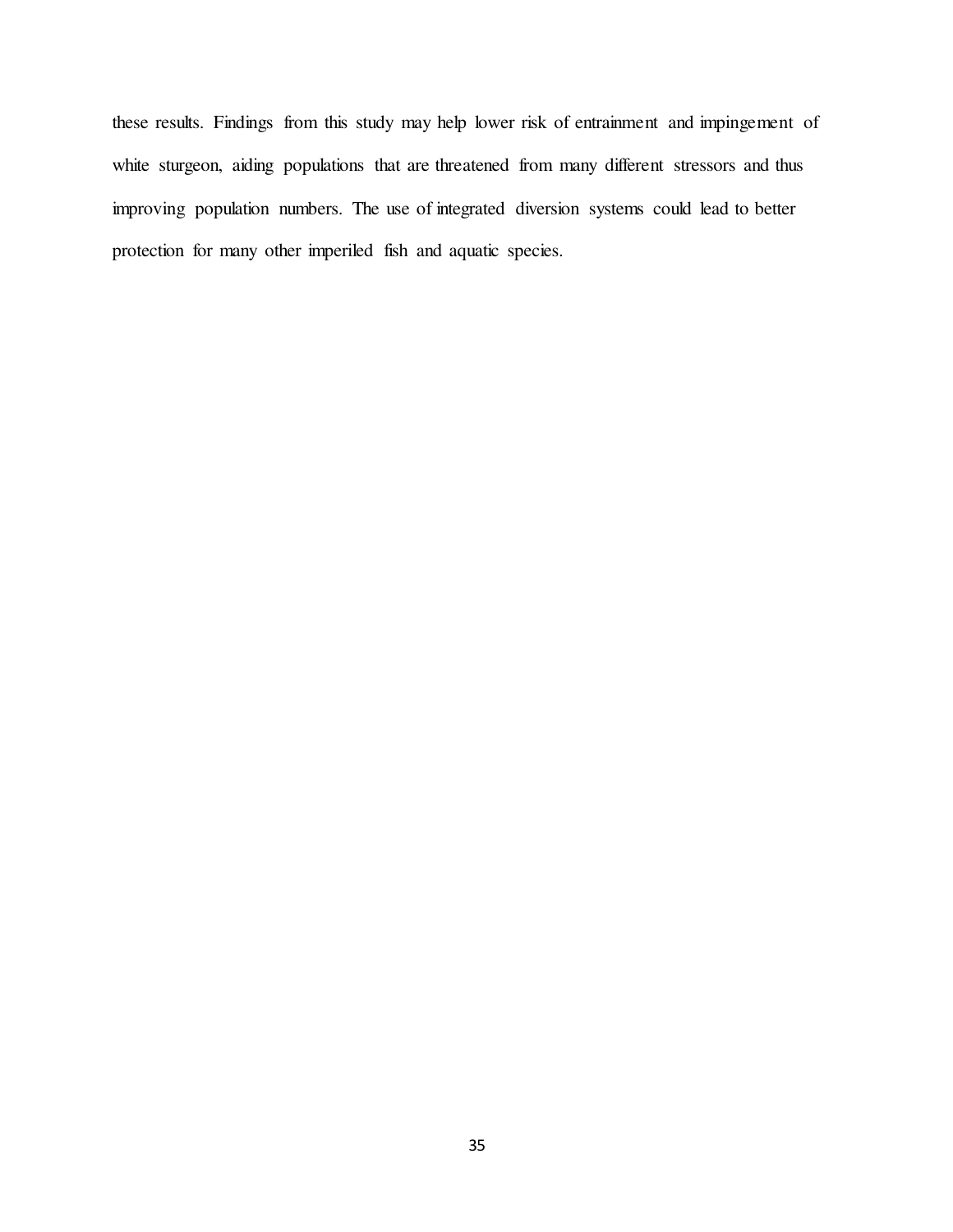these results. Findings from this study may help lower risk of entrainment and impingement of white sturgeon, aiding populations that are threatened from many different stressors and thus improving population numbers. The use of integrated diversion systems could lead to better protection for many other imperiled fish and aquatic species.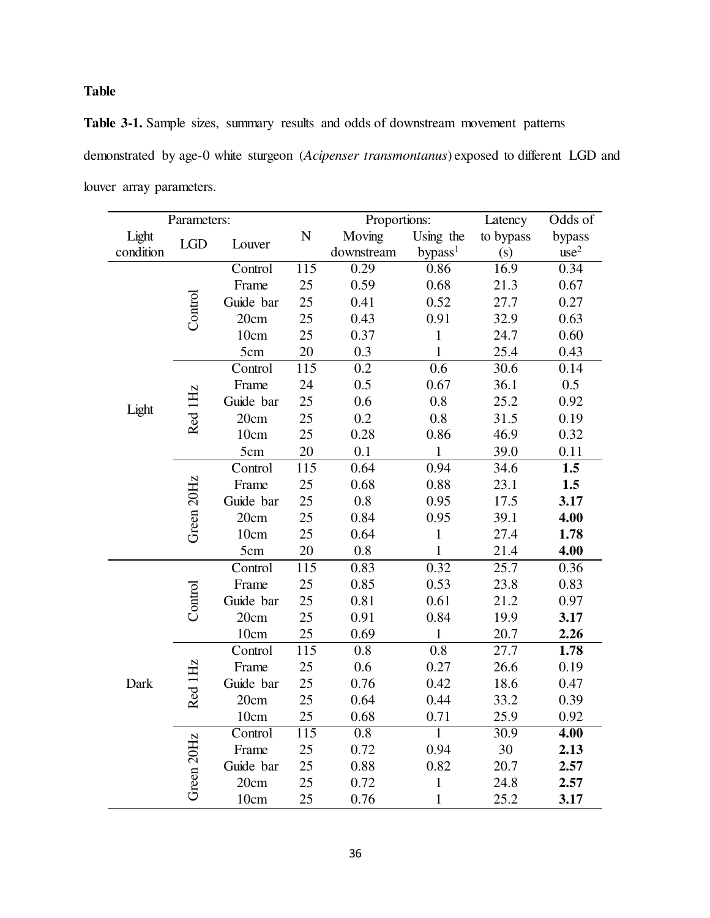**Table**

**Table 3-1.** Sample sizes, summary results and odds of downstream movement patterns demonstrated by age-0 white sturgeon (*Acipenser transmontanus*) exposed to different LGD and louver array parameters.

| Parameters: | | | N | Proportions: | | Latency | Odds of |
|---|---|---|---|---|---|---|---|
| Light condition | LGD | Louver | | Moving downstream | Using the bypass[1] | to bypass (s) | bypass use[2] |
| Light | Control | Control | 115 | 0.29 | 0.86 | 16.9 | 0.34 |
| | | Frame | 25 | 0.59 | 0.68 | 21.3 | 0.67 |
| | | Guide bar | 25 | 0.41 | 0.52 | 27.7 | 0.27 |
| | | 20cm | 25 | 0.43 | 0.91 | 32.9 | 0.63 |
| | | 10cm | 25 | 0.37 | 1 | 24.7 | 0.60 |
| | | 5cm | 20 | 0.3 | 1 | 25.4 | 0.43 |
| | Red 1Hz | Control | 115 | 0.2 | 0.6 | 30.6 | 0.14 |
| | | Frame | 24 | 0.5 | 0.67 | 36.1 | 0.5 |
| | | Guide bar | 25 | 0.6 | 0.8 | 25.2 | 0.92 |
| | | 20cm | 25 | 0.2 | 0.8 | 31.5 | 0.19 |
| | | 10cm | 25 | 0.28 | 0.86 | 46.9 | 0.32 |
| | | 5cm | 20 | 0.1 | 1 | 39.0 | 0.11 |
| | Green 20Hz | Control | 115 | 0.64 | 0.94 | 34.6 | **1.5** |
| | | Frame | 25 | 0.68 | 0.88 | 23.1 | **1.5** |
| | | Guide bar | 25 | 0.8 | 0.95 | 17.5 | **3.17** |
| | | 20cm | 25 | 0.84 | 0.95 | 39.1 | **4.00** |
| | | 10cm | 25 | 0.64 | 1 | 27.4 | **1.78** |
| | | 5cm | 20 | 0.8 | 1 | 21.4 | **4.00** |
| Dark | Control | Control | 115 | 0.83 | 0.32 | 25.7 | 0.36 |
| | | Frame | 25 | 0.85 | 0.53 | 23.8 | 0.83 |
| | | Guide bar | 25 | 0.81 | 0.61 | 21.2 | 0.97 |
| | | 20cm | 25 | 0.91 | 0.84 | 19.9 | **3.17** |
| | | 10cm | 25 | 0.69 | 1 | 20.7 | **2.26** |
| | Red 1Hz | Control | 115 | 0.8 | 0.8 | 27.7 | **1.78** |
| | | Frame | 25 | 0.6 | 0.27 | 26.6 | 0.19 |
| | | Guide bar | 25 | 0.76 | 0.42 | 18.6 | 0.47 |
| | | 20cm | 25 | 0.64 | 0.44 | 33.2 | 0.39 |
| | | 10cm | 25 | 0.68 | 0.71 | 25.9 | 0.92 |
| | Green 20Hz | Control | 115 | 0.8 | 1 | 30.9 | **4.00** |
| | | Frame | 25 | 0.72 | 0.94 | 30 | **2.13** |
| | | Guide bar | 25 | 0.88 | 0.82 | 20.7 | **2.57** |
| | | 20cm | 25 | 0.72 | 1 | 24.8 | **2.57** |
| | | 10cm | 25 | 0.76 | 1 | 25.2 | **3.17** |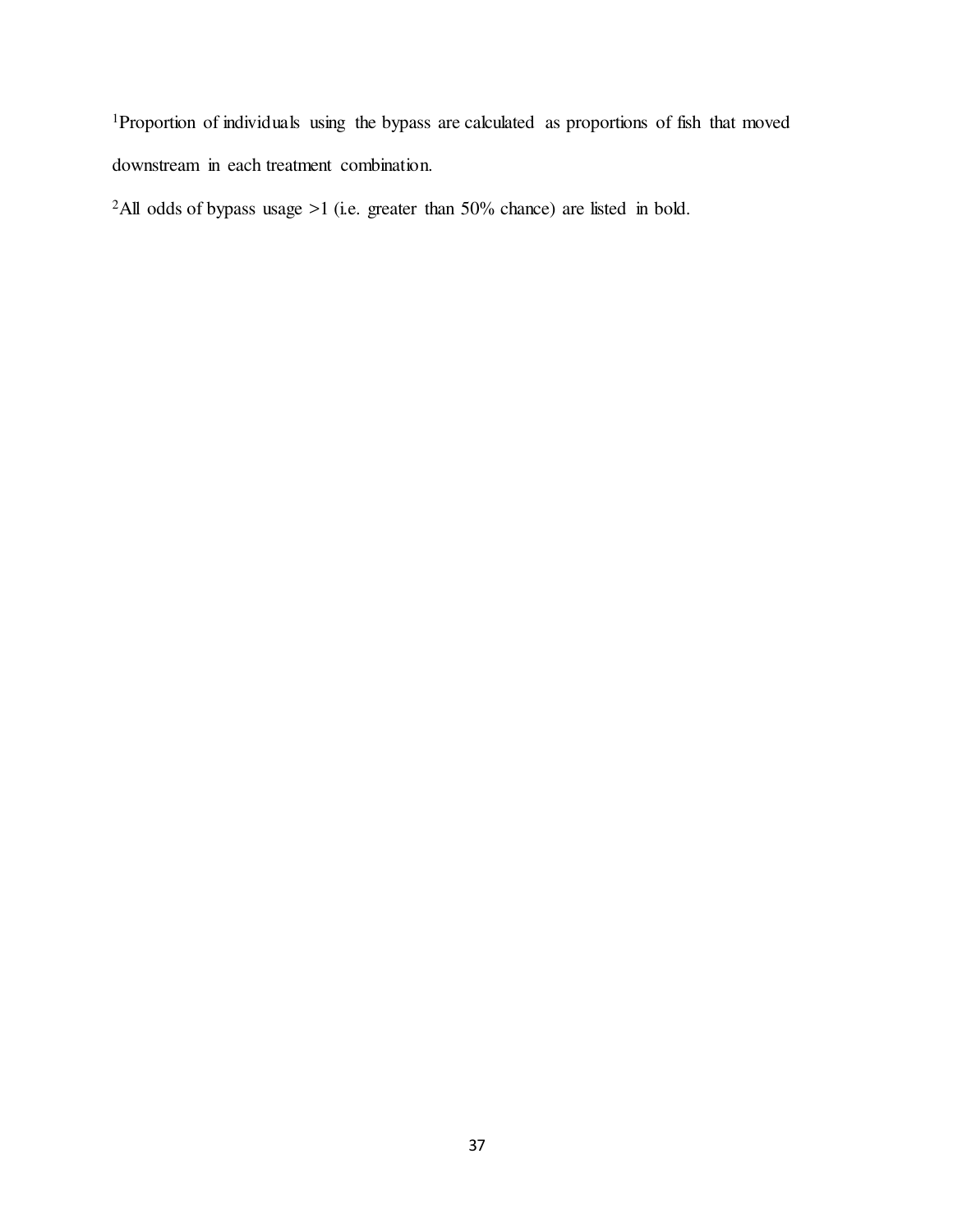[1]Proportion of individuals using the bypass are calculated as proportions of fish that moved downstream in each treatment combination.

[2]All odds of bypass usage >1 (i.e. greater than 50% chance) are listed in bold.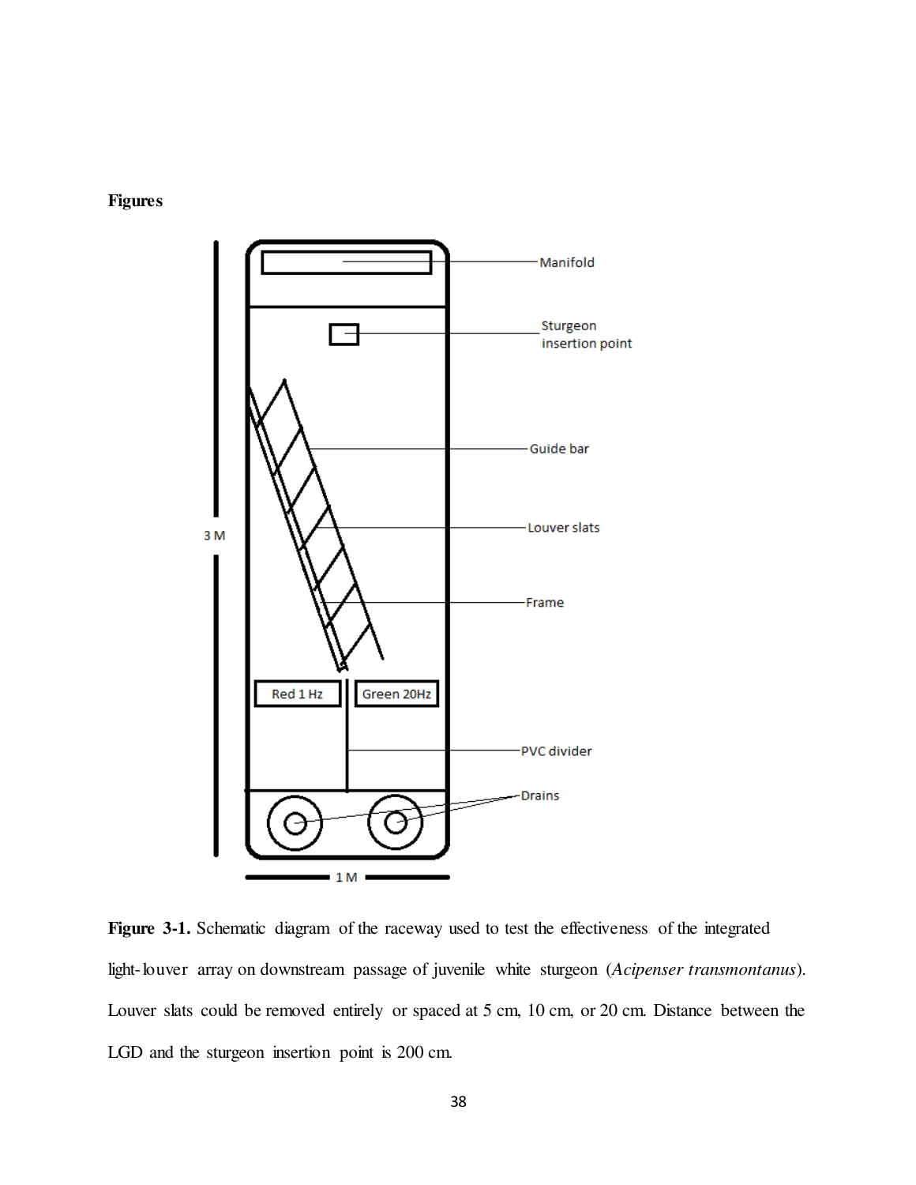**Figures**

**Figure 3-1.** Schematic diagram of the raceway used to test the effectiveness of the integrated light-louver array on downstream passage of juvenile white sturgeon (*Acipenser transmontanus*). Louver slats could be removed entirely or spaced at 5 cm, 10 cm, or 20 cm. Distance between the LGD and the sturgeon insertion point is 200 cm.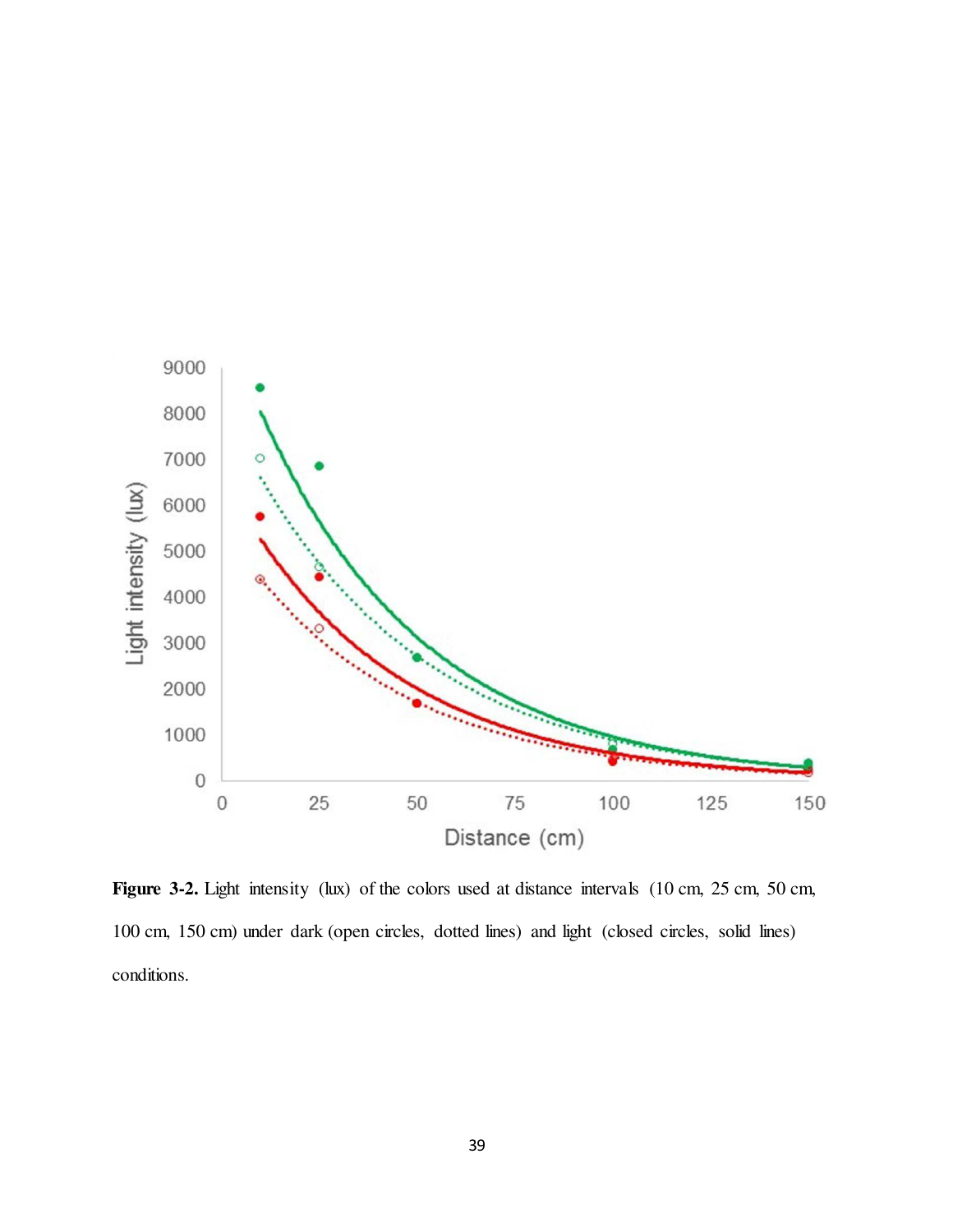**Figure 3-2.** Light intensity (lux) of the colors used at distance intervals (10 cm, 25 cm, 50 cm, 100 cm, 150 cm) under dark (open circles, dotted lines) and light (closed circles, solid lines) conditions.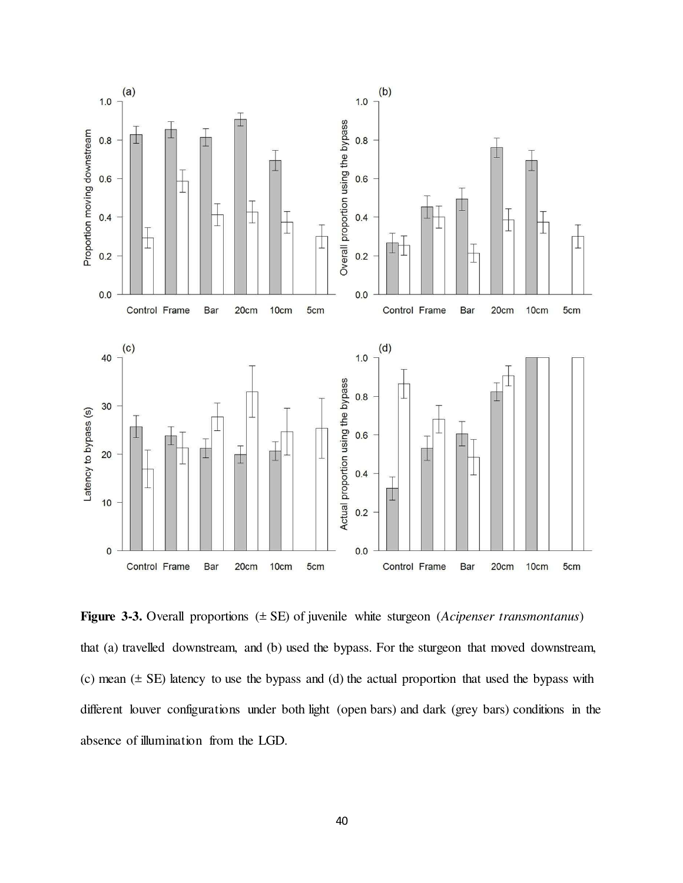**Figure 3-3.** Overall proportions (± SE) of juvenile white sturgeon (*Acipenser transmontanus*) that (a) travelled downstream, and (b) used the bypass. For the sturgeon that moved downstream, (c) mean (± SE) latency to use the bypass and (d) the actual proportion that used the bypass with different louver configurations under both light (open bars) and dark (grey bars) conditions in the absence of illumination from the LGD.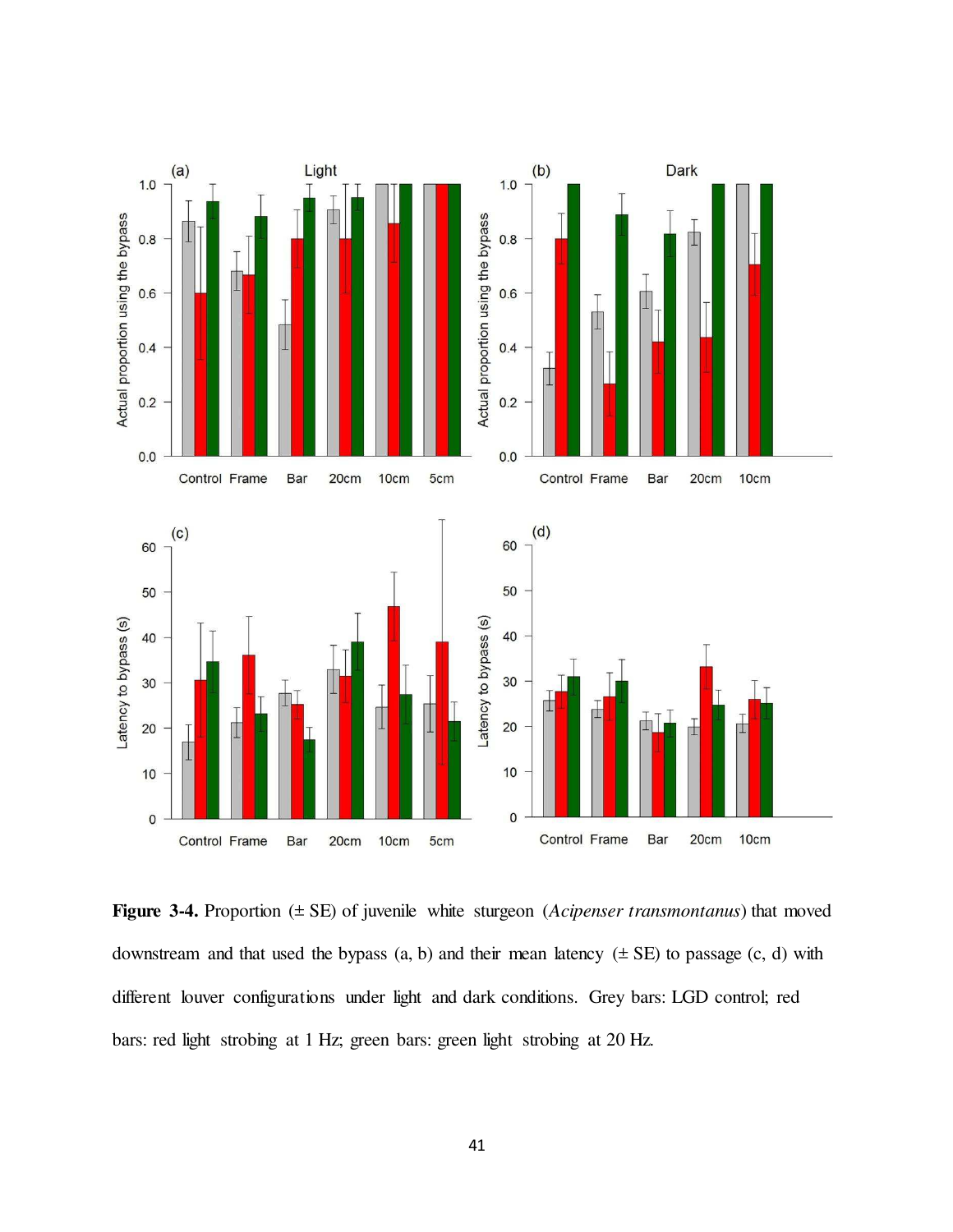**Figure 3-4.** Proportion (± SE) of juvenile white sturgeon (*Acipenser transmontanus*) that moved downstream and that used the bypass (a, b) and their mean latency (± SE) to passage (c, d) with different louver configurations under light and dark conditions. Grey bars: LGD control; red bars: red light strobing at 1 Hz; green bars: green light strobing at 20 Hz.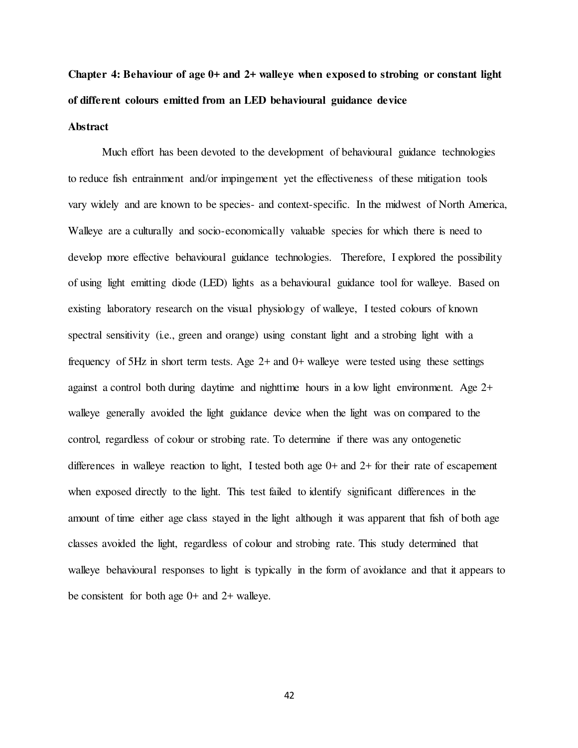# Chapter 4: Behaviour of age 0+ and 2+ walleye when exposed to strobing or constant light of different colours emitted from an LED behavioural guidance device

## Abstract

Much effort has been devoted to the development of behavioural guidance technologies to reduce fish entrainment and/or impingement yet the effectiveness of these mitigation tools vary widely and are known to be species- and context-specific. In the midwest of North America, Walleye are a culturally and socio-economically valuable species for which there is need to develop more effective behavioural guidance technologies. Therefore, I explored the possibility of using light emitting diode (LED) lights as a behavioural guidance tool for walleye. Based on existing laboratory research on the visual physiology of walleye, I tested colours of known spectral sensitivity (i.e., green and orange) using constant light and a strobing light with a frequency of 5Hz in short term tests. Age 2+ and 0+ walleye were tested using these settings against a control both during daytime and nighttime hours in a low light environment. Age 2+ walleye generally avoided the light guidance device when the light was on compared to the control, regardless of colour or strobing rate. To determine if there was any ontogenetic differences in walleye reaction to light, I tested both age 0+ and 2+ for their rate of escapement when exposed directly to the light. This test failed to identify significant differences in the amount of time either age class stayed in the light although it was apparent that fish of both age classes avoided the light, regardless of colour and strobing rate. This study determined that walleye behavioural responses to light is typically in the form of avoidance and that it appears to be consistent for both age 0+ and 2+ walleye.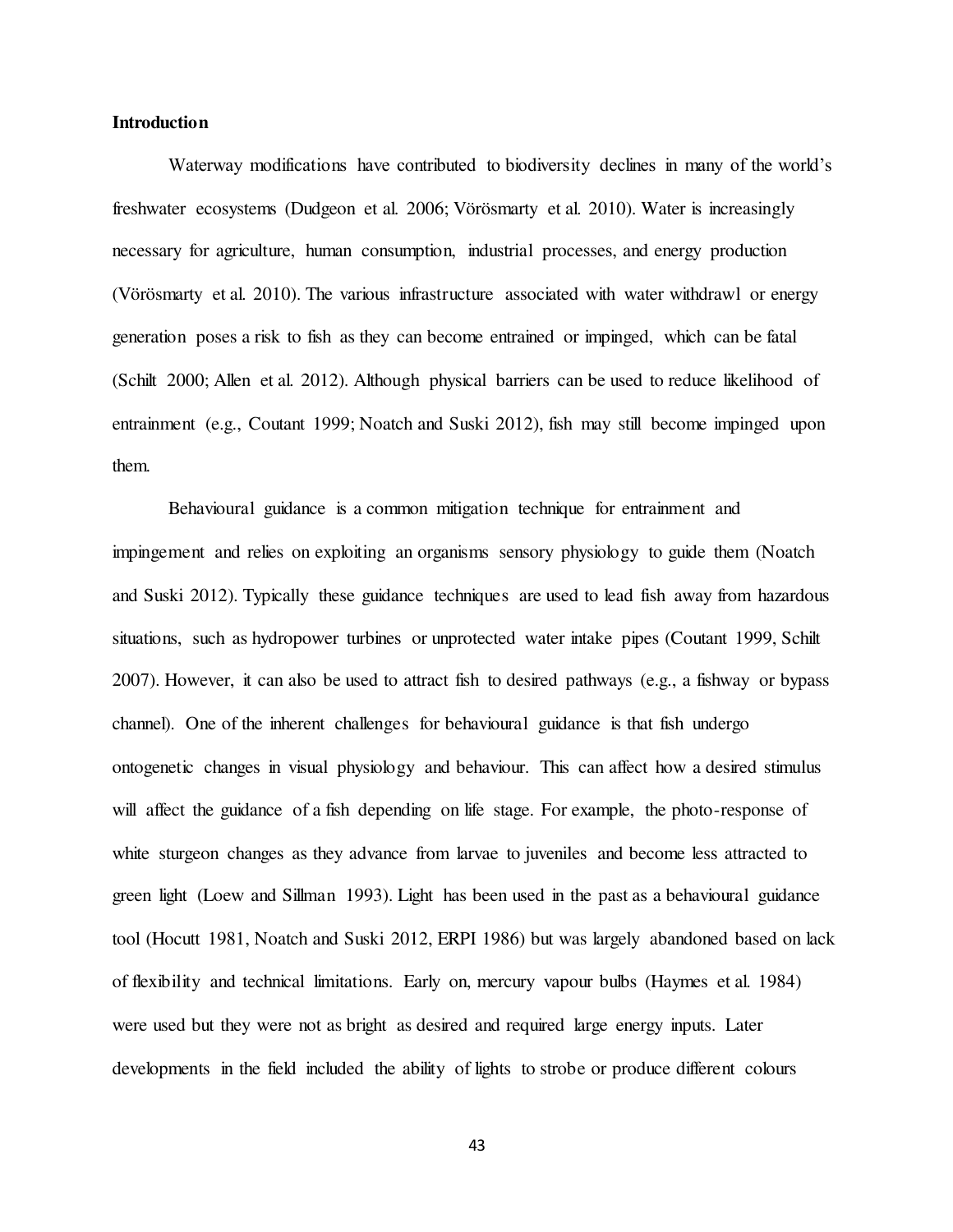**Introduction**

Waterway modifications have contributed to biodiversity declines in many of the world's freshwater ecosystems (Dudgeon et al. 2006; Vörösmarty et al. 2010). Water is increasingly necessary for agriculture, human consumption, industrial processes, and energy production (Vörösmarty et al. 2010). The various infrastructure associated with water withdrawl or energy generation poses a risk to fish as they can become entrained or impinged, which can be fatal (Schilt 2000; Allen et al. 2012). Although physical barriers can be used to reduce likelihood of entrainment (e.g., Coutant 1999; Noatch and Suski 2012), fish may still become impinged upon them.

Behavioural guidance is a common mitigation technique for entrainment and impingement and relies on exploiting an organisms sensory physiology to guide them (Noatch and Suski 2012). Typically these guidance techniques are used to lead fish away from hazardous situations, such as hydropower turbines or unprotected water intake pipes (Coutant 1999, Schilt 2007). However, it can also be used to attract fish to desired pathways (e.g., a fishway or bypass channel). One of the inherent challenges for behavioural guidance is that fish undergo ontogenetic changes in visual physiology and behaviour. This can affect how a desired stimulus will affect the guidance of a fish depending on life stage. For example, the photo-response of white sturgeon changes as they advance from larvae to juveniles and become less attracted to green light (Loew and Sillman 1993). Light has been used in the past as a behavioural guidance tool (Hocutt 1981, Noatch and Suski 2012, ERPI 1986) but was largely abandoned based on lack of flexibility and technical limitations. Early on, mercury vapour bulbs (Haymes et al. 1984) were used but they were not as bright as desired and required large energy inputs. Later developments in the field included the ability of lights to strobe or produce different colours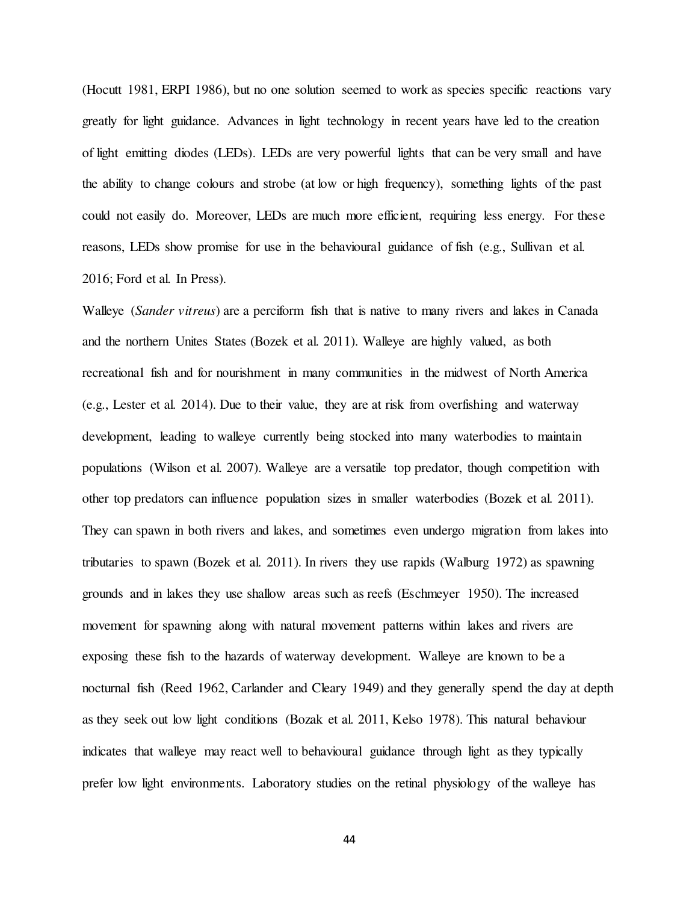(Hocutt 1981, ERPI 1986), but no one solution seemed to work as species specific reactions vary greatly for light guidance. Advances in light technology in recent years have led to the creation of light emitting diodes (LEDs). LEDs are very powerful lights that can be very small and have the ability to change colours and strobe (at low or high frequency), something lights of the past could not easily do. Moreover, LEDs are much more efficient, requiring less energy. For these reasons, LEDs show promise for use in the behavioural guidance of fish (e.g., Sullivan et al. 2016; Ford et al. In Press).

Walleye (*Sander vitreus*) are a perciform fish that is native to many rivers and lakes in Canada and the northern Unites States (Bozek et al. 2011). Walleye are highly valued, as both recreational fish and for nourishment in many communities in the midwest of North America (e.g., Lester et al. 2014). Due to their value, they are at risk from overfishing and waterway development, leading to walleye currently being stocked into many waterbodies to maintain populations (Wilson et al. 2007). Walleye are a versatile top predator, though competition with other top predators can influence population sizes in smaller waterbodies (Bozek et al. 2011). They can spawn in both rivers and lakes, and sometimes even undergo migration from lakes into tributaries to spawn (Bozek et al. 2011). In rivers they use rapids (Walburg 1972) as spawning grounds and in lakes they use shallow areas such as reefs (Eschmeyer 1950). The increased movement for spawning along with natural movement patterns within lakes and rivers are exposing these fish to the hazards of waterway development. Walleye are known to be a nocturnal fish (Reed 1962, Carlander and Cleary 1949) and they generally spend the day at depth as they seek out low light conditions (Bozak et al. 2011, Kelso 1978). This natural behaviour indicates that walleye may react well to behavioural guidance through light as they typically prefer low light environments. Laboratory studies on the retinal physiology of the walleye has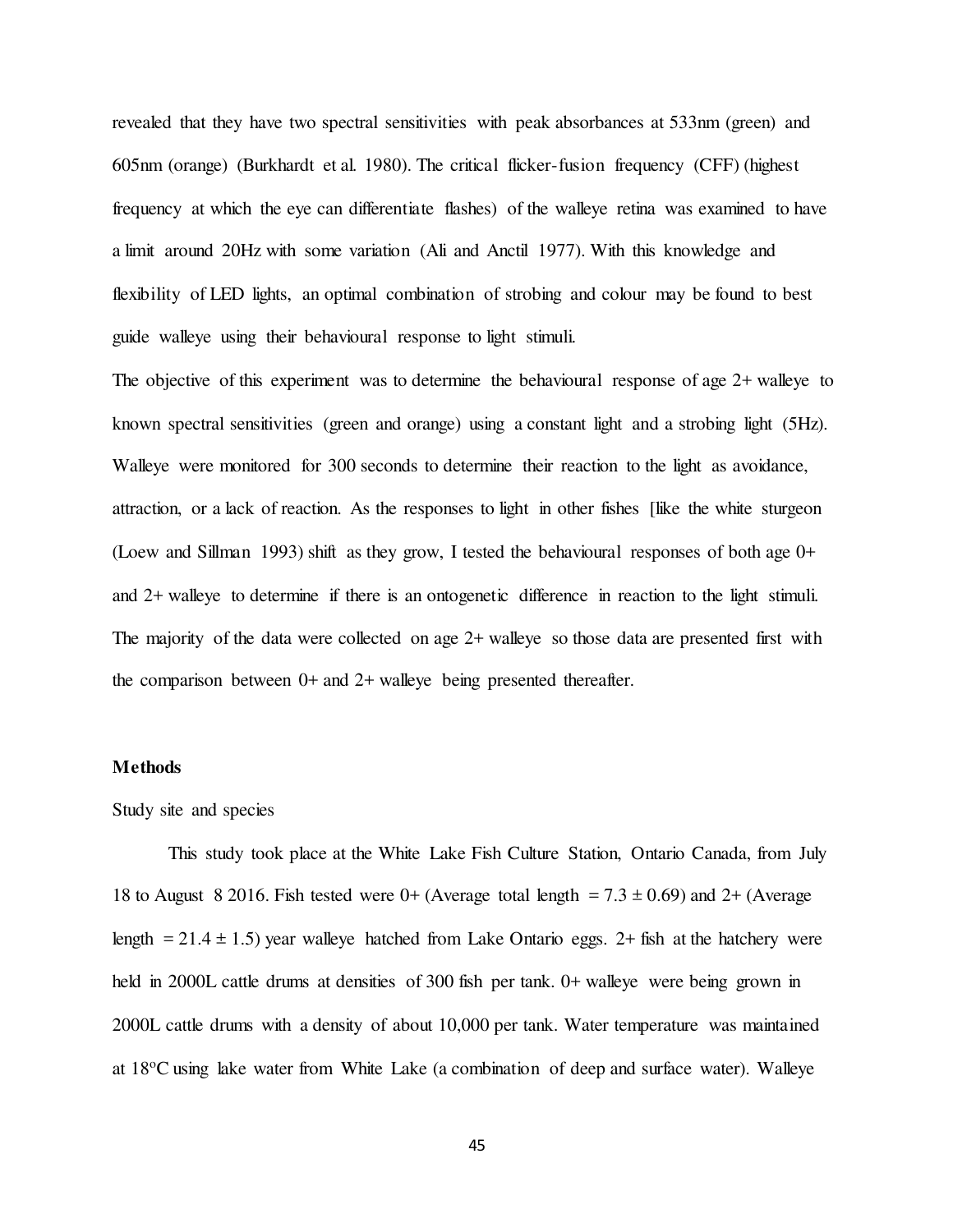revealed that they have two spectral sensitivities with peak absorbances at 533nm (green) and 605nm (orange) (Burkhardt et al. 1980). The critical flicker-fusion frequency (CFF) (highest frequency at which the eye can differentiate flashes) of the walleye retina was examined to have a limit around 20Hz with some variation (Ali and Anctil 1977). With this knowledge and flexibility of LED lights, an optimal combination of strobing and colour may be found to best guide walleye using their behavioural response to light stimuli.

The objective of this experiment was to determine the behavioural response of age 2+ walleye to known spectral sensitivities (green and orange) using a constant light and a strobing light (5Hz). Walleye were monitored for 300 seconds to determine their reaction to the light as avoidance, attraction, or a lack of reaction. As the responses to light in other fishes [like the white sturgeon (Loew and Sillman 1993) shift as they grow, I tested the behavioural responses of both age 0+ and 2+ walleye to determine if there is an ontogenetic difference in reaction to the light stimuli. The majority of the data were collected on age 2+ walleye so those data are presented first with the comparison between 0+ and 2+ walleye being presented thereafter.

## Methods

Study site and species

This study took place at the White Lake Fish Culture Station, Ontario Canada, from July 18 to August 8 2016. Fish tested were 0+ (Average total length = 7.3 ± 0.69) and 2+ (Average length = 21.4 ± 1.5) year walleye hatched from Lake Ontario eggs. 2+ fish at the hatchery were held in 2000L cattle drums at densities of 300 fish per tank. 0+ walleye were being grown in 2000L cattle drums with a density of about 10,000 per tank. Water temperature was maintained at 18ºC using lake water from White Lake (a combination of deep and surface water). Walleye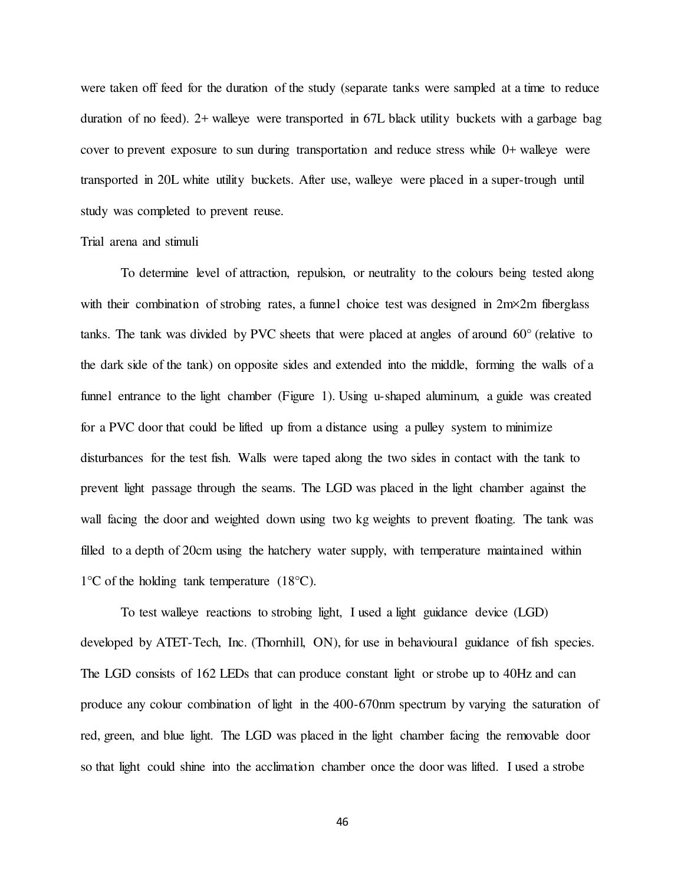were taken off feed for the duration of the study (separate tanks were sampled at a time to reduce duration of no feed). 2+ walleye were transported in 67L black utility buckets with a garbage bag cover to prevent exposure to sun during transportation and reduce stress while 0+ walleye were transported in 20L white utility buckets. After use, walleye were placed in a super-trough until study was completed to prevent reuse.

Trial arena and stimuli

To determine level of attraction, repulsion, or neutrality to the colours being tested along with their combination of strobing rates, a funnel choice test was designed in 2m×2m fiberglass tanks. The tank was divided by PVC sheets that were placed at angles of around 60° (relative to the dark side of the tank) on opposite sides and extended into the middle, forming the walls of a funnel entrance to the light chamber (Figure 1). Using u-shaped aluminum, a guide was created for a PVC door that could be lifted up from a distance using a pulley system to minimize disturbances for the test fish. Walls were taped along the two sides in contact with the tank to prevent light passage through the seams. The LGD was placed in the light chamber against the wall facing the door and weighted down using two kg weights to prevent floating. The tank was filled to a depth of 20cm using the hatchery water supply, with temperature maintained within 1°C of the holding tank temperature (18°C).

To test walleye reactions to strobing light, I used a light guidance device (LGD) developed by ATET-Tech, Inc. (Thornhill, ON), for use in behavioural guidance of fish species. The LGD consists of 162 LEDs that can produce constant light or strobe up to 40Hz and can produce any colour combination of light in the 400-670nm spectrum by varying the saturation of red, green, and blue light. The LGD was placed in the light chamber facing the removable door so that light could shine into the acclimation chamber once the door was lifted. I used a strobe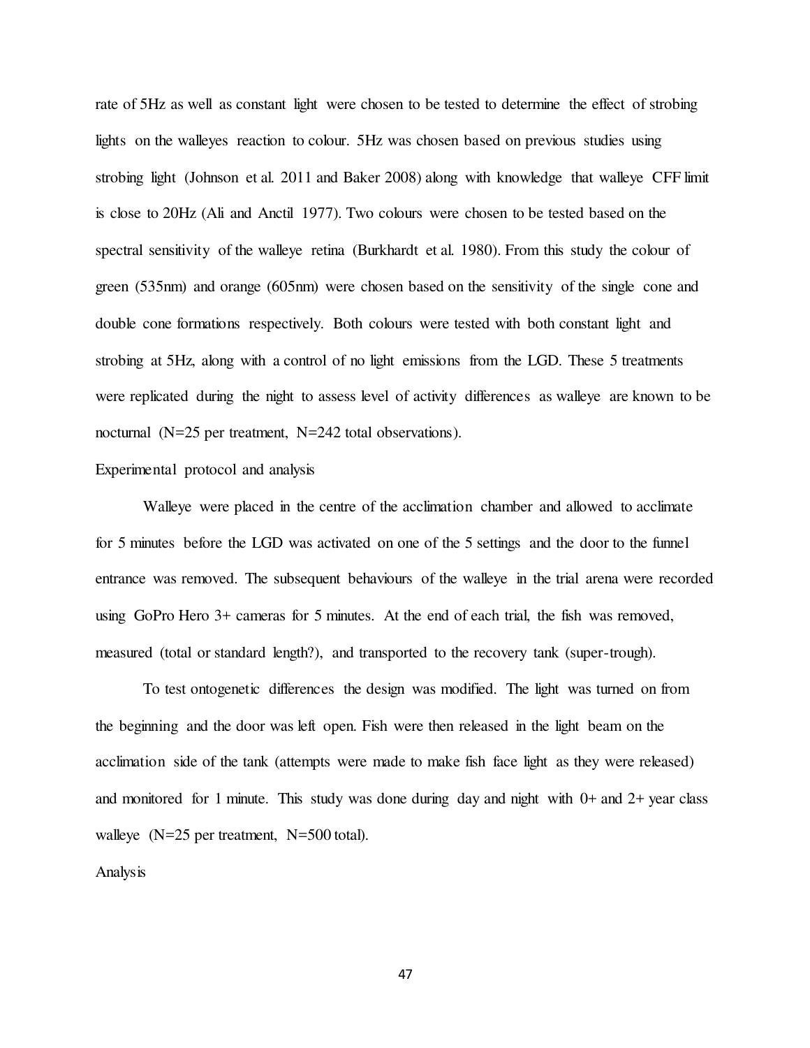rate of 5Hz as well as constant light were chosen to be tested to determine the effect of strobing lights on the walleyes reaction to colour. 5Hz was chosen based on previous studies using strobing light (Johnson et al. 2011 and Baker 2008) along with knowledge that walleye CFF limit is close to 20Hz (Ali and Anctil 1977). Two colours were chosen to be tested based on the spectral sensitivity of the walleye retina (Burkhardt et al. 1980). From this study the colour of green (535nm) and orange (605nm) were chosen based on the sensitivity of the single cone and double cone formations respectively. Both colours were tested with both constant light and strobing at 5Hz, along with a control of no light emissions from the LGD. These 5 treatments were replicated during the night to assess level of activity differences as walleye are known to be nocturnal (N=25 per treatment, N=242 total observations).

### Experimental protocol and analysis

Walleye were placed in the centre of the acclimation chamber and allowed to acclimate for 5 minutes before the LGD was activated on one of the 5 settings and the door to the funnel entrance was removed. The subsequent behaviours of the walleye in the trial arena were recorded using GoPro Hero 3+ cameras for 5 minutes. At the end of each trial, the fish was removed, measured (total or standard length?), and transported to the recovery tank (super-trough).

To test ontogenetic differences the design was modified. The light was turned on from the beginning and the door was left open. Fish were then released in the light beam on the acclimation side of the tank (attempts were made to make fish face light as they were released) and monitored for 1 minute. This study was done during day and night with 0+ and 2+ year class walleye (N=25 per treatment, N=500 total).

### Analysis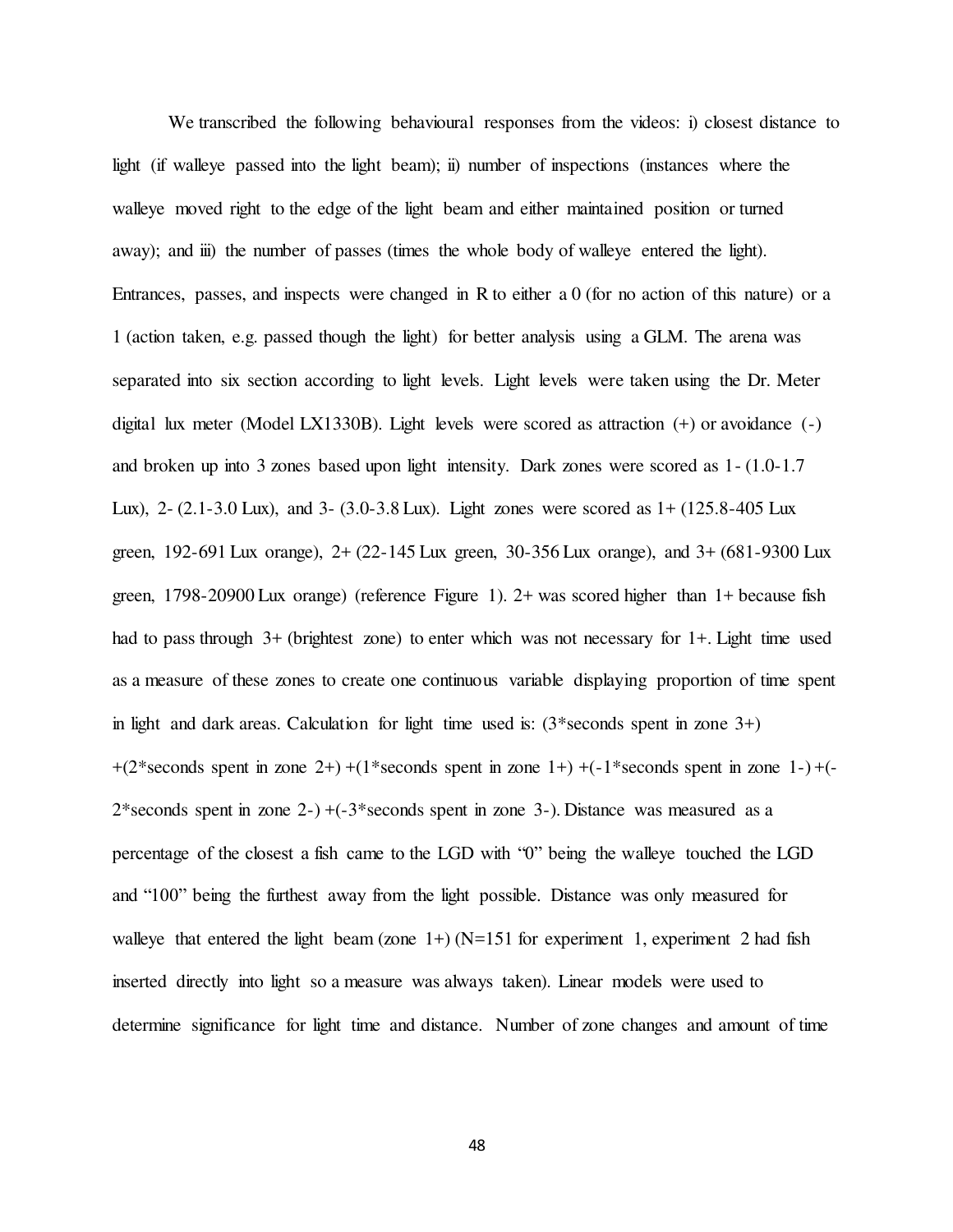We transcribed the following behavioural responses from the videos: i) closest distance to light (if walleye passed into the light beam); ii) number of inspections (instances where the walleye moved right to the edge of the light beam and either maintained position or turned away); and iii) the number of passes (times the whole body of walleye entered the light). Entrances, passes, and inspects were changed in R to either a 0 (for no action of this nature) or a 1 (action taken, e.g. passed though the light) for better analysis using a GLM. The arena was separated into six section according to light levels. Light levels were taken using the Dr. Meter digital lux meter (Model LX1330B). Light levels were scored as attraction (+) or avoidance (-) and broken up into 3 zones based upon light intensity. Dark zones were scored as 1- (1.0-1.7 Lux), 2- (2.1-3.0 Lux), and 3- (3.0-3.8 Lux). Light zones were scored as 1+ (125.8-405 Lux green, 192-691 Lux orange), 2+ (22-145 Lux green, 30-356 Lux orange), and 3+ (681-9300 Lux green, 1798-20900 Lux orange) (reference Figure 1). 2+ was scored higher than 1+ because fish had to pass through 3+ (brightest zone) to enter which was not necessary for 1+. Light time used as a measure of these zones to create one continuous variable displaying proportion of time spent in light and dark areas. Calculation for light time used is: (3*seconds spent in zone 3+) +(2*seconds spent in zone 2+) +(1*seconds spent in zone 1+) +(-1*seconds spent in zone 1-) +(-2*seconds spent in zone 2-) +(-3*seconds spent in zone 3-). Distance was measured as a percentage of the closest a fish came to the LGD with "0" being the walleye touched the LGD and "100" being the furthest away from the light possible. Distance was only measured for walleye that entered the light beam (zone 1+) (N=151 for experiment 1, experiment 2 had fish inserted directly into light so a measure was always taken). Linear models were used to determine significance for light time and distance. Number of zone changes and amount of time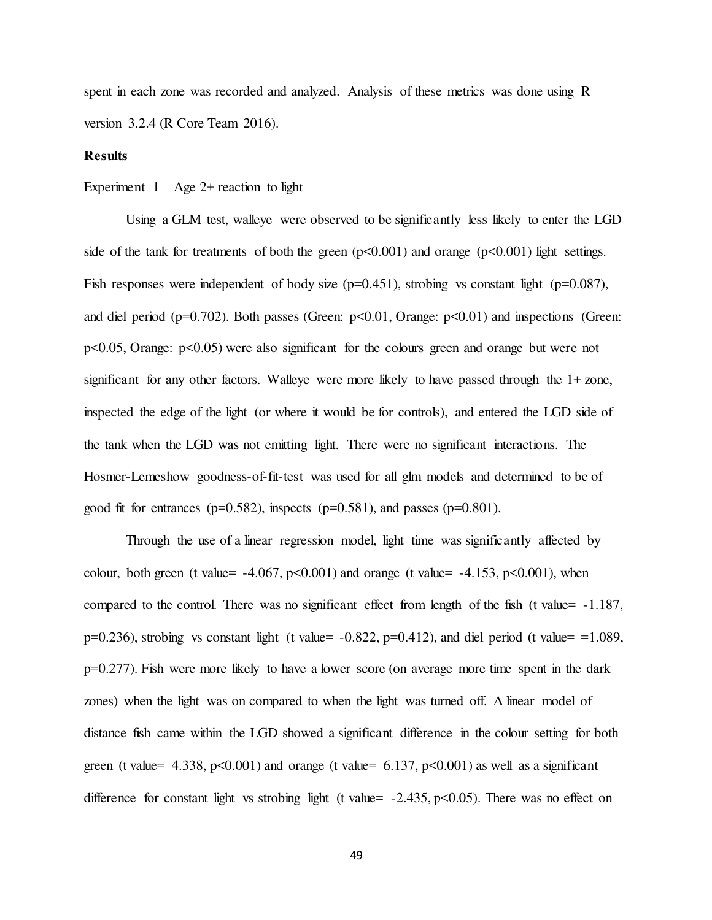spent in each zone was recorded and analyzed. Analysis of these metrics was done using R version 3.2.4 (R Core Team 2016).

**Results**

Experiment 1 – Age 2+ reaction to light

Using a GLM test, walleye were observed to be significantly less likely to enter the LGD side of the tank for treatments of both the green ($p<0.001$) and orange ($p<0.001$) light settings. Fish responses were independent of body size ($p=0.451$), strobing vs constant light ($p=0.087$), and diel period ($p=0.702$). Both passes (Green: $p<0.01$, Orange: $p<0.01$) and inspections (Green: $p<0.05$, Orange: $p<0.05$) were also significant for the colours green and orange but were not significant for any other factors. Walleye were more likely to have passed through the 1+ zone, inspected the edge of the light (or where it would be for controls), and entered the LGD side of the tank when the LGD was not emitting light. There were no significant interactions. The Hosmer-Lemeshow goodness-of-fit-test was used for all glm models and determined to be of good fit for entrances ($p=0.582$), inspects ($p=0.581$), and passes ($p=0.801$).

Through the use of a linear regression model, light time was significantly affected by colour, both green (t value= -4.067, $p<0.001$) and orange (t value= -4.153, $p<0.001$), when compared to the control. There was no significant effect from length of the fish (t value= -1.187, $p=0.236$), strobing vs constant light (t value= -0.822, $p=0.412$), and diel period (t value= =1.089, $p=0.277$). Fish were more likely to have a lower score (on average more time spent in the dark zones) when the light was on compared to when the light was turned off. A linear model of distance fish came within the LGD showed a significant difference in the colour setting for both green (t value= 4.338, $p<0.001$) and orange (t value= 6.137, $p<0.001$) as well as a significant difference for constant light vs strobing light (t value= -2.435, $p<0.05$). There was no effect on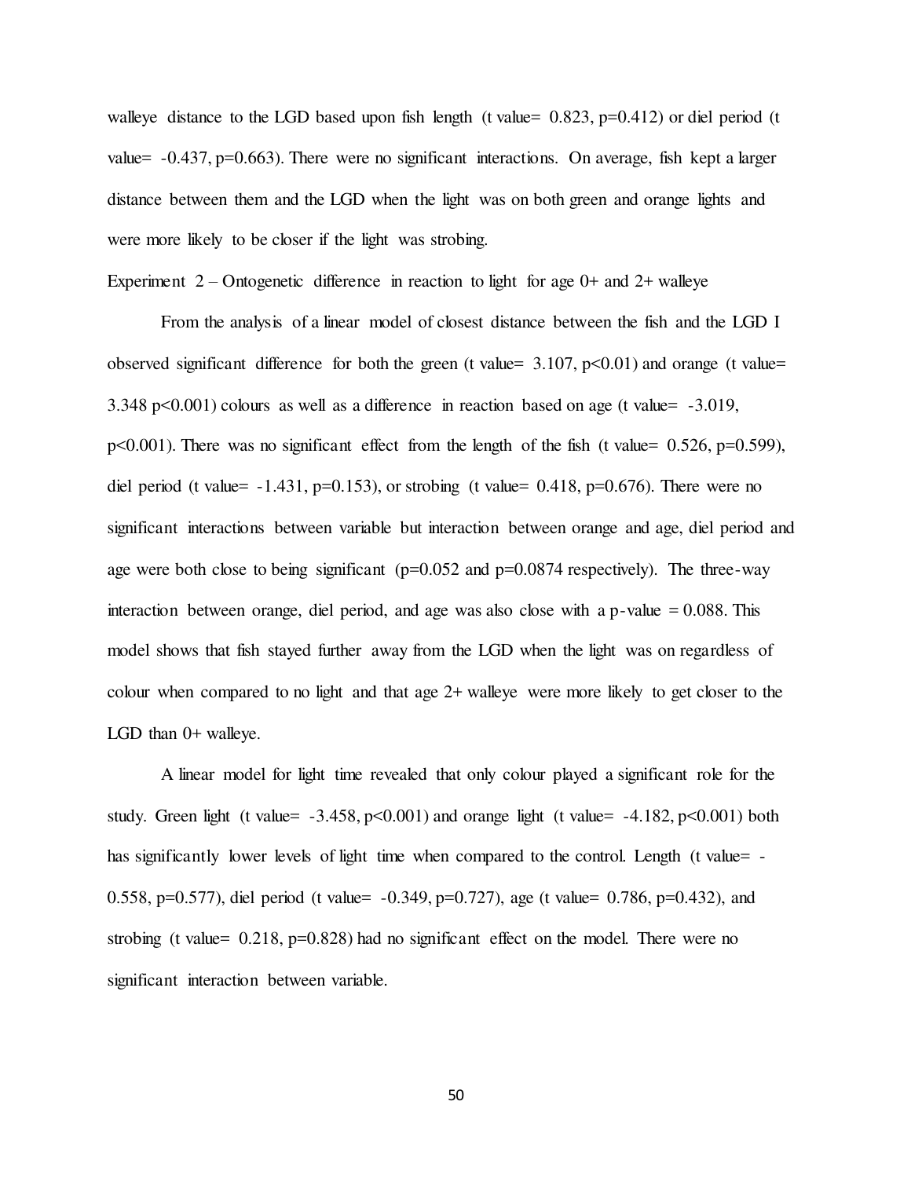walleye distance to the LGD based upon fish length (t value= 0.823, $p=0.412$) or diel period (t value= -0.437, $p=0.663$). There were no significant interactions. On average, fish kept a larger distance between them and the LGD when the light was on both green and orange lights and were more likely to be closer if the light was strobing.

Experiment 2 – Ontogenetic difference in reaction to light for age 0+ and 2+ walleye

From the analysis of a linear model of closest distance between the fish and the LGD I observed significant difference for both the green (t value= 3.107, $p<0.01$) and orange (t value= 3.348 $p<0.001$) colours as well as a difference in reaction based on age (t value= -3.019, $p<0.001$). There was no significant effect from the length of the fish (t value= 0.526, $p=0.599$), diel period (t value= -1.431, $p=0.153$), or strobing (t value= 0.418, $p=0.676$). There were no significant interactions between variable but interaction between orange and age, diel period and age were both close to being significant ($p=0.052$ and $p=0.0874$ respectively). The three-way interaction between orange, diel period, and age was also close with a p-value = 0.088. This model shows that fish stayed further away from the LGD when the light was on regardless of colour when compared to no light and that age 2+ walleye were more likely to get closer to the LGD than 0+ walleye.

A linear model for light time revealed that only colour played a significant role for the study. Green light (t value= -3.458, $p<0.001$) and orange light (t value= -4.182, $p<0.001$) both has significantly lower levels of light time when compared to the control. Length (t value= -0.558, $p=0.577$), diel period (t value= -0.349, $p=0.727$), age (t value= 0.786, $p=0.432$), and strobing (t value= 0.218, $p=0.828$) had no significant effect on the model. There were no significant interaction between variable.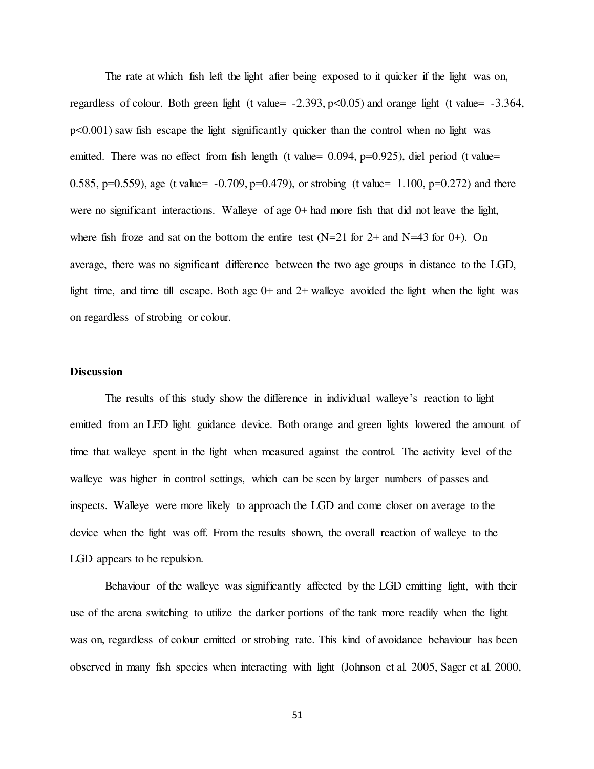The rate at which fish left the light after being exposed to it quicker if the light was on, regardless of colour. Both green light (t value= -2.393, $p<0.05$) and orange light (t value= -3.364, $p<0.001$) saw fish escape the light significantly quicker than the control when no light was emitted. There was no effect from fish length (t value= 0.094, $p=0.925$), diel period (t value= 0.585, $p=0.559$), age (t value= -0.709, $p=0.479$), or strobing (t value= 1.100, $p=0.272$) and there were no significant interactions. Walleye of age 0+ had more fish that did not leave the light, where fish froze and sat on the bottom the entire test (N=21 for 2+ and N=43 for 0+). On average, there was no significant difference between the two age groups in distance to the LGD, light time, and time till escape. Both age 0+ and 2+ walleye avoided the light when the light was on regardless of strobing or colour.

## Discussion

The results of this study show the difference in individual walleye's reaction to light emitted from an LED light guidance device. Both orange and green lights lowered the amount of time that walleye spent in the light when measured against the control. The activity level of the walleye was higher in control settings, which can be seen by larger numbers of passes and inspects. Walleye were more likely to approach the LGD and come closer on average to the device when the light was off. From the results shown, the overall reaction of walleye to the LGD appears to be repulsion.

Behaviour of the walleye was significantly affected by the LGD emitting light, with their use of the arena switching to utilize the darker portions of the tank more readily when the light was on, regardless of colour emitted or strobing rate. This kind of avoidance behaviour has been observed in many fish species when interacting with light (Johnson et al. 2005, Sager et al. 2000,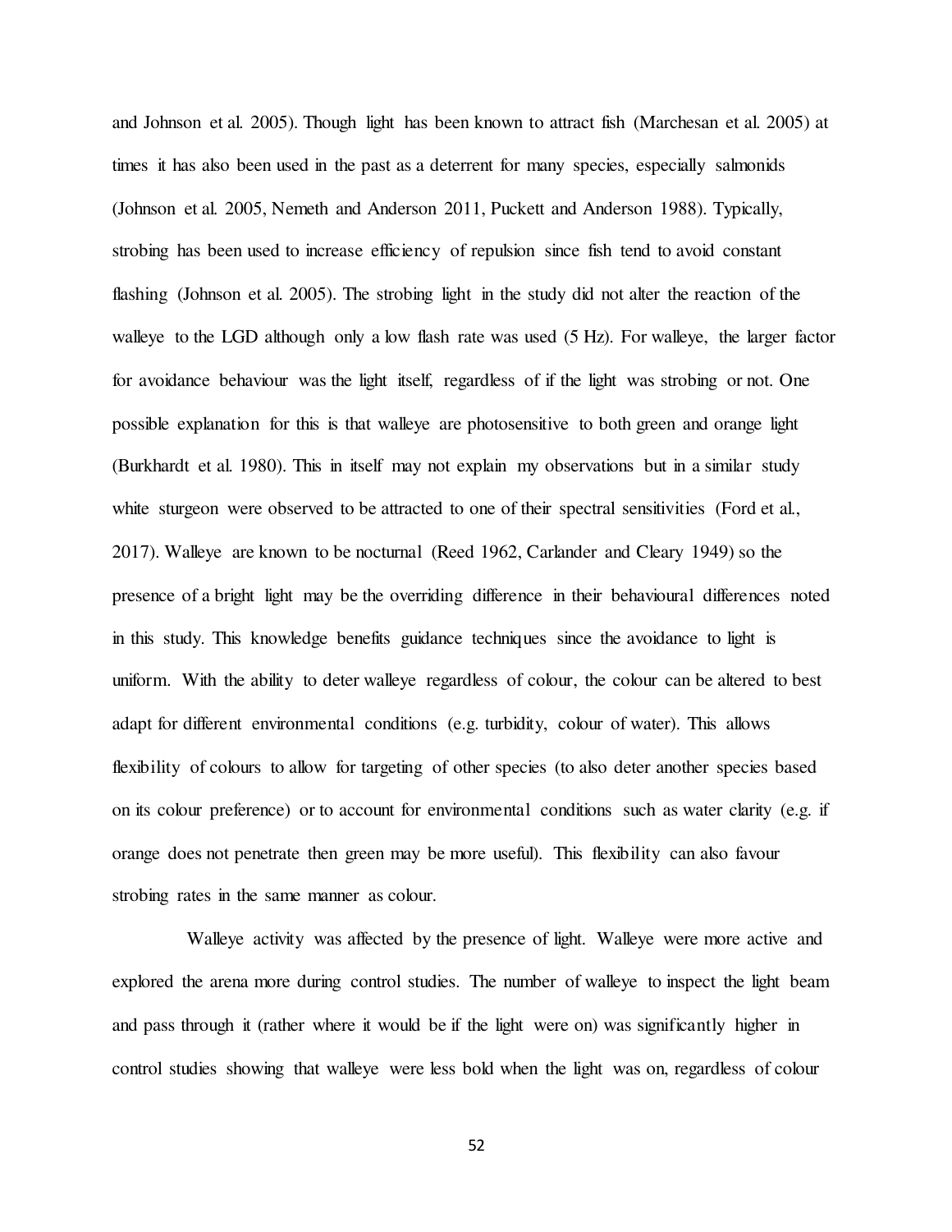and Johnson et al. 2005). Though light has been known to attract fish (Marchesan et al. 2005) at times it has also been used in the past as a deterrent for many species, especially salmonids (Johnson et al. 2005, Nemeth and Anderson 2011, Puckett and Anderson 1988). Typically, strobing has been used to increase efficiency of repulsion since fish tend to avoid constant flashing (Johnson et al. 2005). The strobing light in the study did not alter the reaction of the walleye to the LGD although only a low flash rate was used (5 Hz). For walleye, the larger factor for avoidance behaviour was the light itself, regardless of if the light was strobing or not. One possible explanation for this is that walleye are photosensitive to both green and orange light (Burkhardt et al. 1980). This in itself may not explain my observations but in a similar study white sturgeon were observed to be attracted to one of their spectral sensitivities (Ford et al., 2017). Walleye are known to be nocturnal (Reed 1962, Carlander and Cleary 1949) so the presence of a bright light may be the overriding difference in their behavioural differences noted in this study. This knowledge benefits guidance techniques since the avoidance to light is uniform. With the ability to deter walleye regardless of colour, the colour can be altered to best adapt for different environmental conditions (e.g. turbidity, colour of water). This allows flexibility of colours to allow for targeting of other species (to also deter another species based on its colour preference) or to account for environmental conditions such as water clarity (e.g. if orange does not penetrate then green may be more useful). This flexibility can also favour strobing rates in the same manner as colour.

Walleye activity was affected by the presence of light. Walleye were more active and explored the arena more during control studies. The number of walleye to inspect the light beam and pass through it (rather where it would be if the light were on) was significantly higher in control studies showing that walleye were less bold when the light was on, regardless of colour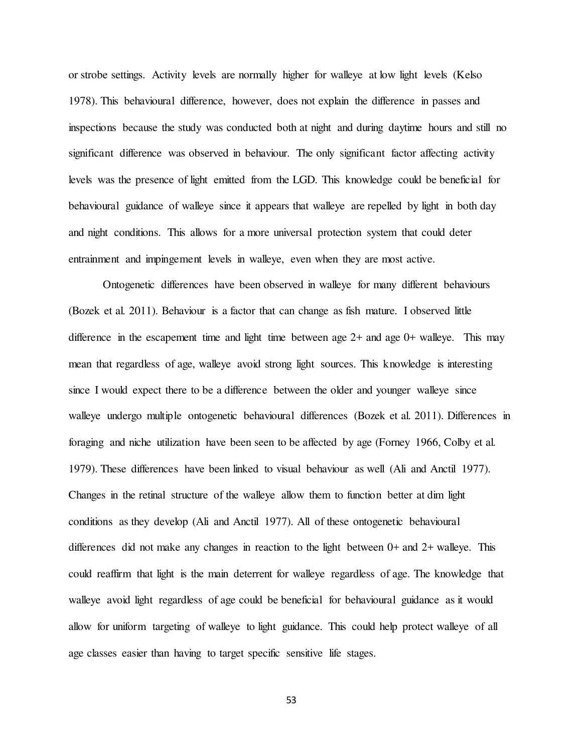or strobe settings. Activity levels are normally higher for walleye at low light levels (Kelso 1978). This behavioural difference, however, does not explain the difference in passes and inspections because the study was conducted both at night and during daytime hours and still no significant difference was observed in behaviour. The only significant factor affecting activity levels was the presence of light emitted from the LGD. This knowledge could be beneficial for behavioural guidance of walleye since it appears that walleye are repelled by light in both day and night conditions. This allows for a more universal protection system that could deter entrainment and impingement levels in walleye, even when they are most active.

Ontogenetic differences have been observed in walleye for many different behaviours (Bozek et al. 2011). Behaviour is a factor that can change as fish mature. I observed little difference in the escapement time and light time between age 2+ and age 0+ walleye. This may mean that regardless of age, walleye avoid strong light sources. This knowledge is interesting since I would expect there to be a difference between the older and younger walleye since walleye undergo multiple ontogenetic behavioural differences (Bozek et al. 2011). Differences in foraging and niche utilization have been seen to be affected by age (Forney 1966, Colby et al. 1979). These differences have been linked to visual behaviour as well (Ali and Anctil 1977). Changes in the retinal structure of the walleye allow them to function better at dim light conditions as they develop (Ali and Anctil 1977). All of these ontogenetic behavioural differences did not make any changes in reaction to the light between 0+ and 2+ walleye. This could reaffirm that light is the main deterrent for walleye regardless of age. The knowledge that walleye avoid light regardless of age could be beneficial for behavioural guidance as it would allow for uniform targeting of walleye to light guidance. This could help protect walleye of all age classes easier than having to target specific sensitive life stages.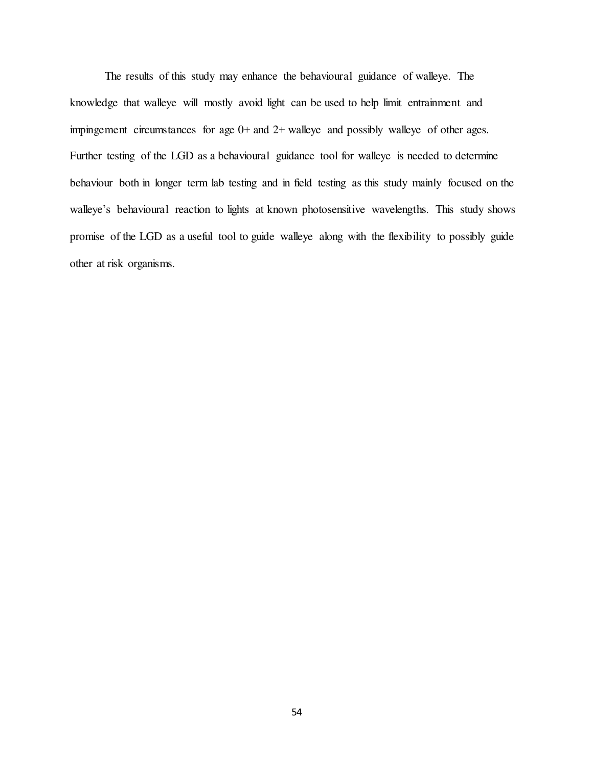The results of this study may enhance the behavioural guidance of walleye. The knowledge that walleye will mostly avoid light can be used to help limit entrainment and impingement circumstances for age 0+ and 2+ walleye and possibly walleye of other ages. Further testing of the LGD as a behavioural guidance tool for walleye is needed to determine behaviour both in longer term lab testing and in field testing as this study mainly focused on the walleye's behavioural reaction to lights at known photosensitive wavelengths. This study shows promise of the LGD as a useful tool to guide walleye along with the flexibility to possibly guide other at risk organisms.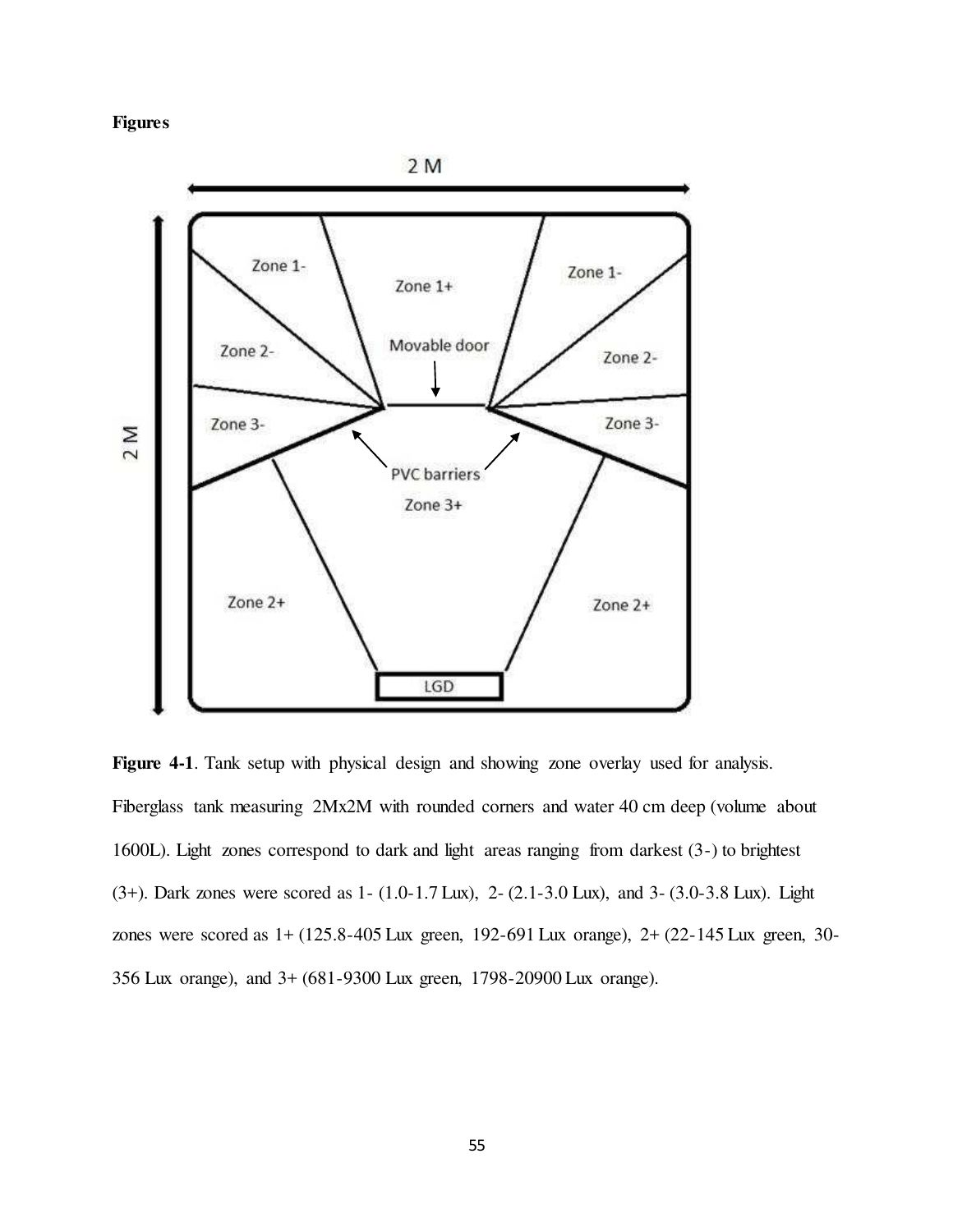**Figures**

**Figure 4-1**. Tank setup with physical design and showing zone overlay used for analysis. Fiberglass tank measuring 2Mx2M with rounded corners and water 40 cm deep (volume about 1600L). Light zones correspond to dark and light areas ranging from darkest (3-) to brightest (3+). Dark zones were scored as 1- (1.0-1.7 Lux), 2- (2.1-3.0 Lux), and 3- (3.0-3.8 Lux). Light zones were scored as 1+ (125.8-405 Lux green, 192-691 Lux orange), 2+ (22-145 Lux green, 30-356 Lux orange), and 3+ (681-9300 Lux green, 1798-20900 Lux orange).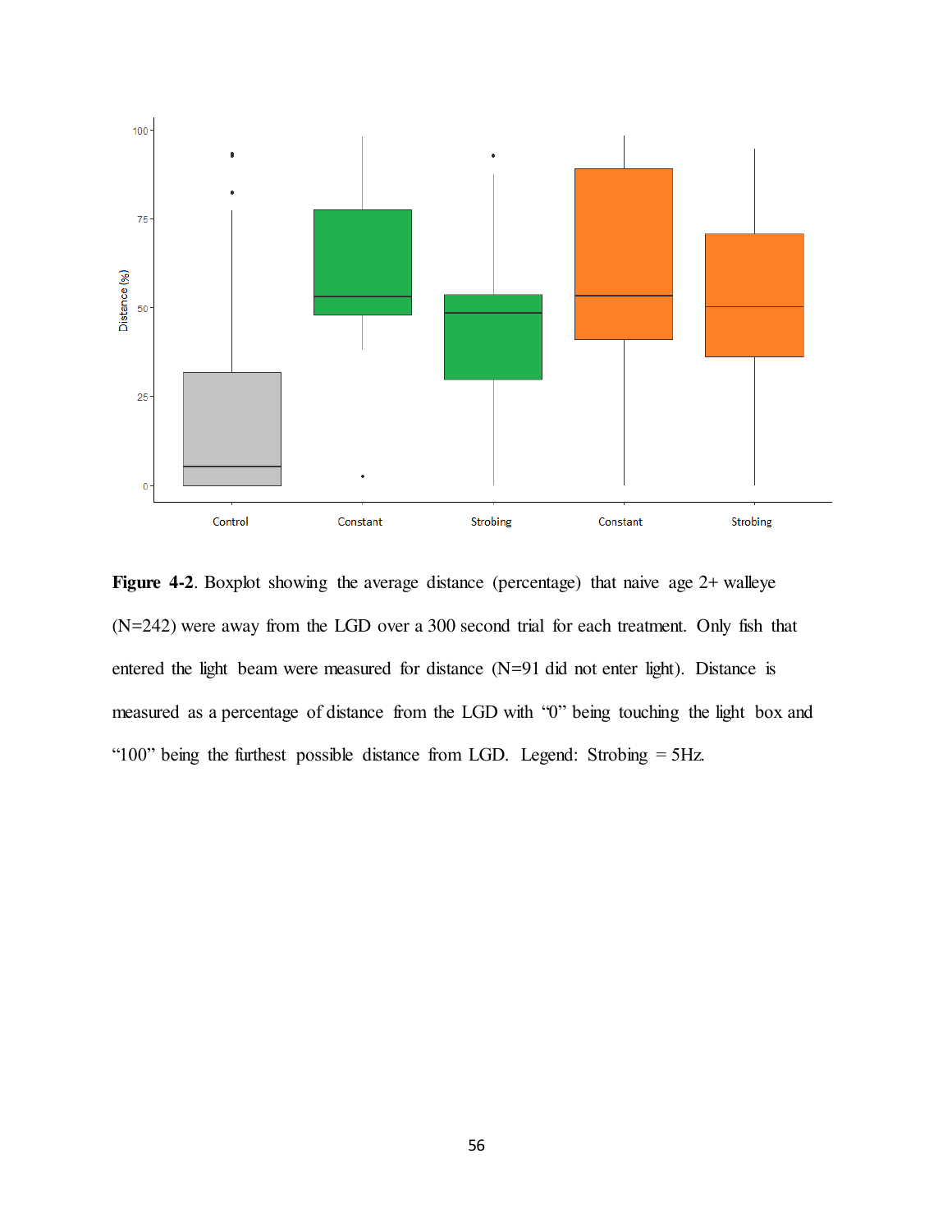**Figure 4-2**. Boxplot showing the average distance (percentage) that naive age 2+ walleye (N=242) were away from the LGD over a 300 second trial for each treatment. Only fish that entered the light beam were measured for distance (N=91 did not enter light). Distance is measured as a percentage of distance from the LGD with "0" being touching the light box and "100" being the furthest possible distance from LGD. Legend: Strobing = 5Hz.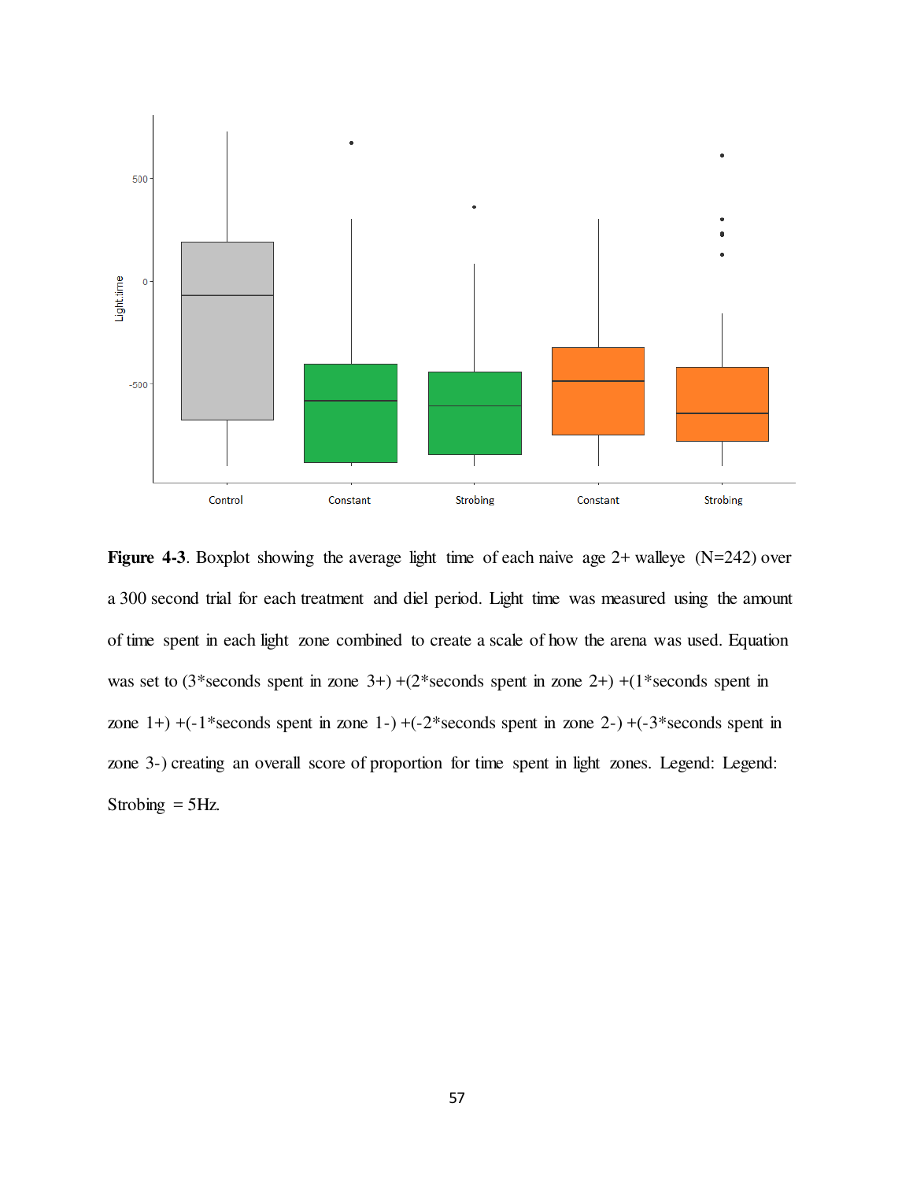**Figure 4-3**. Boxplot showing the average light time of each naive age 2+ walleye (N=242) over a 300 second trial for each treatment and diel period. Light time was measured using the amount of time spent in each light zone combined to create a scale of how the arena was used. Equation was set to (3*seconds spent in zone 3+) +(2*seconds spent in zone 2+) +(1*seconds spent in zone 1+) +(-1*seconds spent in zone 1-) +(-2*seconds spent in zone 2-) +(-3*seconds spent in zone 3-) creating an overall score of proportion for time spent in light zones. Legend: Legend: Strobing = 5Hz.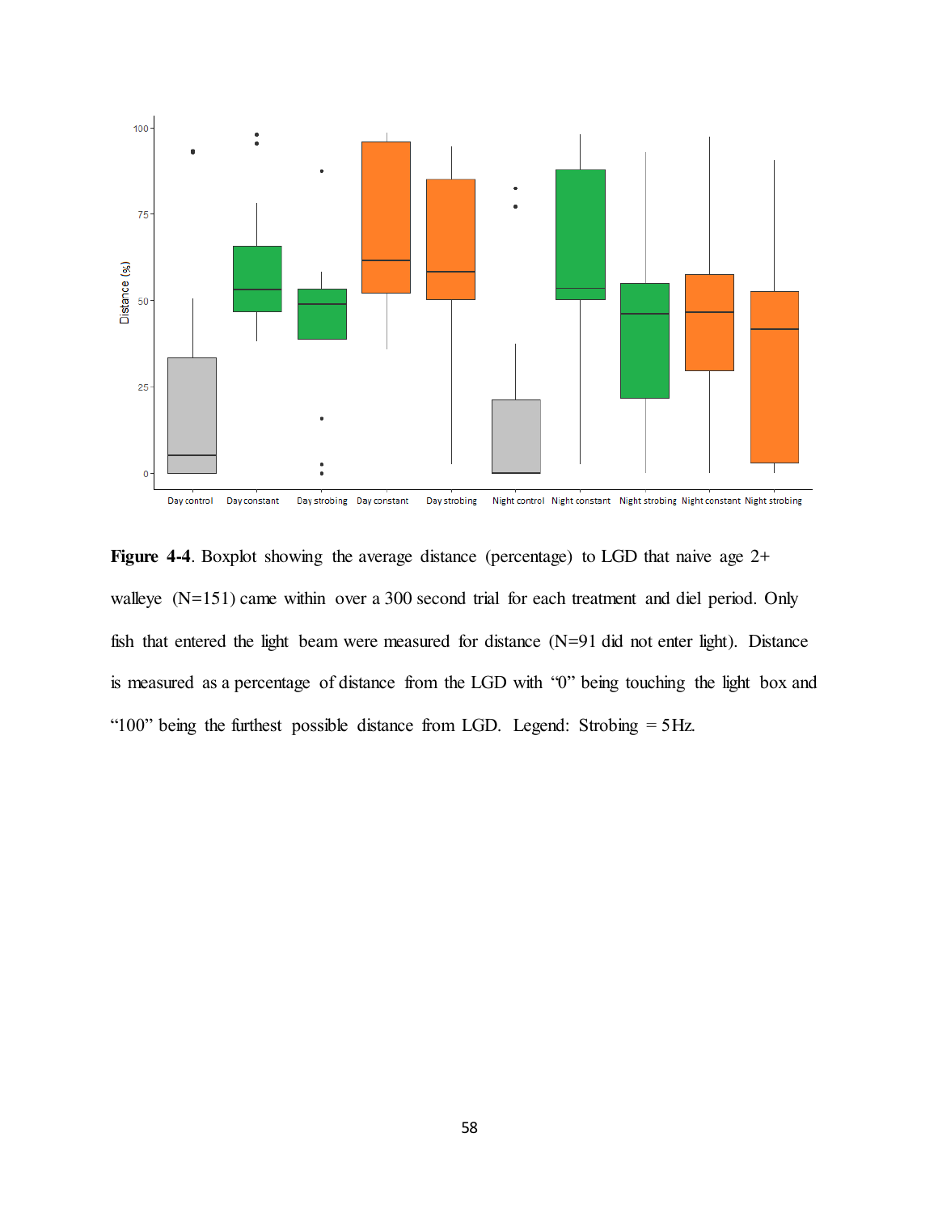**Figure 4-4**. Boxplot showing the average distance (percentage) to LGD that naive age 2+ walleye (N=151) came within over a 300 second trial for each treatment and diel period. Only fish that entered the light beam were measured for distance (N=91 did not enter light). Distance is measured as a percentage of distance from the LGD with "0" being touching the light box and "100" being the furthest possible distance from LGD. Legend: Strobing = 5Hz.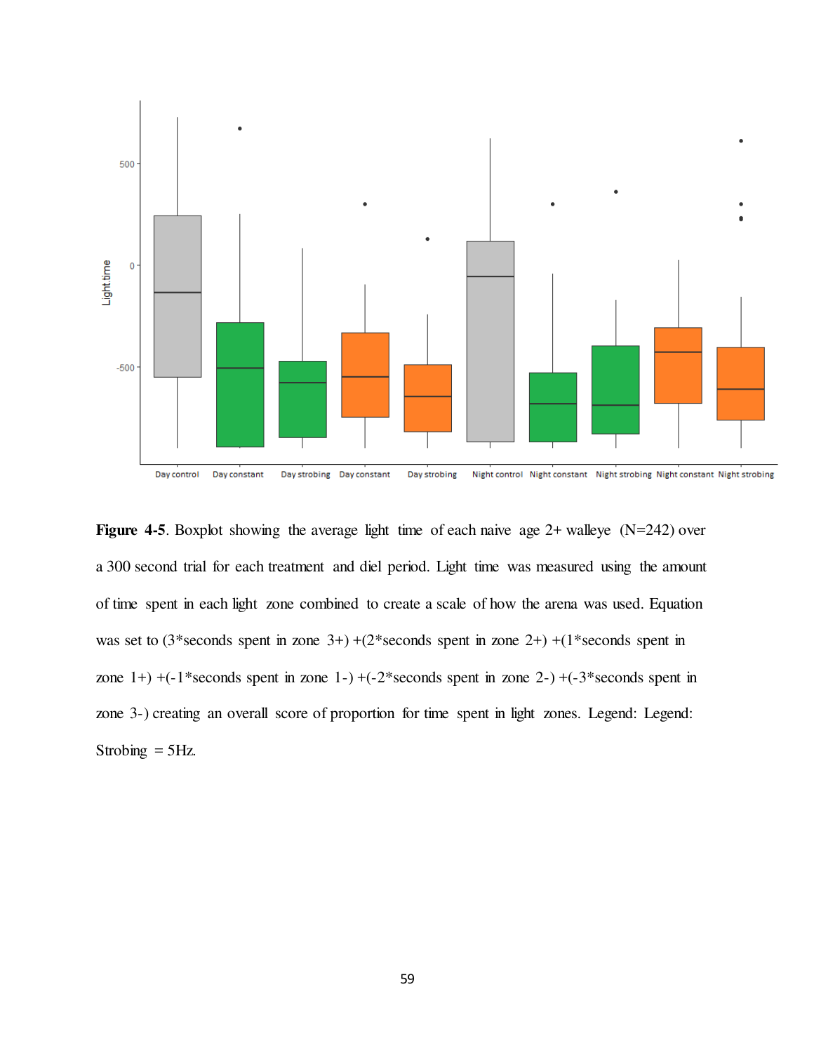**Figure 4-5**. Boxplot showing the average light time of each naive age 2+ walleye (N=242) over a 300 second trial for each treatment and diel period. Light time was measured using the amount of time spent in each light zone combined to create a scale of how the arena was used. Equation was set to (3*seconds spent in zone 3+) +(2*seconds spent in zone 2+) +(1*seconds spent in zone 1+) +(-1*seconds spent in zone 1-) +(-2*seconds spent in zone 2-) +(-3*seconds spent in zone 3-) creating an overall score of proportion for time spent in light zones. Legend: Legend: Strobing = 5Hz.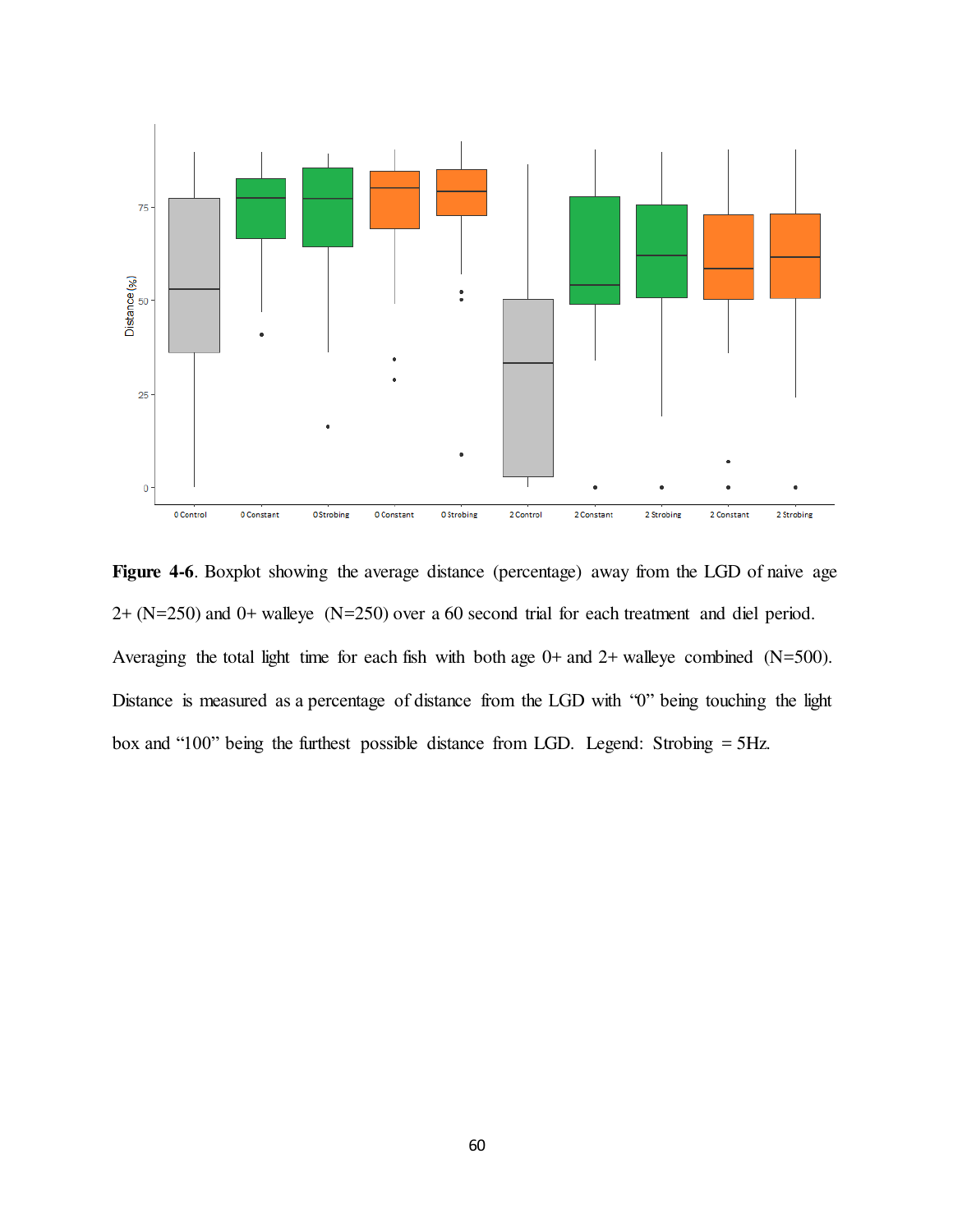**Figure 4-6**. Boxplot showing the average distance (percentage) away from the LGD of naive age 2+ (N=250) and 0+ walleye (N=250) over a 60 second trial for each treatment and diel period. Averaging the total light time for each fish with both age 0+ and 2+ walleye combined (N=500). Distance is measured as a percentage of distance from the LGD with "0" being touching the light box and "100" being the furthest possible distance from LGD. Legend: Strobing = 5Hz.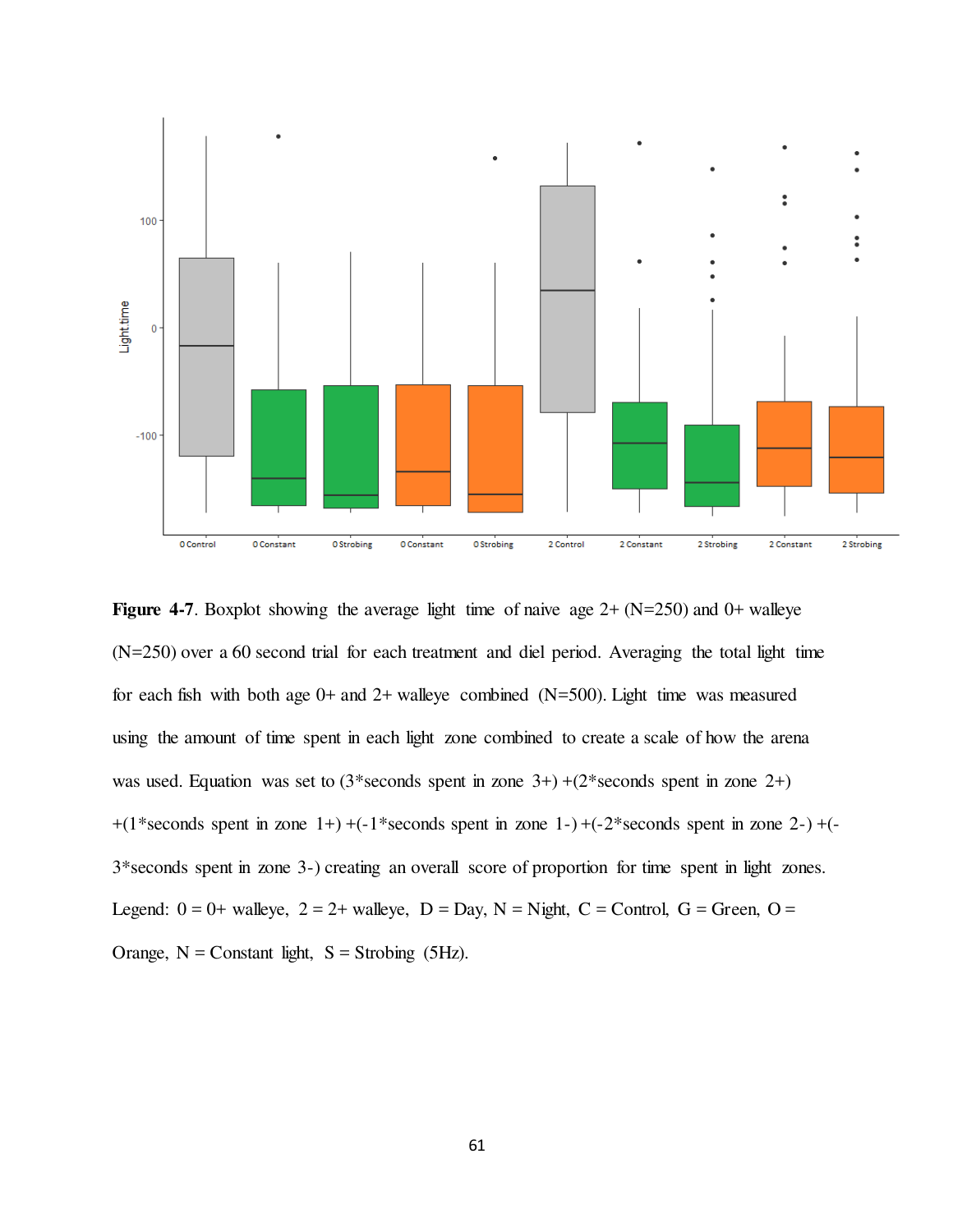**Figure 4-7**. Boxplot showing the average light time of naive age 2+ (N=250) and 0+ walleye (N=250) over a 60 second trial for each treatment and diel period. Averaging the total light time for each fish with both age 0+ and 2+ walleye combined (N=500). Light time was measured using the amount of time spent in each light zone combined to create a scale of how the arena was used. Equation was set to (3*seconds spent in zone 3+) +(2*seconds spent in zone 2+) +(1*seconds spent in zone 1+) +(-1*seconds spent in zone 1-) +(-2*seconds spent in zone 2-) +(-3*seconds spent in zone 3-) creating an overall score of proportion for time spent in light zones. Legend: 0 = 0+ walleye, 2 = 2+ walleye, D = Day, N = Night, C = Control, G = Green, O = Orange, N = Constant light, S = Strobing (5Hz).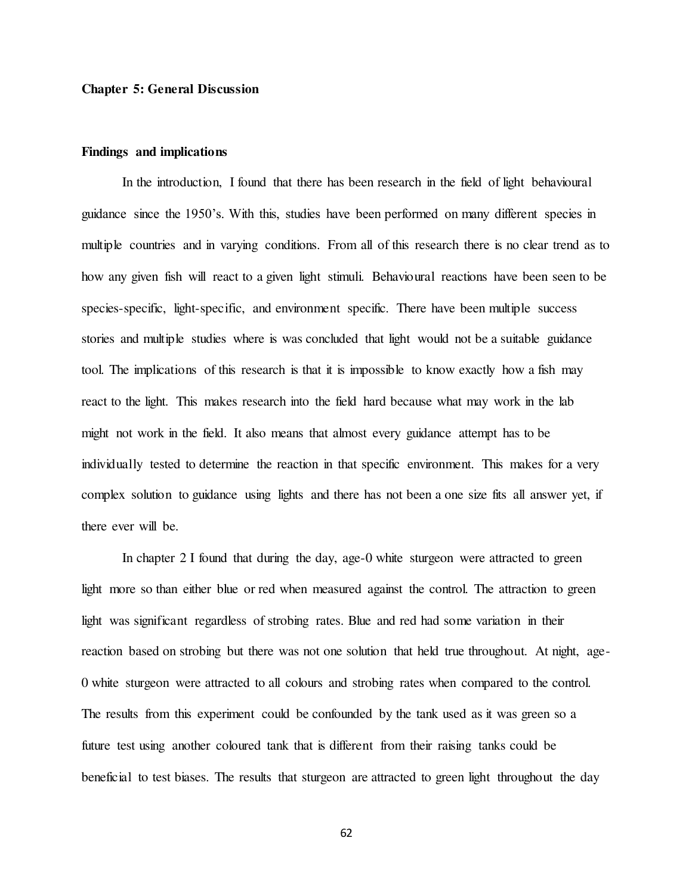## Chapter 5: General Discussion

### Findings and implications

In the introduction, I found that there has been research in the field of light behavioural guidance since the 1950's. With this, studies have been performed on many different species in multiple countries and in varying conditions. From all of this research there is no clear trend as to how any given fish will react to a given light stimuli. Behavioural reactions have been seen to be species-specific, light-specific, and environment specific. There have been multiple success stories and multiple studies where is was concluded that light would not be a suitable guidance tool. The implications of this research is that it is impossible to know exactly how a fish may react to the light. This makes research into the field hard because what may work in the lab might not work in the field. It also means that almost every guidance attempt has to be individually tested to determine the reaction in that specific environment. This makes for a very complex solution to guidance using lights and there has not been a one size fits all answer yet, if there ever will be.

In chapter 2 I found that during the day, age-0 white sturgeon were attracted to green light more so than either blue or red when measured against the control. The attraction to green light was significant regardless of strobing rates. Blue and red had some variation in their reaction based on strobing but there was not one solution that held true throughout. At night, age-0 white sturgeon were attracted to all colours and strobing rates when compared to the control. The results from this experiment could be confounded by the tank used as it was green so a future test using another coloured tank that is different from their raising tanks could be beneficial to test biases. The results that sturgeon are attracted to green light throughout the day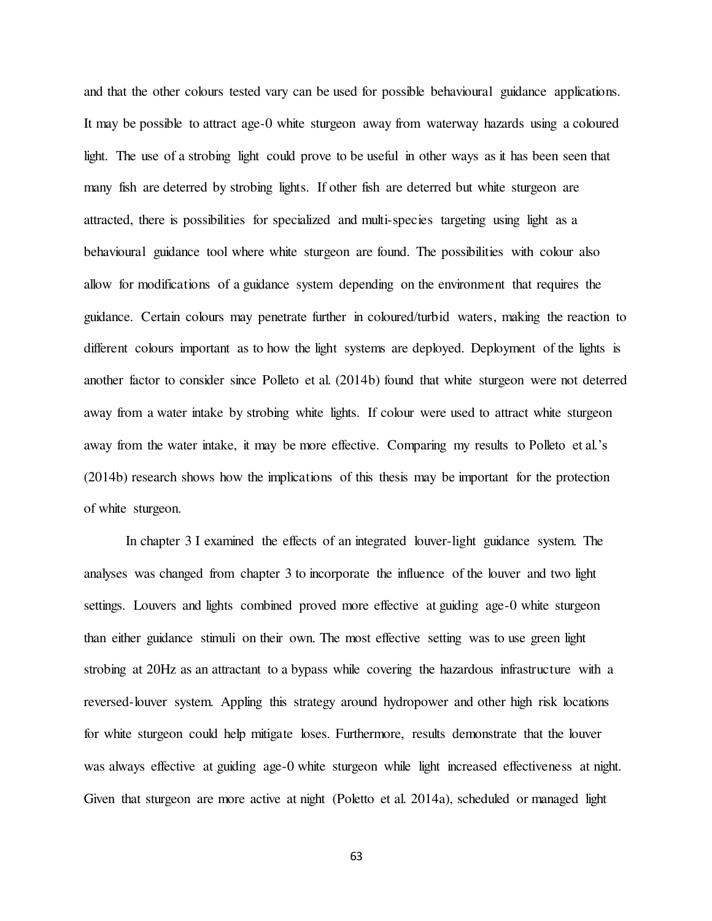and that the other colours tested vary can be used for possible behavioural guidance applications. It may be possible to attract age-0 white sturgeon away from waterway hazards using a coloured light. The use of a strobing light could prove to be useful in other ways as it has been seen that many fish are deterred by strobing lights. If other fish are deterred but white sturgeon are attracted, there is possibilities for specialized and multi-species targeting using light as a behavioural guidance tool where white sturgeon are found. The possibilities with colour also allow for modifications of a guidance system depending on the environment that requires the guidance. Certain colours may penetrate further in coloured/turbid waters, making the reaction to different colours important as to how the light systems are deployed. Deployment of the lights is another factor to consider since Polleto et al. (2014b) found that white sturgeon were not deterred away from a water intake by strobing white lights. If colour were used to attract white sturgeon away from the water intake, it may be more effective. Comparing my results to Polleto et al.'s (2014b) research shows how the implications of this thesis may be important for the protection of white sturgeon.

In chapter 3 I examined the effects of an integrated louver-light guidance system. The analyses was changed from chapter 3 to incorporate the influence of the louver and two light settings. Louvers and lights combined proved more effective at guiding age-0 white sturgeon than either guidance stimuli on their own. The most effective setting was to use green light strobing at 20Hz as an attractant to a bypass while covering the hazardous infrastructure with a reversed-louver system. Appling this strategy around hydropower and other high risk locations for white sturgeon could help mitigate loses. Furthermore, results demonstrate that the louver was always effective at guiding age-0 white sturgeon while light increased effectiveness at night. Given that sturgeon are more active at night (Poletto et al. 2014a), scheduled or managed light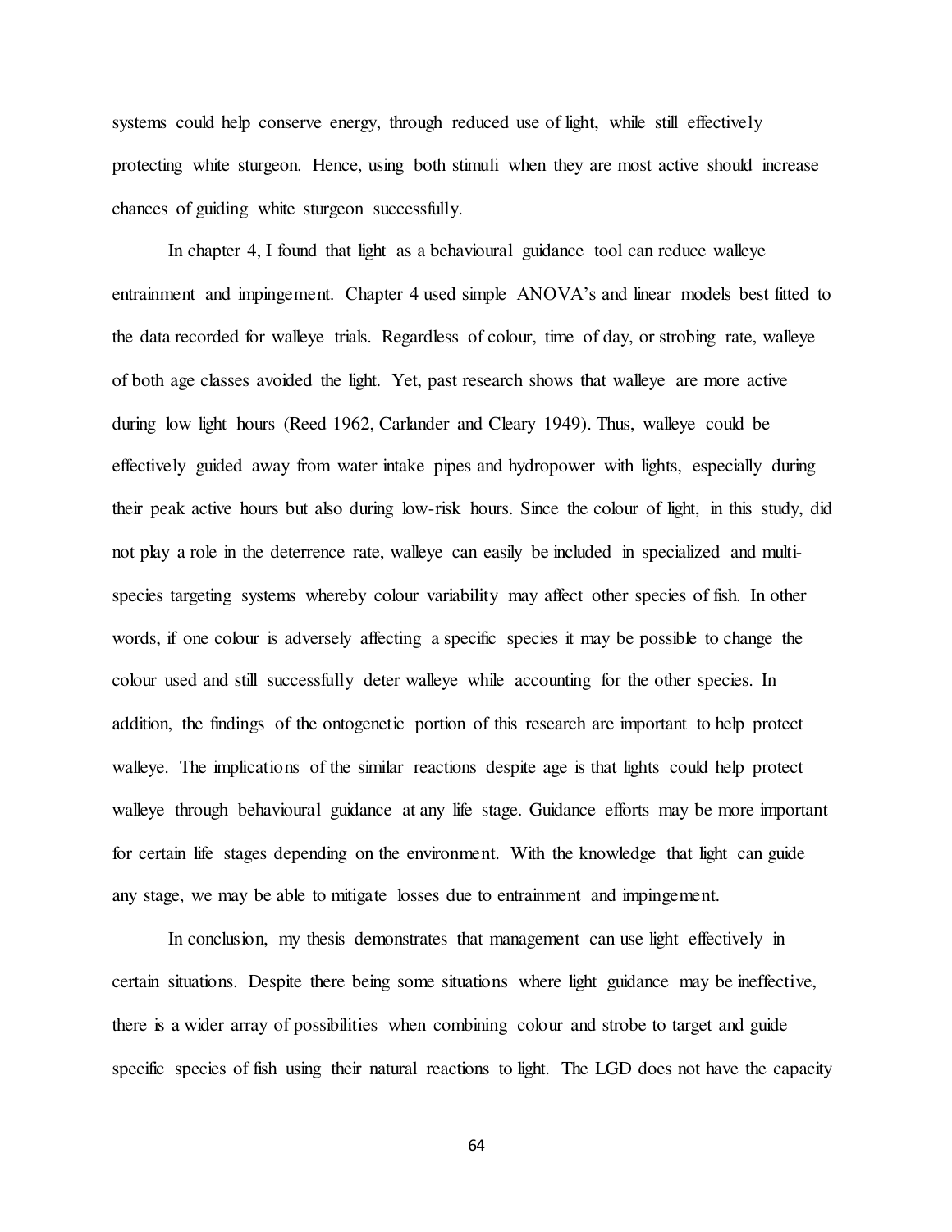systems could help conserve energy, through reduced use of light, while still effectively protecting white sturgeon. Hence, using both stimuli when they are most active should increase chances of guiding white sturgeon successfully.

In chapter 4, I found that light as a behavioural guidance tool can reduce walleye entrainment and impingement. Chapter 4 used simple ANOVA's and linear models best fitted to the data recorded for walleye trials. Regardless of colour, time of day, or strobing rate, walleye of both age classes avoided the light. Yet, past research shows that walleye are more active during low light hours (Reed 1962, Carlander and Cleary 1949). Thus, walleye could be effectively guided away from water intake pipes and hydropower with lights, especially during their peak active hours but also during low-risk hours. Since the colour of light, in this study, did not play a role in the deterrence rate, walleye can easily be included in specialized and multi-species targeting systems whereby colour variability may affect other species of fish. In other words, if one colour is adversely affecting a specific species it may be possible to change the colour used and still successfully deter walleye while accounting for the other species. In addition, the findings of the ontogenetic portion of this research are important to help protect walleye. The implications of the similar reactions despite age is that lights could help protect walleye through behavioural guidance at any life stage. Guidance efforts may be more important for certain life stages depending on the environment. With the knowledge that light can guide any stage, we may be able to mitigate losses due to entrainment and impingement.

In conclusion, my thesis demonstrates that management can use light effectively in certain situations. Despite there being some situations where light guidance may be ineffective, there is a wider array of possibilities when combining colour and strobe to target and guide specific species of fish using their natural reactions to light. The LGD does not have the capacity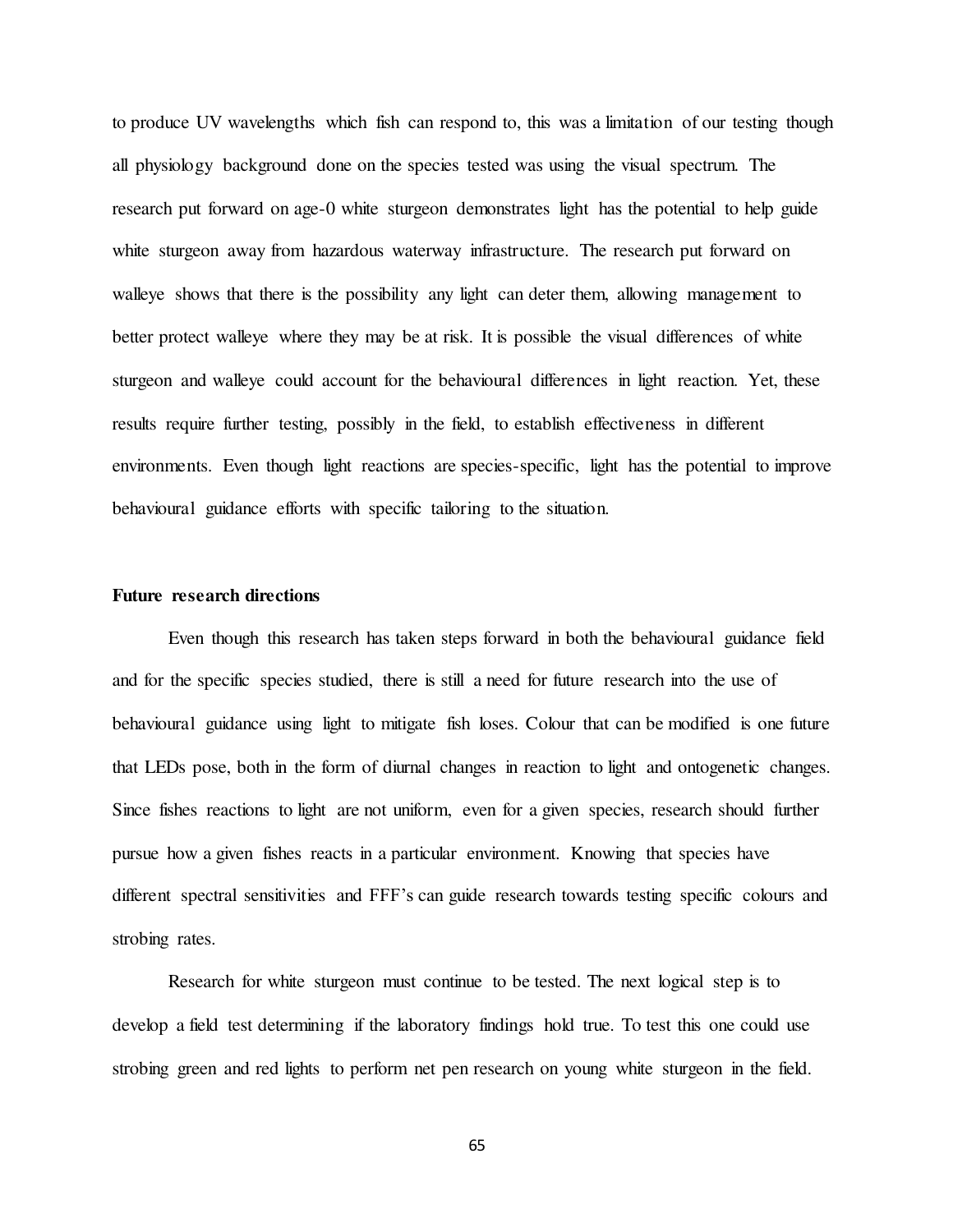to produce UV wavelengths which fish can respond to, this was a limitation of our testing though all physiology background done on the species tested was using the visual spectrum. The research put forward on age-0 white sturgeon demonstrates light has the potential to help guide white sturgeon away from hazardous waterway infrastructure. The research put forward on walleye shows that there is the possibility any light can deter them, allowing management to better protect walleye where they may be at risk. It is possible the visual differences of white sturgeon and walleye could account for the behavioural differences in light reaction. Yet, these results require further testing, possibly in the field, to establish effectiveness in different environments. Even though light reactions are species-specific, light has the potential to improve behavioural guidance efforts with specific tailoring to the situation.

**Future research directions**

Even though this research has taken steps forward in both the behavioural guidance field and for the specific species studied, there is still a need for future research into the use of behavioural guidance using light to mitigate fish loses. Colour that can be modified is one future that LEDs pose, both in the form of diurnal changes in reaction to light and ontogenetic changes. Since fishes reactions to light are not uniform, even for a given species, research should further pursue how a given fishes reacts in a particular environment. Knowing that species have different spectral sensitivities and FFF's can guide research towards testing specific colours and strobing rates.

Research for white sturgeon must continue to be tested. The next logical step is to develop a field test determining if the laboratory findings hold true. To test this one could use strobing green and red lights to perform net pen research on young white sturgeon in the field.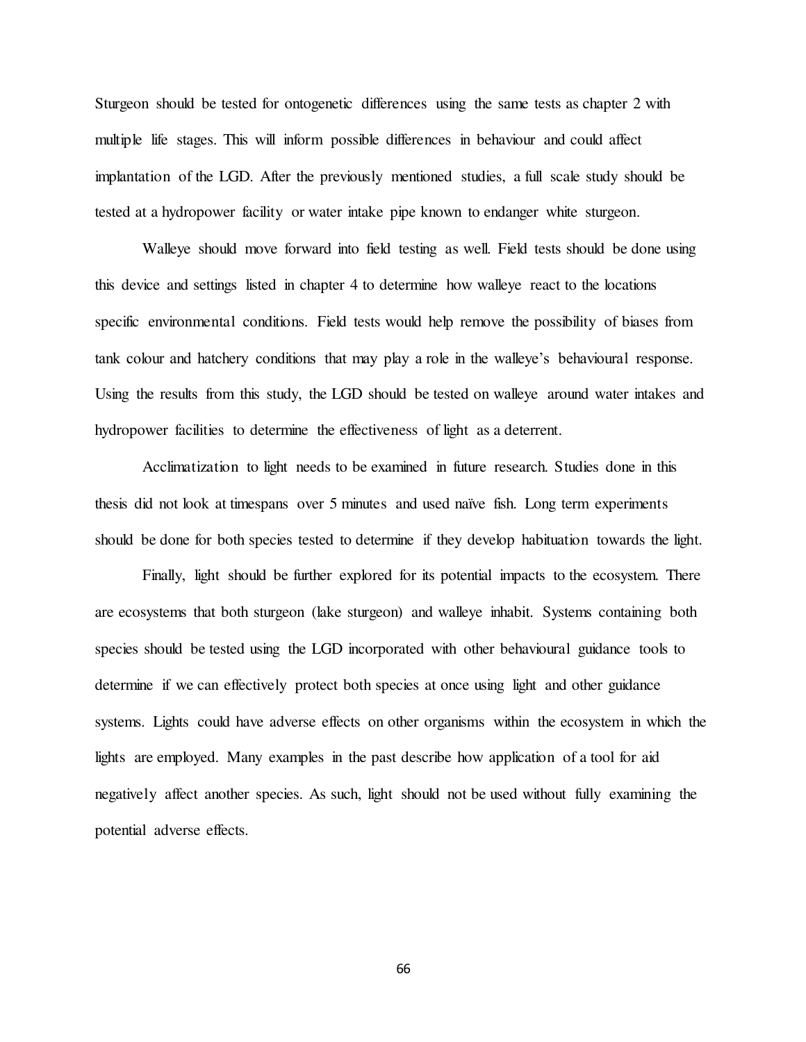Sturgeon should be tested for ontogenetic differences using the same tests as chapter 2 with multiple life stages. This will inform possible differences in behaviour and could affect implantation of the LGD. After the previously mentioned studies, a full scale study should be tested at a hydropower facility or water intake pipe known to endanger white sturgeon.

Walleye should move forward into field testing as well. Field tests should be done using this device and settings listed in chapter 4 to determine how walleye react to the locations specific environmental conditions. Field tests would help remove the possibility of biases from tank colour and hatchery conditions that may play a role in the walleye's behavioural response. Using the results from this study, the LGD should be tested on walleye around water intakes and hydropower facilities to determine the effectiveness of light as a deterrent.

Acclimatization to light needs to be examined in future research. Studies done in this thesis did not look at timespans over 5 minutes and used naïve fish. Long term experiments should be done for both species tested to determine if they develop habituation towards the light.

Finally, light should be further explored for its potential impacts to the ecosystem. There are ecosystems that both sturgeon (lake sturgeon) and walleye inhabit. Systems containing both species should be tested using the LGD incorporated with other behavioural guidance tools to determine if we can effectively protect both species at once using light and other guidance systems. Lights could have adverse effects on other organisms within the ecosystem in which the lights are employed. Many examples in the past describe how application of a tool for aid negatively affect another species. As such, light should not be used without fully examining the potential adverse effects.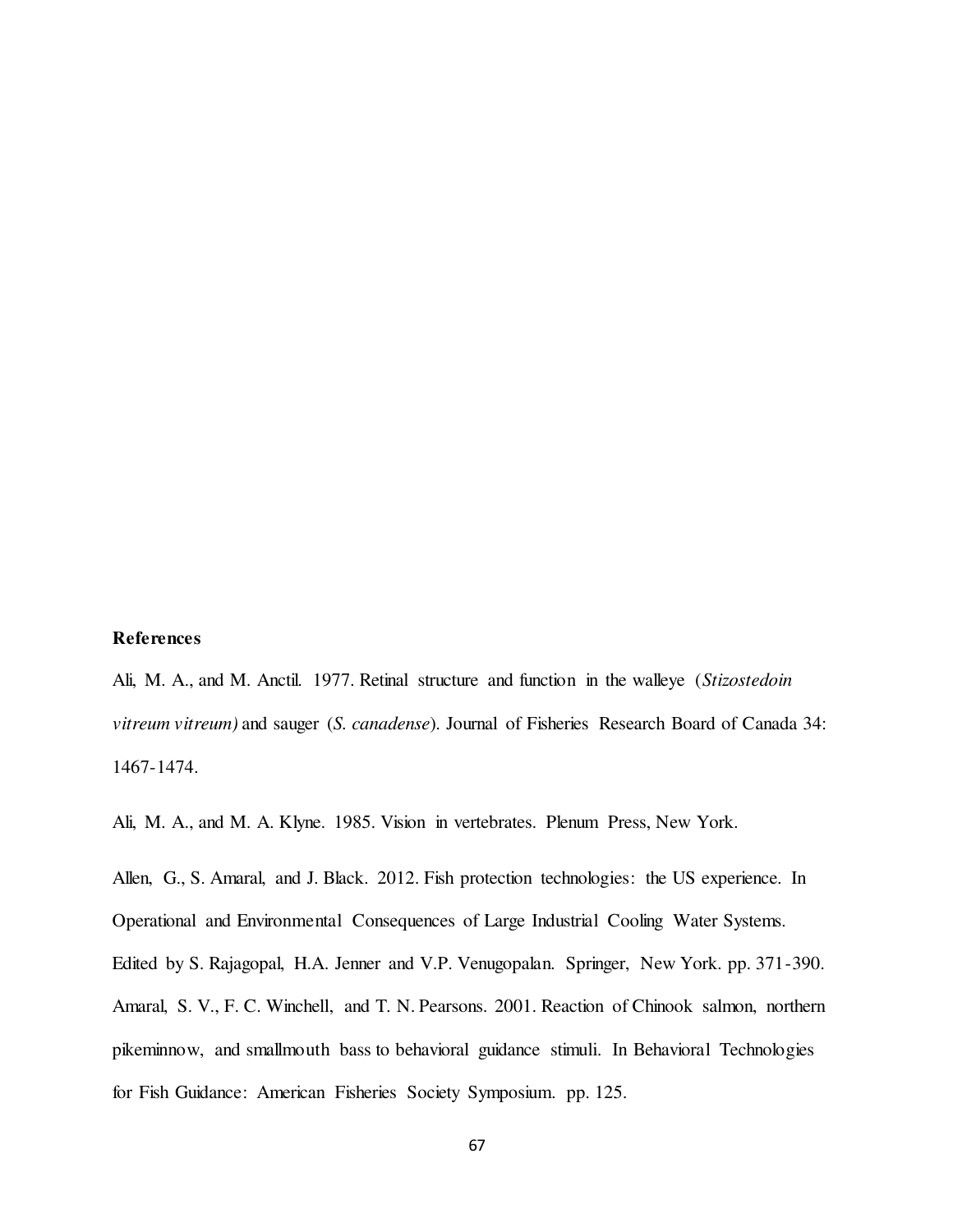**References**

Ali, M. A., and M. Anctil. 1977. Retinal structure and function in the walleye (*Stizostedoin vitreum vitreum)* and sauger (*S. canadense*). Journal of Fisheries Research Board of Canada 34: 1467-1474.

Ali, M. A., and M. A. Klyne. 1985. Vision in vertebrates. Plenum Press, New York.

Allen, G., S. Amaral, and J. Black. 2012. Fish protection technologies: the US experience. In Operational and Environmental Consequences of Large Industrial Cooling Water Systems. Edited by S. Rajagopal, H.A. Jenner and V.P. Venugopalan. Springer, New York. pp. 371-390.

Amaral, S. V., F. C. Winchell, and T. N. Pearsons. 2001. Reaction of Chinook salmon, northern pikeminnow, and smallmouth bass to behavioral guidance stimuli. In Behavioral Technologies for Fish Guidance: American Fisheries Society Symposium. pp. 125.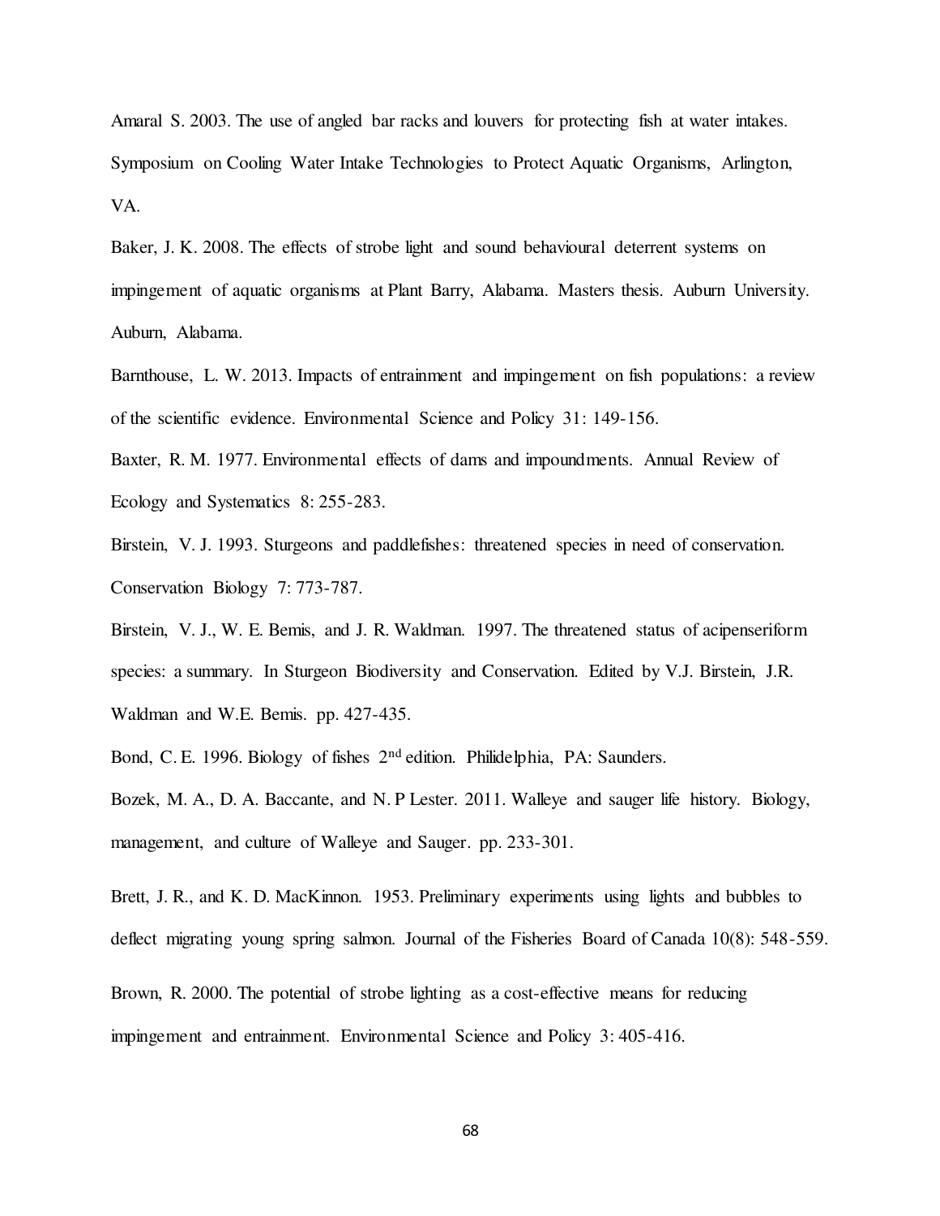Amaral S. 2003. The use of angled bar racks and louvers for protecting fish at water intakes. Symposium on Cooling Water Intake Technologies to Protect Aquatic Organisms, Arlington, VA.

Baker, J. K. 2008. The effects of strobe light and sound behavioural deterrent systems on impingement of aquatic organisms at Plant Barry, Alabama. Masters thesis. Auburn University. Auburn, Alabama.

Barnthouse, L. W. 2013. Impacts of entrainment and impingement on fish populations: a review of the scientific evidence. Environmental Science and Policy 31: 149-156.

Baxter, R. M. 1977. Environmental effects of dams and impoundments. Annual Review of Ecology and Systematics 8: 255-283.

Birstein, V. J. 1993. Sturgeons and paddlefishes: threatened species in need of conservation. Conservation Biology 7: 773-787.

Birstein, V. J., W. E. Bemis, and J. R. Waldman. 1997. The threatened status of acipenseriform species: a summary. In Sturgeon Biodiversity and Conservation. Edited by V.J. Birstein, J.R. Waldman and W.E. Bemis. pp. 427-435.

Bond, C. E. 1996. Biology of fishes 2nd edition. Philidelphia, PA: Saunders.

Bozek, M. A., D. A. Baccante, and N. P Lester. 2011. Walleye and sauger life history. Biology, management, and culture of Walleye and Sauger. pp. 233-301.

Brett, J. R., and K. D. MacKinnon. 1953. Preliminary experiments using lights and bubbles to deflect migrating young spring salmon. Journal of the Fisheries Board of Canada 10(8): 548-559.

Brown, R. 2000. The potential of strobe lighting as a cost-effective means for reducing impingement and entrainment. Environmental Science and Policy 3: 405-416.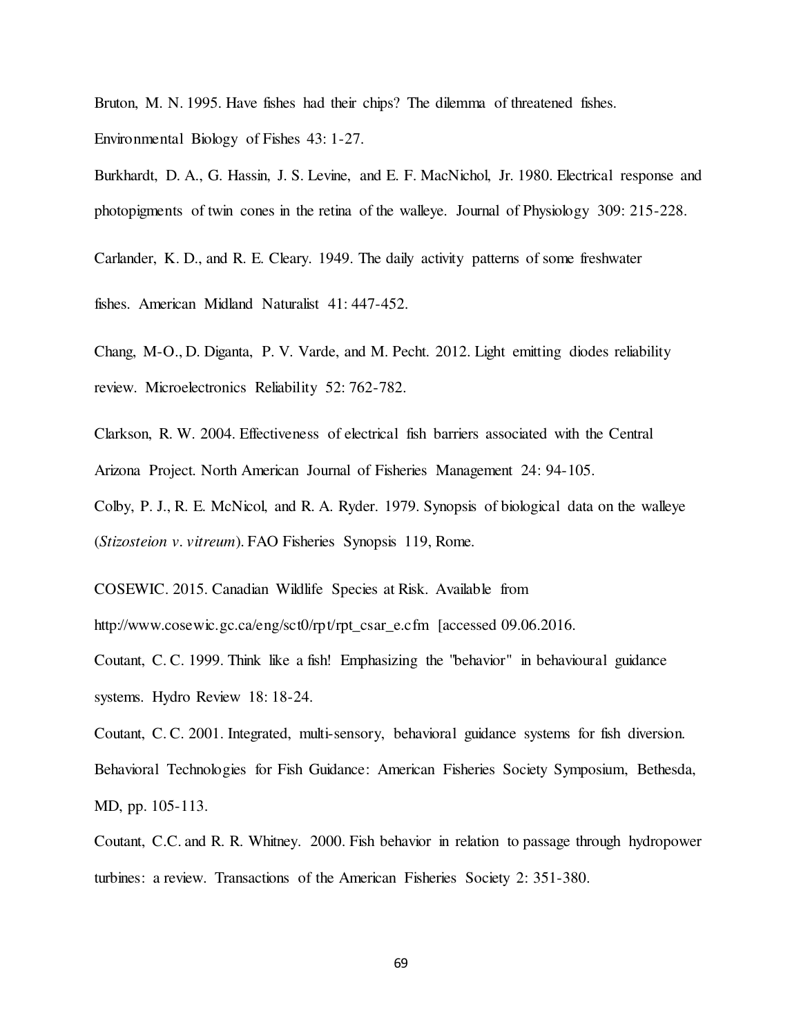Bruton, M. N. 1995. Have fishes had their chips? The dilemma of threatened fishes. Environmental Biology of Fishes 43: 1-27.

Burkhardt, D. A., G. Hassin, J. S. Levine, and E. F. MacNichol, Jr. 1980. Electrical response and photopigments of twin cones in the retina of the walleye. Journal of Physiology 309: 215-228.

Carlander, K. D., and R. E. Cleary. 1949. The daily activity patterns of some freshwater fishes. American Midland Naturalist 41: 447-452.

Chang, M-O., D. Diganta, P. V. Varde, and M. Pecht. 2012. Light emitting diodes reliability review. Microelectronics Reliability 52: 762-782.

Clarkson, R. W. 2004. Effectiveness of electrical fish barriers associated with the Central Arizona Project. North American Journal of Fisheries Management 24: 94-105.

Colby, P. J., R. E. McNicol, and R. A. Ryder. 1979. Synopsis of biological data on the walleye (*Stizosteion v. vitreum*). FAO Fisheries Synopsis 119, Rome.

COSEWIC. 2015. Canadian Wildlife Species at Risk. Available from http://www.cosewic.gc.ca/eng/sct0/rpt/rpt_csar_e.cfm [accessed 09.06.2016.

Coutant, C. C. 1999. Think like a fish! Emphasizing the "behavior" in behavioural guidance systems. Hydro Review 18: 18-24.

Coutant, C. C. 2001. Integrated, multi-sensory, behavioral guidance systems for fish diversion. Behavioral Technologies for Fish Guidance: American Fisheries Society Symposium, Bethesda, MD, pp. 105-113.

Coutant, C.C. and R. R. Whitney. 2000. Fish behavior in relation to passage through hydropower turbines: a review. Transactions of the American Fisheries Society 2: 351-380.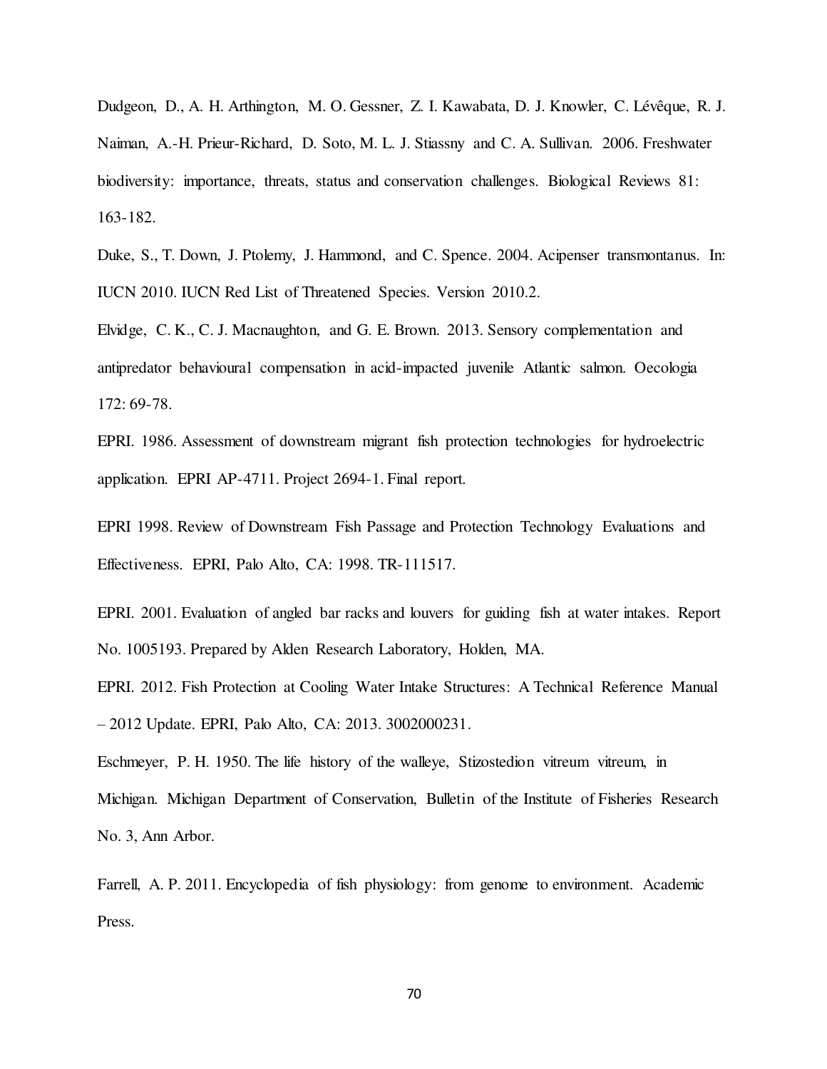Dudgeon, D., A. H. Arthington, M. O. Gessner, Z. I. Kawabata, D. J. Knowler, C. Lévêque, R. J. Naiman, A.-H. Prieur-Richard, D. Soto, M. L. J. Stiassny and C. A. Sullivan. 2006. Freshwater biodiversity: importance, threats, status and conservation challenges. Biological Reviews 81: 163-182.

Duke, S., T. Down, J. Ptolemy, J. Hammond, and C. Spence. 2004. Acipenser transmontanus. In: IUCN 2010. IUCN Red List of Threatened Species. Version 2010.2.

Elvidge, C. K., C. J. Macnaughton, and G. E. Brown. 2013. Sensory complementation and antipredator behavioural compensation in acid-impacted juvenile Atlantic salmon. Oecologia 172: 69-78.

EPRI. 1986. Assessment of downstream migrant fish protection technologies for hydroelectric application. EPRI AP-4711. Project 2694-1. Final report.

EPRI 1998. Review of Downstream Fish Passage and Protection Technology Evaluations and Effectiveness. EPRI, Palo Alto, CA: 1998. TR-111517.

EPRI. 2001. Evaluation of angled bar racks and louvers for guiding fish at water intakes. Report No. 1005193. Prepared by Alden Research Laboratory, Holden, MA.

EPRI. 2012. Fish Protection at Cooling Water Intake Structures: A Technical Reference Manual – 2012 Update. EPRI, Palo Alto, CA: 2013. 3002000231.

Eschmeyer, P. H. 1950. The life history of the walleye, Stizostedion vitreum vitreum, in Michigan. Michigan Department of Conservation, Bulletin of the Institute of Fisheries Research No. 3, Ann Arbor.

Farrell, A. P. 2011. Encyclopedia of fish physiology: from genome to environment. Academic Press.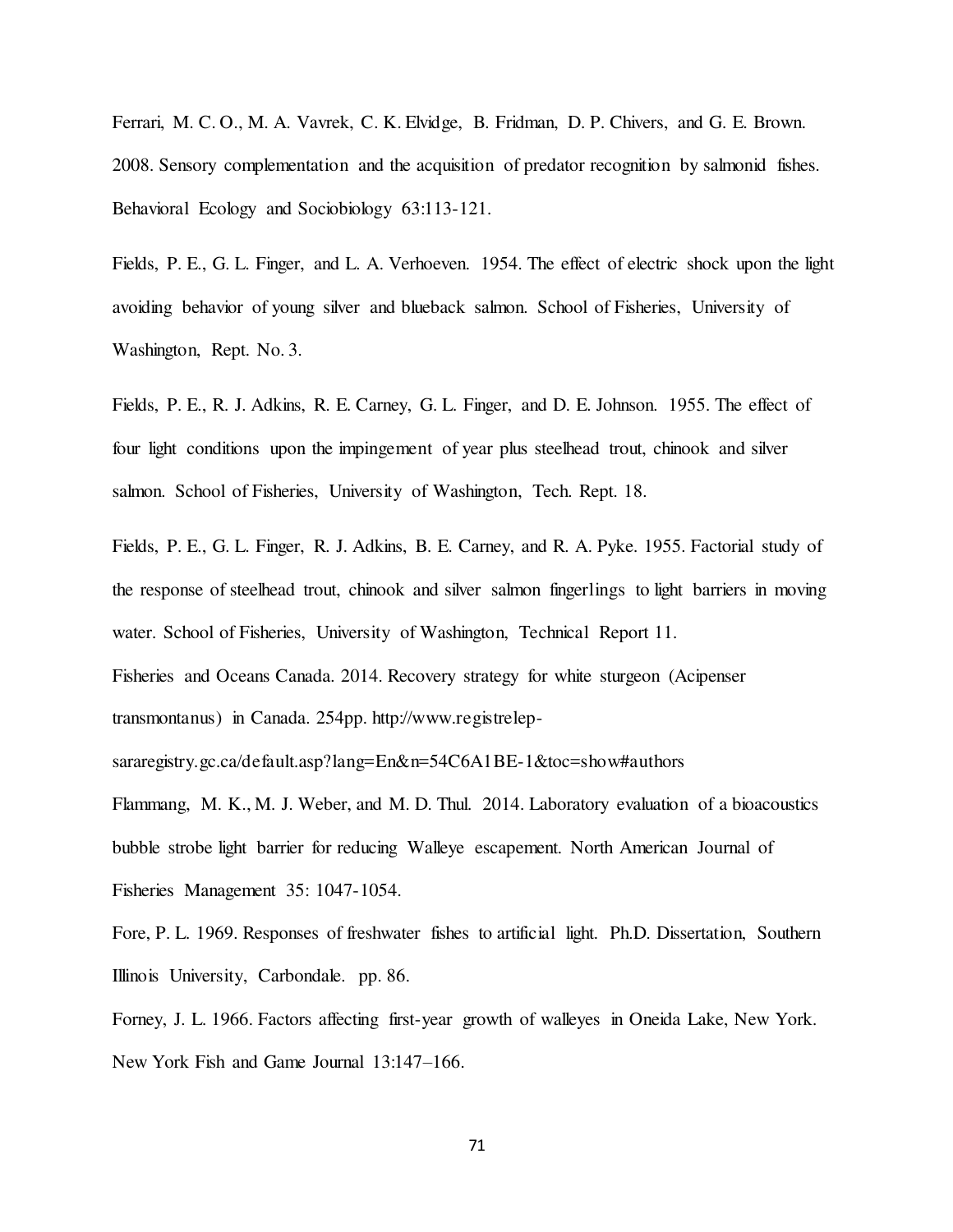Ferrari, M. C. O., M. A. Vavrek, C. K. Elvidge, B. Fridman, D. P. Chivers, and G. E. Brown. 2008. Sensory complementation and the acquisition of predator recognition by salmonid fishes. Behavioral Ecology and Sociobiology 63:113-121.

Fields, P. E., G. L. Finger, and L. A. Verhoeven. 1954. The effect of electric shock upon the light avoiding behavior of young silver and blueback salmon. School of Fisheries, University of Washington, Rept. No. 3.

Fields, P. E., R. J. Adkins, R. E. Carney, G. L. Finger, and D. E. Johnson. 1955. The effect of four light conditions upon the impingement of year plus steelhead trout, chinook and silver salmon. School of Fisheries, University of Washington, Tech. Rept. 18.

Fields, P. E., G. L. Finger, R. J. Adkins, B. E. Carney, and R. A. Pyke. 1955. Factorial study of the response of steelhead trout, chinook and silver salmon fingerlings to light barriers in moving water. School of Fisheries, University of Washington, Technical Report 11.

Fisheries and Oceans Canada. 2014. Recovery strategy for white sturgeon (Acipenser transmontanus) in Canada. 254pp. http://www.registrelep-sararegistry.gc.ca/default.asp?lang=En&n=54C6A1BE-1&toc=show#authors

Flammang, M. K., M. J. Weber, and M. D. Thul. 2014. Laboratory evaluation of a bioacoustics bubble strobe light barrier for reducing Walleye escapement. North American Journal of Fisheries Management 35: 1047-1054.

Fore, P. L. 1969. Responses of freshwater fishes to artificial light. Ph.D. Dissertation, Southern Illinois University, Carbondale. pp. 86.

Forney, J. L. 1966. Factors affecting first-year growth of walleyes in Oneida Lake, New York. New York Fish and Game Journal 13:147–166.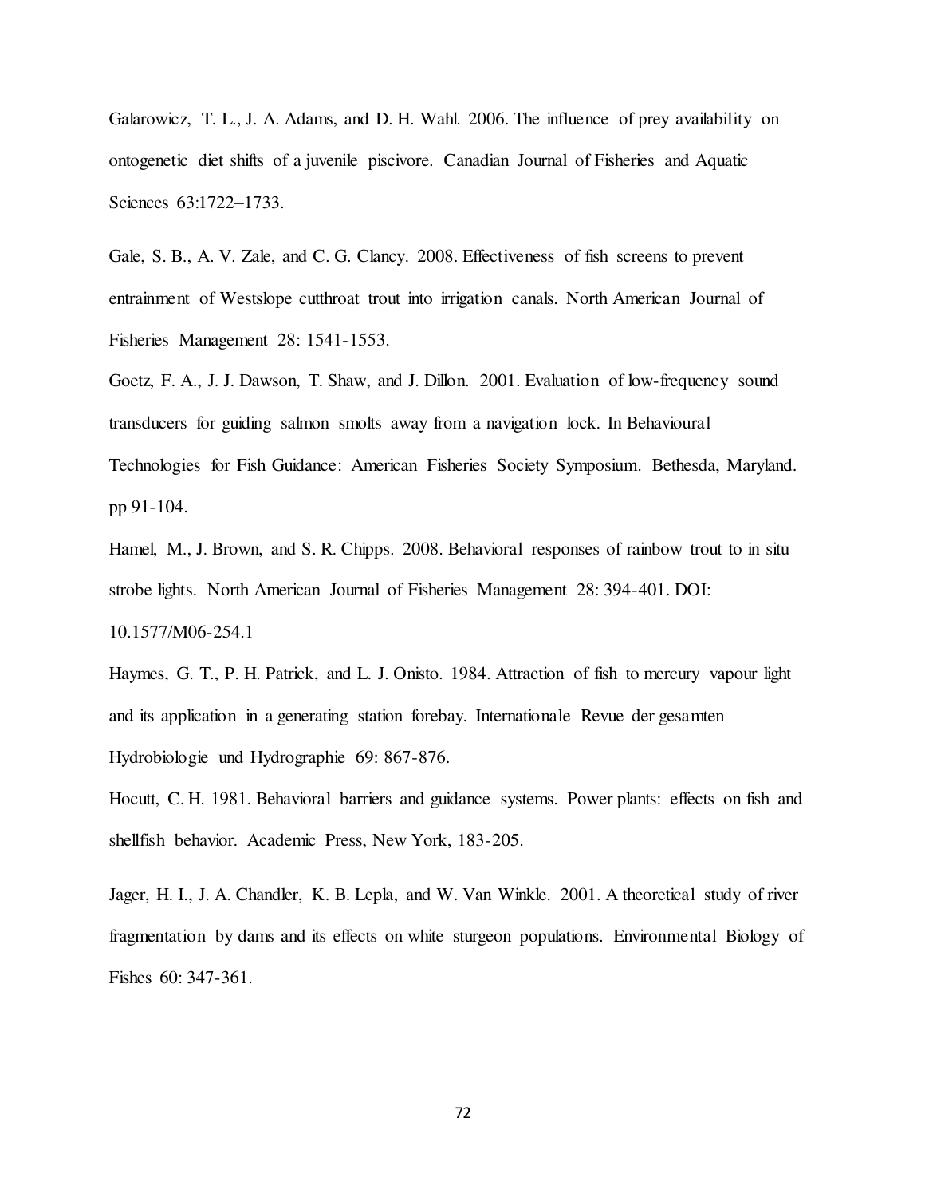Galarowicz, T. L., J. A. Adams, and D. H. Wahl. 2006. The influence of prey availability on ontogenetic diet shifts of a juvenile piscivore. Canadian Journal of Fisheries and Aquatic Sciences 63:1722–1733.

Gale, S. B., A. V. Zale, and C. G. Clancy. 2008. Effectiveness of fish screens to prevent entrainment of Westslope cutthroat trout into irrigation canals. North American Journal of Fisheries Management 28: 1541-1553.

Goetz, F. A., J. J. Dawson, T. Shaw, and J. Dillon. 2001. Evaluation of low-frequency sound transducers for guiding salmon smolts away from a navigation lock. In Behavioural Technologies for Fish Guidance: American Fisheries Society Symposium. Bethesda, Maryland. pp 91-104.

Hamel, M., J. Brown, and S. R. Chipps. 2008. Behavioral responses of rainbow trout to in situ strobe lights. North American Journal of Fisheries Management 28: 394-401. DOI: 10.1577/M06-254.1

Haymes, G. T., P. H. Patrick, and L. J. Onisto. 1984. Attraction of fish to mercury vapour light and its application in a generating station forebay. Internationale Revue der gesamten Hydrobiologie und Hydrographie 69: 867-876.

Hocutt, C. H. 1981. Behavioral barriers and guidance systems. Power plants: effects on fish and shellfish behavior. Academic Press, New York, 183-205.

Jager, H. I., J. A. Chandler, K. B. Lepla, and W. Van Winkle. 2001. A theoretical study of river fragmentation by dams and its effects on white sturgeon populations. Environmental Biology of Fishes 60: 347-361.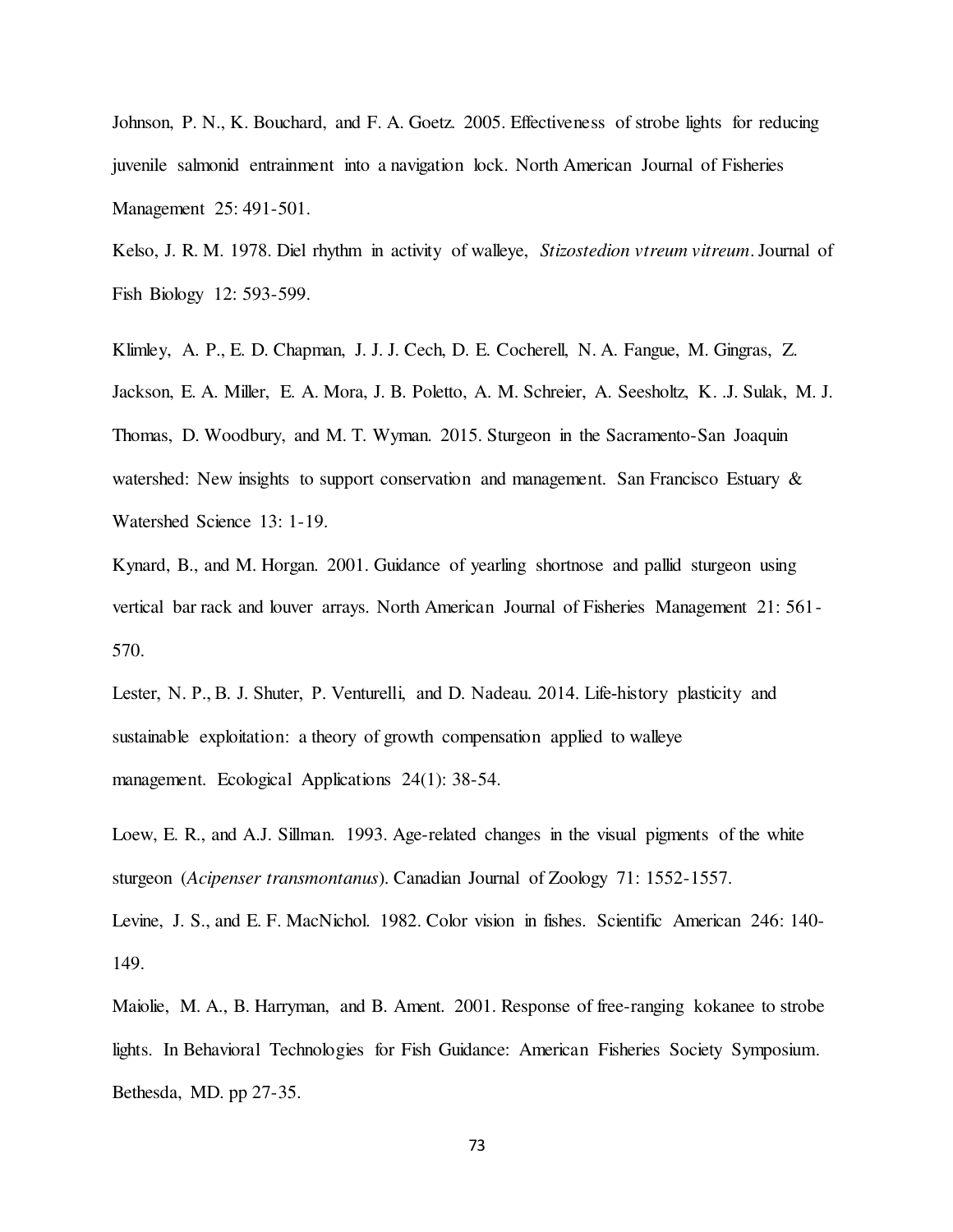Johnson, P. N., K. Bouchard, and F. A. Goetz. 2005. Effectiveness of strobe lights for reducing juvenile salmonid entrainment into a navigation lock. North American Journal of Fisheries Management 25: 491-501.

Kelso, J. R. M. 1978. Diel rhythm in activity of walleye, *Stizostedion vtreum vitreum*. Journal of Fish Biology 12: 593-599.

Klimley, A. P., E. D. Chapman, J. J. J. Cech, D. E. Cocherell, N. A. Fangue, M. Gingras, Z. Jackson, E. A. Miller, E. A. Mora, J. B. Poletto, A. M. Schreier, A. Seesholtz, K. .J. Sulak, M. J. Thomas, D. Woodbury, and M. T. Wyman. 2015. Sturgeon in the Sacramento-San Joaquin watershed: New insights to support conservation and management. San Francisco Estuary & Watershed Science 13: 1-19.

Kynard, B., and M. Horgan. 2001. Guidance of yearling shortnose and pallid sturgeon using vertical bar rack and louver arrays. North American Journal of Fisheries Management 21: 561-570.

Lester, N. P., B. J. Shuter, P. Venturelli, and D. Nadeau. 2014. Life-history plasticity and sustainable exploitation: a theory of growth compensation applied to walleye management. Ecological Applications 24(1): 38-54.

Loew, E. R., and A.J. Sillman. 1993. Age-related changes in the visual pigments of the white sturgeon (*Acipenser transmontanus*). Canadian Journal of Zoology 71: 1552-1557.

Levine, J. S., and E. F. MacNichol. 1982. Color vision in fishes. Scientific American 246: 140-149.

Maiolie, M. A., B. Harryman, and B. Ament. 2001. Response of free-ranging kokanee to strobe lights. In Behavioral Technologies for Fish Guidance: American Fisheries Society Symposium. Bethesda, MD. pp 27-35.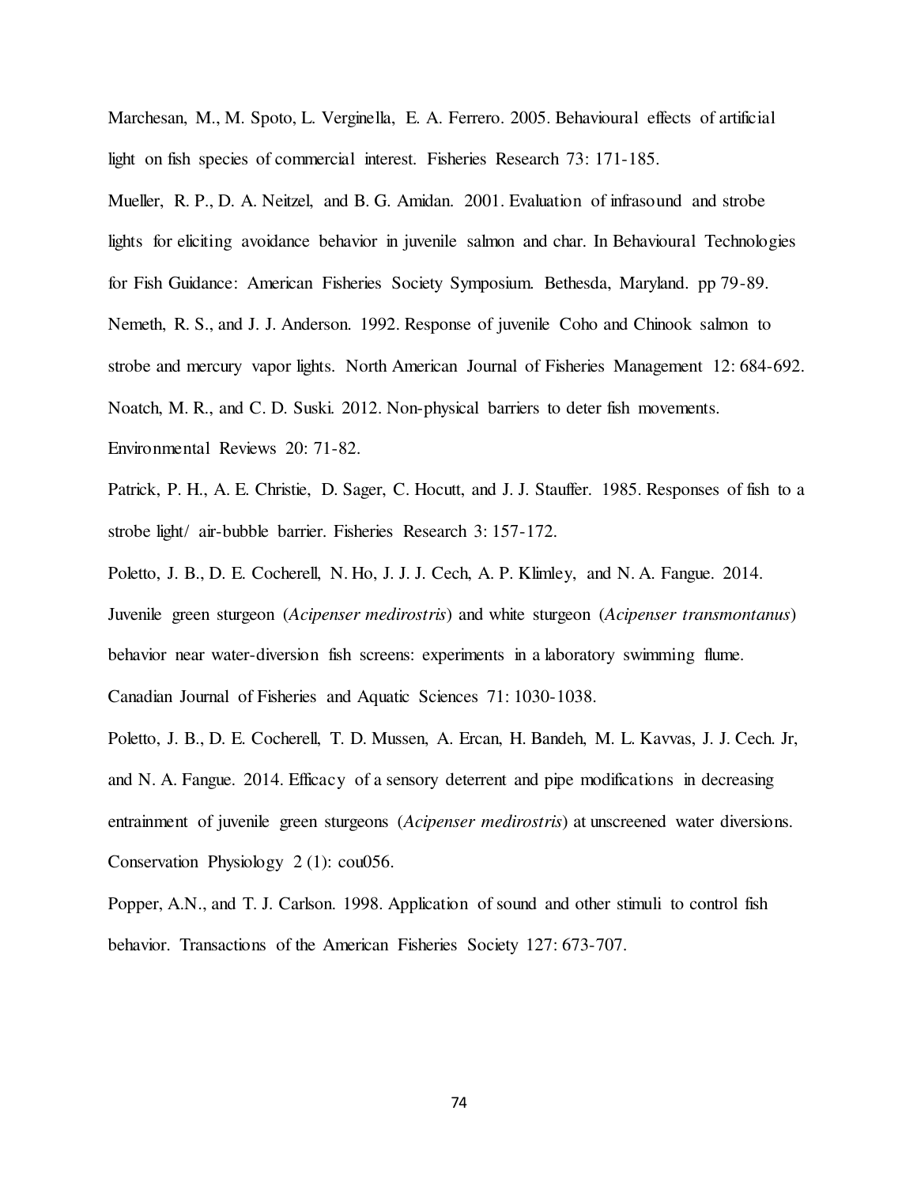Marchesan, M., M. Spoto, L. Verginella, E. A. Ferrero. 2005. Behavioural effects of artificial light on fish species of commercial interest. Fisheries Research 73: 171-185.

Mueller, R. P., D. A. Neitzel, and B. G. Amidan. 2001. Evaluation of infrasound and strobe lights for eliciting avoidance behavior in juvenile salmon and char. In Behavioural Technologies for Fish Guidance: American Fisheries Society Symposium. Bethesda, Maryland. pp 79-89.

Nemeth, R. S., and J. J. Anderson. 1992. Response of juvenile Coho and Chinook salmon to strobe and mercury vapor lights. North American Journal of Fisheries Management 12: 684-692.

Noatch, M. R., and C. D. Suski. 2012. Non-physical barriers to deter fish movements. Environmental Reviews 20: 71-82.

Patrick, P. H., A. E. Christie, D. Sager, C. Hocutt, and J. J. Stauffer. 1985. Responses of fish to a strobe light/ air-bubble barrier. Fisheries Research 3: 157-172.

Poletto, J. B., D. E. Cocherell, N. Ho, J. J. J. Cech, A. P. Klimley, and N. A. Fangue. 2014. Juvenile green sturgeon (*Acipenser medirostris*) and white sturgeon (*Acipenser transmontanus*) behavior near water-diversion fish screens: experiments in a laboratory swimming flume. Canadian Journal of Fisheries and Aquatic Sciences 71: 1030-1038.

Poletto, J. B., D. E. Cocherell, T. D. Mussen, A. Ercan, H. Bandeh, M. L. Kavvas, J. J. Cech. Jr, and N. A. Fangue. 2014. Efficacy of a sensory deterrent and pipe modifications in decreasing entrainment of juvenile green sturgeons (*Acipenser medirostris*) at unscreened water diversions. Conservation Physiology 2 (1): cou056.

Popper, A.N., and T. J. Carlson. 1998. Application of sound and other stimuli to control fish behavior. Transactions of the American Fisheries Society 127: 673-707.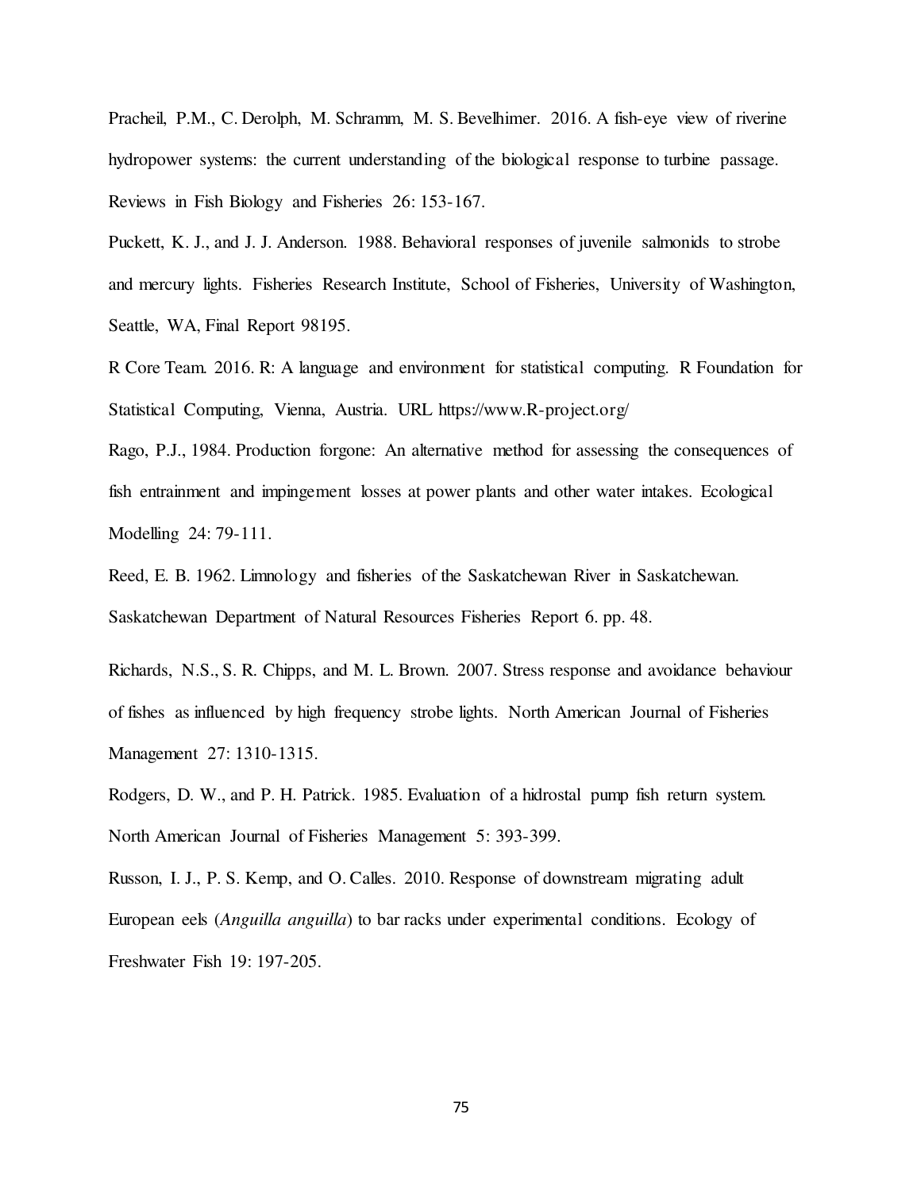Pracheil, P.M., C. Derolph, M. Schramm, M. S. Bevelhimer. 2016. A fish-eye view of riverine hydropower systems: the current understanding of the biological response to turbine passage. Reviews in Fish Biology and Fisheries 26: 153-167.

Puckett, K. J., and J. J. Anderson. 1988. Behavioral responses of juvenile salmonids to strobe and mercury lights. Fisheries Research Institute, School of Fisheries, University of Washington, Seattle, WA, Final Report 98195.

R Core Team. 2016. R: A language and environment for statistical computing. R Foundation for Statistical Computing, Vienna, Austria. URL https://www.R-project.org/

Rago, P.J., 1984. Production forgone: An alternative method for assessing the consequences of fish entrainment and impingement losses at power plants and other water intakes. Ecological Modelling 24: 79-111.

Reed, E. B. 1962. Limnology and fisheries of the Saskatchewan River in Saskatchewan. Saskatchewan Department of Natural Resources Fisheries Report 6. pp. 48.

Richards, N.S., S. R. Chipps, and M. L. Brown. 2007. Stress response and avoidance behaviour of fishes as influenced by high frequency strobe lights. North American Journal of Fisheries Management 27: 1310-1315.

Rodgers, D. W., and P. H. Patrick. 1985. Evaluation of a hidrostal pump fish return system. North American Journal of Fisheries Management 5: 393-399.

Russon, I. J., P. S. Kemp, and O. Calles. 2010. Response of downstream migrating adult European eels (*Anguilla anguilla*) to bar racks under experimental conditions. Ecology of Freshwater Fish 19: 197-205.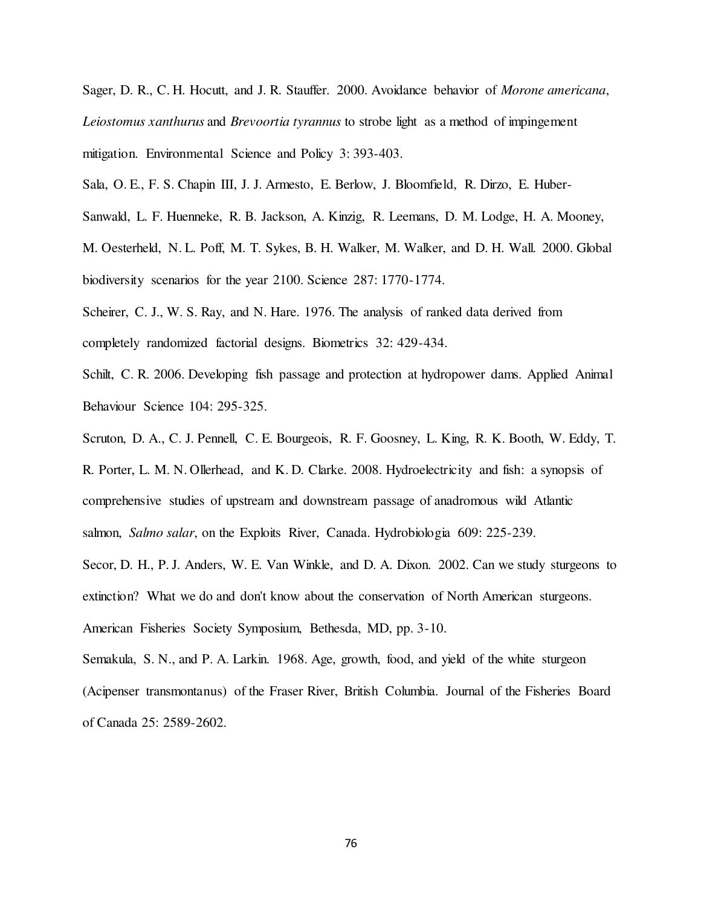Sager, D. R., C. H. Hocutt, and J. R. Stauffer. 2000. Avoidance behavior of *Morone americana*, *Leiostomus xanthurus* and *Brevoortia tyrannus* to strobe light as a method of impingement mitigation. Environmental Science and Policy 3: 393-403.

Sala, O. E., F. S. Chapin III, J. J. Armesto, E. Berlow, J. Bloomfield, R. Dirzo, E. Huber-Sanwald, L. F. Huenneke, R. B. Jackson, A. Kinzig, R. Leemans, D. M. Lodge, H. A. Mooney, M. Oesterheld, N. L. Poff, M. T. Sykes, B. H. Walker, M. Walker, and D. H. Wall. 2000. Global biodiversity scenarios for the year 2100. Science 287: 1770-1774.

Scheirer, C. J., W. S. Ray, and N. Hare. 1976. The analysis of ranked data derived from completely randomized factorial designs. Biometrics 32: 429-434.

Schilt, C. R. 2006. Developing fish passage and protection at hydropower dams. Applied Animal Behaviour Science 104: 295-325.

Scruton, D. A., C. J. Pennell, C. E. Bourgeois, R. F. Goosney, L. King, R. K. Booth, W. Eddy, T. R. Porter, L. M. N. Ollerhead, and K. D. Clarke. 2008. Hydroelectricity and fish: a synopsis of comprehensive studies of upstream and downstream passage of anadromous wild Atlantic salmon, *Salmo salar*, on the Exploits River, Canada. Hydrobiologia 609: 225-239.

Secor, D. H., P. J. Anders, W. E. Van Winkle, and D. A. Dixon. 2002. Can we study sturgeons to extinction? What we do and don't know about the conservation of North American sturgeons. American Fisheries Society Symposium, Bethesda, MD, pp. 3-10.

Semakula, S. N., and P. A. Larkin. 1968. Age, growth, food, and yield of the white sturgeon (Acipenser transmontanus) of the Fraser River, British Columbia. Journal of the Fisheries Board of Canada 25: 2589-2602.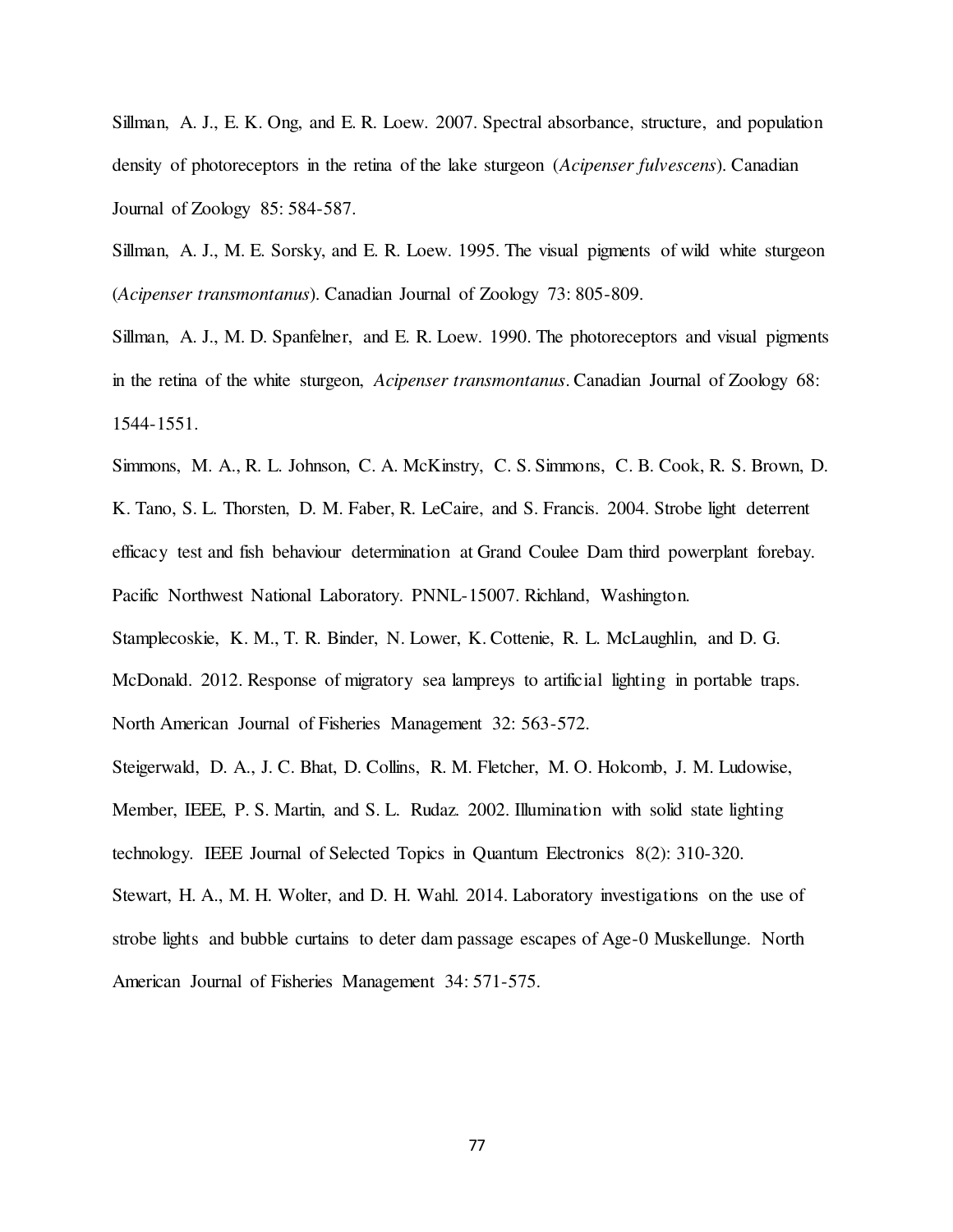Sillman, A. J., E. K. Ong, and E. R. Loew. 2007. Spectral absorbance, structure, and population density of photoreceptors in the retina of the lake sturgeon (*Acipenser fulvescens*). Canadian Journal of Zoology 85: 584-587.

Sillman, A. J., M. E. Sorsky, and E. R. Loew. 1995. The visual pigments of wild white sturgeon (*Acipenser transmontanus*). Canadian Journal of Zoology 73: 805-809.

Sillman, A. J., M. D. Spanfelner, and E. R. Loew. 1990. The photoreceptors and visual pigments in the retina of the white sturgeon, *Acipenser transmontanus*. Canadian Journal of Zoology 68: 1544-1551.

Simmons, M. A., R. L. Johnson, C. A. McKinstry, C. S. Simmons, C. B. Cook, R. S. Brown, D. K. Tano, S. L. Thorsten, D. M. Faber, R. LeCaire, and S. Francis. 2004. Strobe light deterrent efficacy test and fish behaviour determination at Grand Coulee Dam third powerplant forebay. Pacific Northwest National Laboratory. PNNL-15007. Richland, Washington.

Stamplecoskie, K. M., T. R. Binder, N. Lower, K. Cottenie, R. L. McLaughlin, and D. G. McDonald. 2012. Response of migratory sea lampreys to artificial lighting in portable traps. North American Journal of Fisheries Management 32: 563-572.

Steigerwald, D. A., J. C. Bhat, D. Collins, R. M. Fletcher, M. O. Holcomb, J. M. Ludowise, Member, IEEE, P. S. Martin, and S. L. Rudaz. 2002. Illumination with solid state lighting technology. IEEE Journal of Selected Topics in Quantum Electronics 8(2): 310-320.

Stewart, H. A., M. H. Wolter, and D. H. Wahl. 2014. Laboratory investigations on the use of strobe lights and bubble curtains to deter dam passage escapes of Age-0 Muskellunge. North American Journal of Fisheries Management 34: 571-575.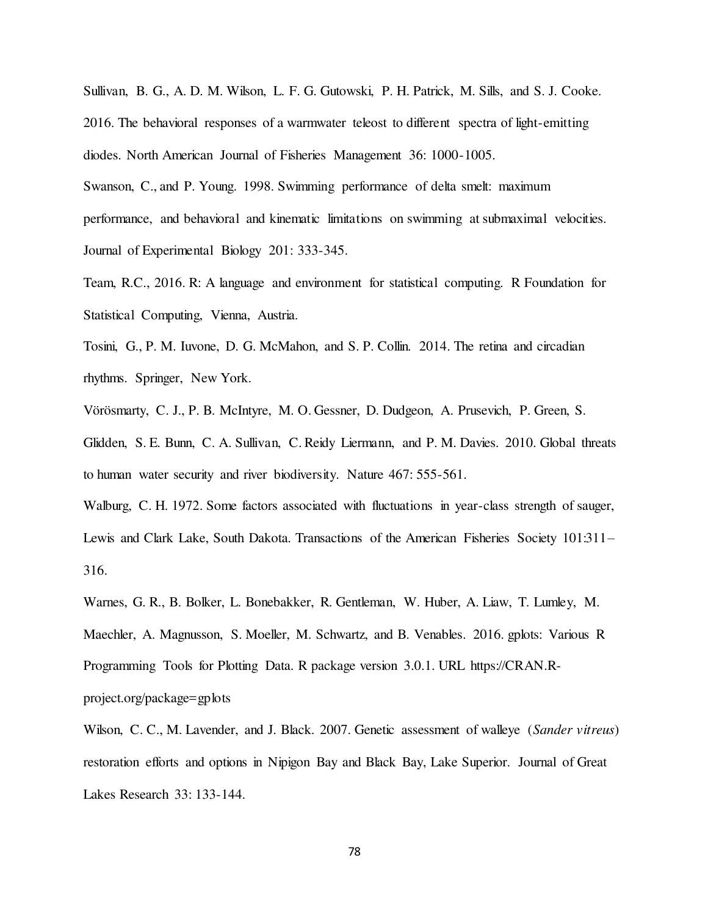Sullivan, B. G., A. D. M. Wilson, L. F. G. Gutowski, P. H. Patrick, M. Sills, and S. J. Cooke. 2016. The behavioral responses of a warmwater teleost to different spectra of light-emitting diodes. North American Journal of Fisheries Management 36: 1000-1005.

Swanson, C., and P. Young. 1998. Swimming performance of delta smelt: maximum performance, and behavioral and kinematic limitations on swimming at submaximal velocities. Journal of Experimental Biology 201: 333-345.

Team, R.C., 2016. R: A language and environment for statistical computing. R Foundation for Statistical Computing, Vienna, Austria.

Tosini, G., P. M. Iuvone, D. G. McMahon, and S. P. Collin. 2014. The retina and circadian rhythms. Springer, New York.

Vörösmarty, C. J., P. B. McIntyre, M. O. Gessner, D. Dudgeon, A. Prusevich, P. Green, S. Glidden, S. E. Bunn, C. A. Sullivan, C. Reidy Liermann, and P. M. Davies. 2010. Global threats to human water security and river biodiversity. Nature 467: 555-561.

Walburg, C. H. 1972. Some factors associated with fluctuations in year-class strength of sauger, Lewis and Clark Lake, South Dakota. Transactions of the American Fisheries Society 101:311–316.

Warnes, G. R., B. Bolker, L. Bonebakker, R. Gentleman, W. Huber, A. Liaw, T. Lumley, M. Maechler, A. Magnusson, S. Moeller, M. Schwartz, and B. Venables. 2016. gplots: Various R Programming Tools for Plotting Data. R package version 3.0.1. URL https://CRAN.R-project.org/package=gplots

Wilson, C. C., M. Lavender, and J. Black. 2007. Genetic assessment of walleye (*Sander vitreus*) restoration efforts and options in Nipigon Bay and Black Bay, Lake Superior. Journal of Great Lakes Research 33: 133-144.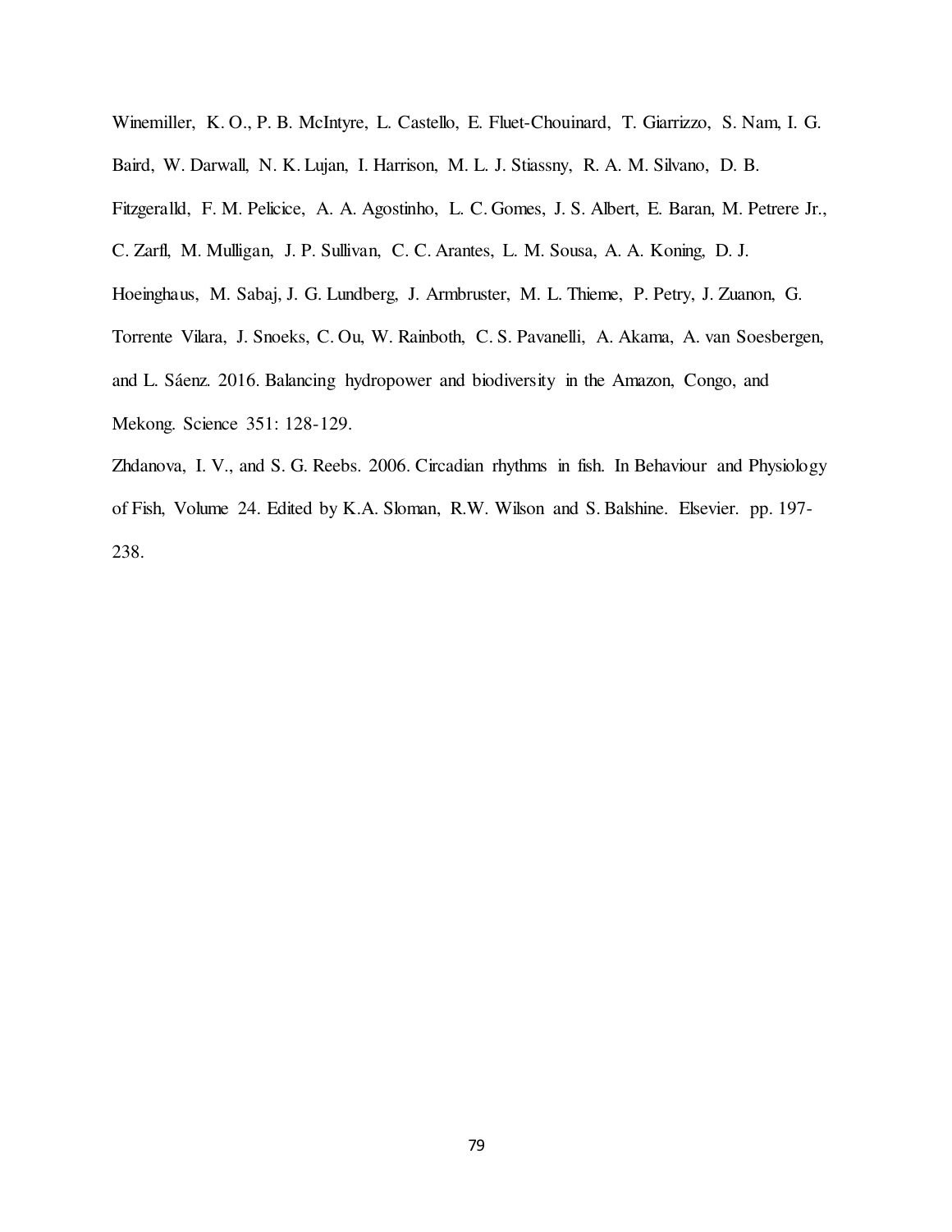Winemiller, K. O., P. B. McIntyre, L. Castello, E. Fluet-Chouinard, T. Giarrizzo, S. Nam, I. G. Baird, W. Darwall, N. K. Lujan, I. Harrison, M. L. J. Stiassny, R. A. M. Silvano, D. B. Fitzgeralld, F. M. Pelicice, A. A. Agostinho, L. C. Gomes, J. S. Albert, E. Baran, M. Petrere Jr., C. Zarfl, M. Mulligan, J. P. Sullivan, C. C. Arantes, L. M. Sousa, A. A. Koning, D. J. Hoeinghaus, M. Sabaj, J. G. Lundberg, J. Armbruster, M. L. Thieme, P. Petry, J. Zuanon, G. Torrente Vilara, J. Snoeks, C. Ou, W. Rainboth, C. S. Pavanelli, A. Akama, A. van Soesbergen, and L. Sáenz. 2016. Balancing hydropower and biodiversity in the Amazon, Congo, and Mekong. Science 351: 128-129.

Zhdanova, I. V., and S. G. Reebs. 2006. Circadian rhythms in fish. In Behaviour and Physiology of Fish, Volume 24. Edited by K.A. Sloman, R.W. Wilson and S. Balshine. Elsevier. pp. 197-238.